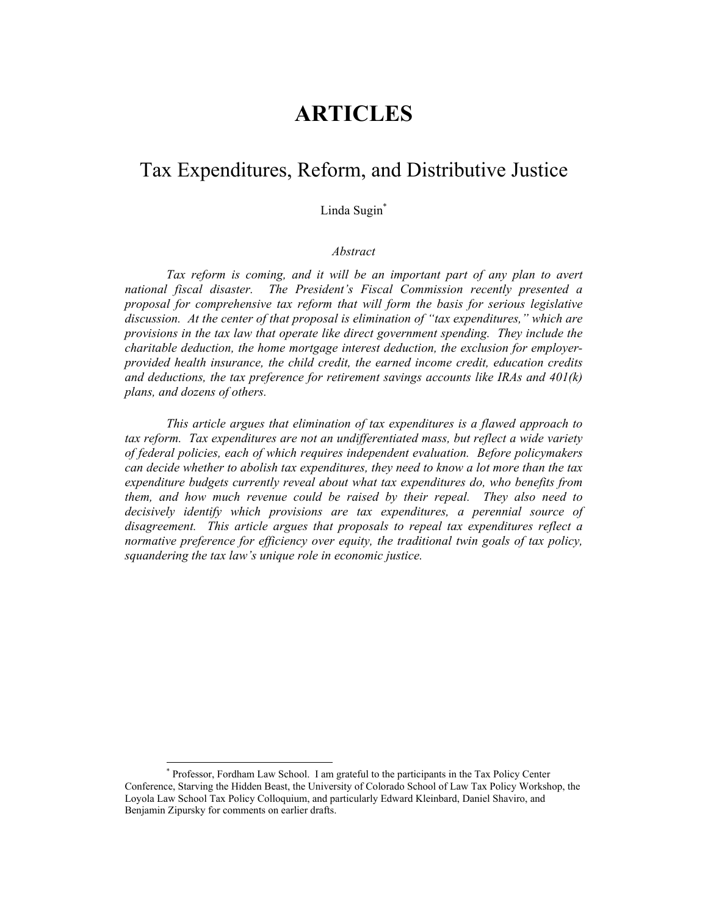# ARTICLES

## Tax Expenditures, Reform, and Distributive Justice

Linda Sugin[*]

*Abstract*

*Tax reform is coming, and it will be an important part of any plan to avert national fiscal disaster. The President's Fiscal Commission recently presented a proposal for comprehensive tax reform that will form the basis for serious legislative discussion. At the center of that proposal is elimination of "tax expenditures," which are provisions in the tax law that operate like direct government spending. They include the charitable deduction, the home mortgage interest deduction, the exclusion for employer-provided health insurance, the child credit, the earned income credit, education credits and deductions, the tax preference for retirement savings accounts like IRAs and 401(k) plans, and dozens of others.*

*This article argues that elimination of tax expenditures is a flawed approach to tax reform. Tax expenditures are not an undifferentiated mass, but reflect a wide variety of federal policies, each of which requires independent evaluation. Before policymakers can decide whether to abolish tax expenditures, they need to know a lot more than the tax expenditure budgets currently reveal about what tax expenditures do, who benefits from them, and how much revenue could be raised by their repeal. They also need to decisively identify which provisions are tax expenditures, a perennial source of disagreement. This article argues that proposals to repeal tax expenditures reflect a normative preference for efficiency over equity, the traditional twin goals of tax policy, squandering the tax law's unique role in economic justice.*

---

[*] Professor, Fordham Law School. I am grateful to the participants in the Tax Policy Center Conference, Starving the Hidden Beast, the University of Colorado School of Law Tax Policy Workshop, the Loyola Law School Tax Policy Colloquium, and particularly Edward Kleinbard, Daniel Shaviro, and Benjamin Zipursky for comments on earlier drafts.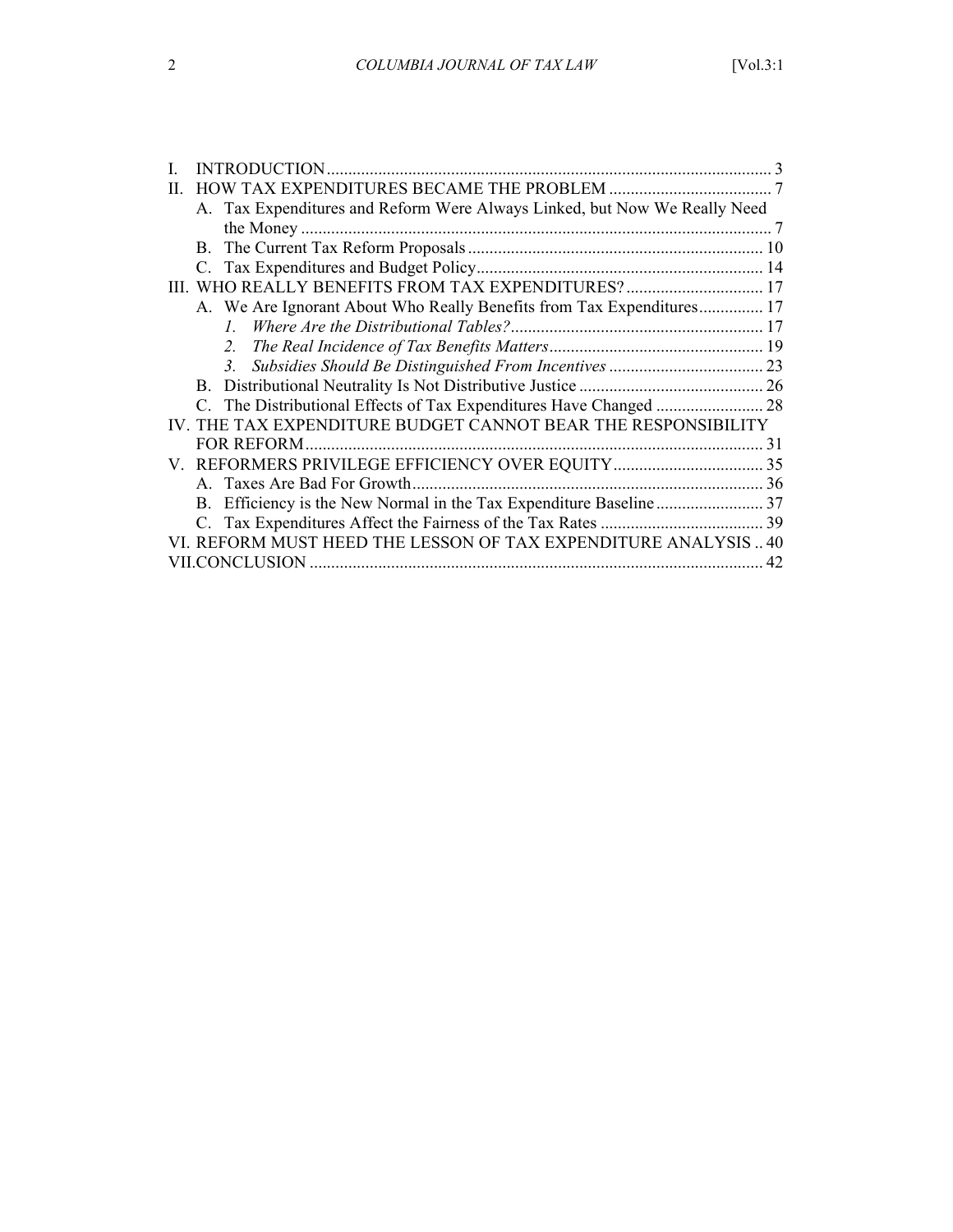I. INTRODUCTION ........................................................................................................ 3

II. HOW TAX EXPENDITURES BECAME THE PROBLEM ...................................... 7

   A. Tax Expenditures and Reform Were Always Linked, but Now We Really Need the Money ............................................................................................................. 7

   B. The Current Tax Reform Proposals .................................................................... 10

   C. Tax Expenditures and Budget Policy .................................................................. 14

III. WHO REALLY BENEFITS FROM TAX EXPENDITURES? ................................ 17

   A. We Are Ignorant About Who Really Benefits from Tax Expenditures ............... 17

      1. *Where Are the Distributional Tables?* .......................................................... 17

      2. *The Real Incidence of Tax Benefits Matters* ................................................. 19

      3. *Subsidies Should Be Distinguished From Incentives* .................................... 23

   B. Distributional Neutrality Is Not Distributive Justice ........................................... 26

   C. The Distributional Effects of Tax Expenditures Have Changed ......................... 28

IV. THE TAX EXPENDITURE BUDGET CANNOT BEAR THE RESPONSIBILITY FOR REFORM ........................................................................................................... 31

V. REFORMERS PRIVILEGE EFFICIENCY OVER EQUITY ................................... 35

   A. Taxes Are Bad For Growth ................................................................................. 36

   B. Efficiency is the New Normal in the Tax Expenditure Baseline ......................... 37

   C. Tax Expenditures Affect the Fairness of the Tax Rates ...................................... 39

VI. REFORM MUST HEED THE LESSON OF TAX EXPENDITURE ANALYSIS .. 40

VII. CONCLUSION ......................................................................................................... 42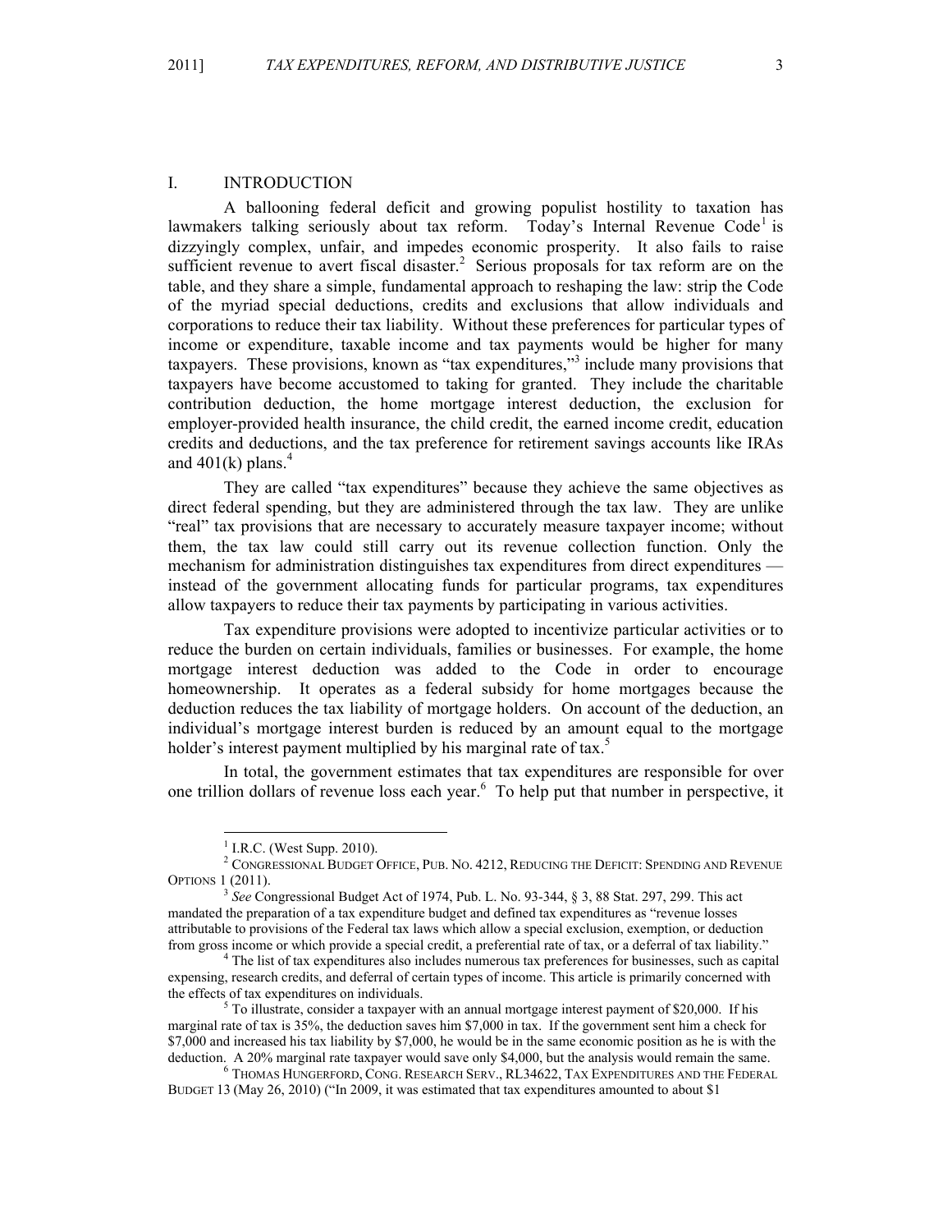## I. INTRODUCTION

A ballooning federal deficit and growing populist hostility to taxation has lawmakers talking seriously about tax reform. Today's Internal Revenue Code[1] is dizzyingly complex, unfair, and impedes economic prosperity. It also fails to raise sufficient revenue to avert fiscal disaster.[2] Serious proposals for tax reform are on the table, and they share a simple, fundamental approach to reshaping the law: strip the Code of the myriad special deductions, credits and exclusions that allow individuals and corporations to reduce their tax liability. Without these preferences for particular types of income or expenditure, taxable income and tax payments would be higher for many taxpayers. These provisions, known as "tax expenditures,"[3] include many provisions that taxpayers have become accustomed to taking for granted. They include the charitable contribution deduction, the home mortgage interest deduction, the exclusion for employer-provided health insurance, the child credit, the earned income credit, education credits and deductions, and the tax preference for retirement savings accounts like IRAs and 401(k) plans.[4]

They are called "tax expenditures" because they achieve the same objectives as direct federal spending, but they are administered through the tax law. They are unlike "real" tax provisions that are necessary to accurately measure taxpayer income; without them, the tax law could still carry out its revenue collection function. Only the mechanism for administration distinguishes tax expenditures from direct expenditures — instead of the government allocating funds for particular programs, tax expenditures allow taxpayers to reduce their tax payments by participating in various activities.

Tax expenditure provisions were adopted to incentivize particular activities or to reduce the burden on certain individuals, families or businesses. For example, the home mortgage interest deduction was added to the Code in order to encourage homeownership. It operates as a federal subsidy for home mortgages because the deduction reduces the tax liability of mortgage holders. On account of the deduction, an individual's mortgage interest burden is reduced by an amount equal to the mortgage holder's interest payment multiplied by his marginal rate of tax.[5]

In total, the government estimates that tax expenditures are responsible for over one trillion dollars of revenue loss each year.[6] To help put that number in perspective, it

---

[1] I.R.C. (West Supp. 2010).

[2] CONGRESSIONAL BUDGET OFFICE, PUB. NO. 4212, REDUCING THE DEFICIT: SPENDING AND REVENUE OPTIONS 1 (2011).

[3] *See* Congressional Budget Act of 1974, Pub. L. No. 93-344, § 3, 88 Stat. 297, 299. This act mandated the preparation of a tax expenditure budget and defined tax expenditures as "revenue losses attributable to provisions of the Federal tax laws which allow a special exclusion, exemption, or deduction from gross income or which provide a special credit, a preferential rate of tax, or a deferral of tax liability."

[4] The list of tax expenditures also includes numerous tax preferences for businesses, such as capital expensing, research credits, and deferral of certain types of income. This article is primarily concerned with the effects of tax expenditures on individuals.

[5] To illustrate, consider a taxpayer with an annual mortgage interest payment of $20,000. If his marginal rate of tax is 35%, the deduction saves him $7,000 in tax. If the government sent him a check for $7,000 and increased his tax liability by $7,000, he would be in the same economic position as he is with the deduction. A 20% marginal rate taxpayer would save only $4,000, but the analysis would remain the same.

[6] THOMAS HUNGERFORD, CONG. RESEARCH SERV., RL34622, TAX EXPENDITURES AND THE FEDERAL BUDGET 13 (May 26, 2010) ("In 2009, it was estimated that tax expenditures amounted to about $1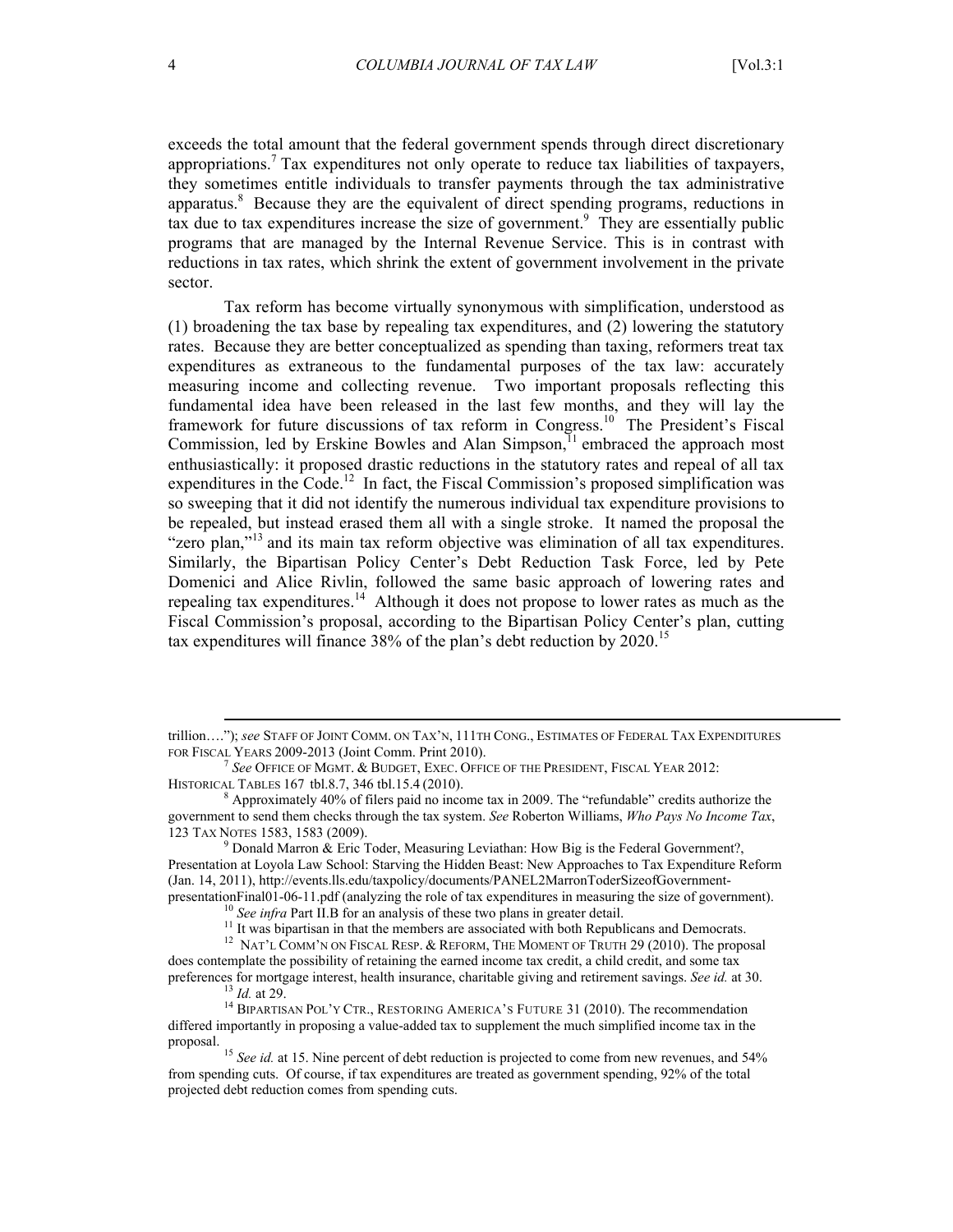exceeds the total amount that the federal government spends through direct discretionary appropriations.[7] Tax expenditures not only operate to reduce tax liabilities of taxpayers, they sometimes entitle individuals to transfer payments through the tax administrative apparatus.[8] Because they are the equivalent of direct spending programs, reductions in tax due to tax expenditures increase the size of government.[9] They are essentially public programs that are managed by the Internal Revenue Service. This is in contrast with reductions in tax rates, which shrink the extent of government involvement in the private sector.

Tax reform has become virtually synonymous with simplification, understood as (1) broadening the tax base by repealing tax expenditures, and (2) lowering the statutory rates. Because they are better conceptualized as spending than taxing, reformers treat tax expenditures as extraneous to the fundamental purposes of the tax law: accurately measuring income and collecting revenue. Two important proposals reflecting this fundamental idea have been released in the last few months, and they will lay the framework for future discussions of tax reform in Congress.[10] The President's Fiscal Commission, led by Erskine Bowles and Alan Simpson,[11] embraced the approach most enthusiastically: it proposed drastic reductions in the statutory rates and repeal of all tax expenditures in the Code.[12] In fact, the Fiscal Commission's proposed simplification was so sweeping that it did not identify the numerous individual tax expenditure provisions to be repealed, but instead erased them all with a single stroke. It named the proposal the "zero plan,"[13] and its main tax reform objective was elimination of all tax expenditures. Similarly, the Bipartisan Policy Center's Debt Reduction Task Force, led by Pete Domenici and Alice Rivlin, followed the same basic approach of lowering rates and repealing tax expenditures.[14] Although it does not propose to lower rates as much as the Fiscal Commission's proposal, according to the Bipartisan Policy Center's plan, cutting tax expenditures will finance 38% of the plan's debt reduction by 2020.[15]

---

trillion…."); *see* STAFF OF JOINT COMM. ON TAX'N, 111TH CONG., ESTIMATES OF FEDERAL TAX EXPENDITURES FOR FISCAL YEARS 2009-2013 (Joint Comm. Print 2010).

[7] *See* OFFICE OF MGMT. & BUDGET, EXEC. OFFICE OF THE PRESIDENT, FISCAL YEAR 2012: HISTORICAL TABLES 167 tbl.8.7, 346 tbl.15.4 (2010).

[8] Approximately 40% of filers paid no income tax in 2009. The "refundable" credits authorize the government to send them checks through the tax system. *See* Roberton Williams, *Who Pays No Income Tax*, 123 TAX NOTES 1583, 1583 (2009).

[9] Donald Marron & Eric Toder, Measuring Leviathan: How Big is the Federal Government?, Presentation at Loyola Law School: Starving the Hidden Beast: New Approaches to Tax Expenditure Reform (Jan. 14, 2011), http://events.lls.edu/taxpolicy/documents/PANEL2MarronToderSizeofGovernment-presentationFinal01-06-11.pdf (analyzing the role of tax expenditures in measuring the size of government).

[10] *See infra* Part II.B for an analysis of these two plans in greater detail.

[11] It was bipartisan in that the members are associated with both Republicans and Democrats.

[12] NAT'L COMM'N ON FISCAL RESP. & REFORM, THE MOMENT OF TRUTH 29 (2010). The proposal does contemplate the possibility of retaining the earned income tax credit, a child credit, and some tax preferences for mortgage interest, health insurance, charitable giving and retirement savings. *See id.* at 30.

[13] *Id.* at 29.

[14] BIPARTISAN POL'Y CTR., RESTORING AMERICA'S FUTURE 31 (2010). The recommendation differed importantly in proposing a value-added tax to supplement the much simplified income tax in the proposal.

[15] *See id.* at 15. Nine percent of debt reduction is projected to come from new revenues, and 54% from spending cuts. Of course, if tax expenditures are treated as government spending, 92% of the total projected debt reduction comes from spending cuts.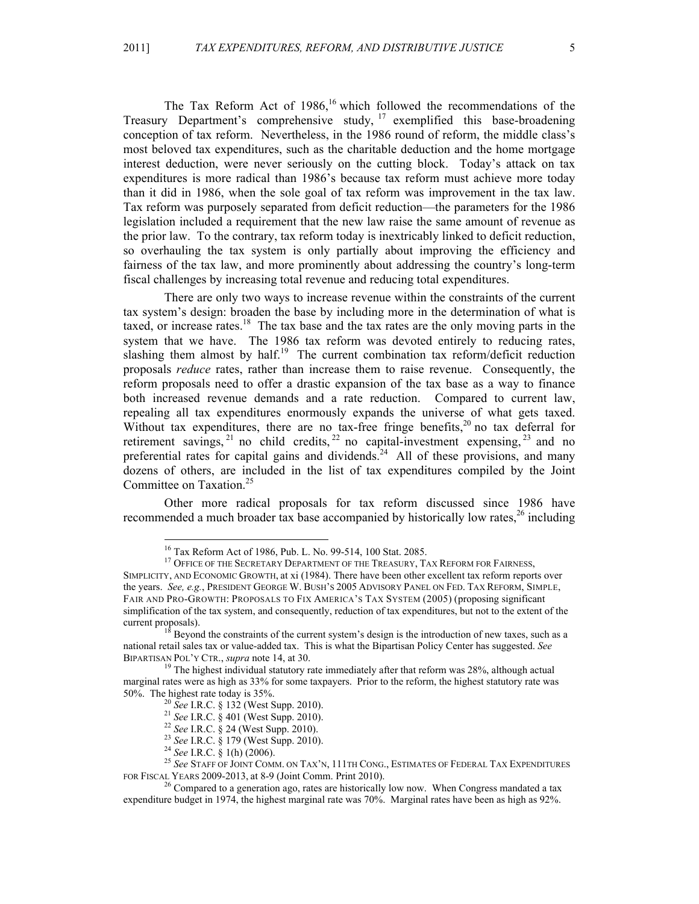The Tax Reform Act of 1986,[16] which followed the recommendations of the Treasury Department's comprehensive study,[17] exemplified this base-broadening conception of tax reform. Nevertheless, in the 1986 round of reform, the middle class's most beloved tax expenditures, such as the charitable deduction and the home mortgage interest deduction, were never seriously on the cutting block. Today's attack on tax expenditures is more radical than 1986's because tax reform must achieve more today than it did in 1986, when the sole goal of tax reform was improvement in the tax law. Tax reform was purposely separated from deficit reduction—the parameters for the 1986 legislation included a requirement that the new law raise the same amount of revenue as the prior law. To the contrary, tax reform today is inextricably linked to deficit reduction, so overhauling the tax system is only partially about improving the efficiency and fairness of the tax law, and more prominently about addressing the country's long-term fiscal challenges by increasing total revenue and reducing total expenditures.

There are only two ways to increase revenue within the constraints of the current tax system's design: broaden the base by including more in the determination of what is taxed, or increase rates.[18] The tax base and the tax rates are the only moving parts in the system that we have. The 1986 tax reform was devoted entirely to reducing rates, slashing them almost by half.[19] The current combination tax reform/deficit reduction proposals *reduce* rates, rather than increase them to raise revenue. Consequently, the reform proposals need to offer a drastic expansion of the tax base as a way to finance both increased revenue demands and a rate reduction. Compared to current law, repealing all tax expenditures enormously expands the universe of what gets taxed. Without tax expenditures, there are no tax-free fringe benefits,[20] no tax deferral for retirement savings,[21] no child credits,[22] no capital-investment expensing,[23] and no preferential rates for capital gains and dividends.[24] All of these provisions, and many dozens of others, are included in the list of tax expenditures compiled by the Joint Committee on Taxation.[25]

Other more radical proposals for tax reform discussed since 1986 have recommended a much broader tax base accompanied by historically low rates,[26] including

---

[16] Tax Reform Act of 1986, Pub. L. No. 99-514, 100 Stat. 2085.

[17] OFFICE OF THE SECRETARY DEPARTMENT OF THE TREASURY, TAX REFORM FOR FAIRNESS, SIMPLICITY, AND ECONOMIC GROWTH, at xi (1984). There have been other excellent tax reform reports over the years. *See, e.g.*, PRESIDENT GEORGE W. BUSH'S 2005 ADVISORY PANEL ON FED. TAX REFORM, SIMPLE, FAIR AND PRO-GROWTH: PROPOSALS TO FIX AMERICA'S TAX SYSTEM (2005) (proposing significant simplification of the tax system, and consequently, reduction of tax expenditures, but not to the extent of the current proposals).

[18] Beyond the constraints of the current system's design is the introduction of new taxes, such as a national retail sales tax or value-added tax. This is what the Bipartisan Policy Center has suggested. *See* BIPARTISAN POL'Y CTR., *supra* note 14, at 30.

[19] The highest individual statutory rate immediately after that reform was 28%, although actual marginal rates were as high as 33% for some taxpayers. Prior to the reform, the highest statutory rate was 50%. The highest rate today is 35%.

[20] *See* I.R.C. § 132 (West Supp. 2010).

[21] *See* I.R.C. § 401 (West Supp. 2010).

[22] *See* I.R.C. § 24 (West Supp. 2010).

[23] *See* I.R.C. § 179 (West Supp. 2010).

[24] *See* I.R.C. § 1(h) (2006).

[25] *See* STAFF OF JOINT COMM. ON TAX'N, 111TH CONG., ESTIMATES OF FEDERAL TAX EXPENDITURES FOR FISCAL YEARS 2009-2013, at 8-9 (Joint Comm. Print 2010).

[26] Compared to a generation ago, rates are historically low now. When Congress mandated a tax expenditure budget in 1974, the highest marginal rate was 70%. Marginal rates have been as high as 92%.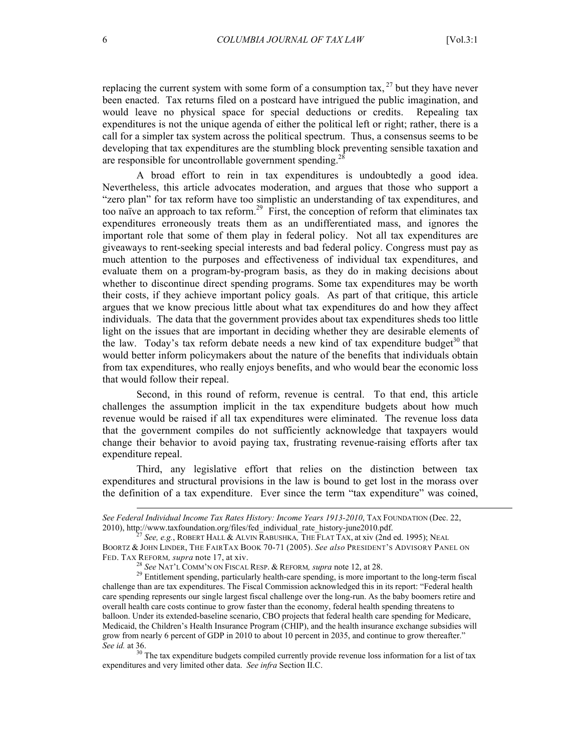replacing the current system with some form of a consumption tax,[27] but they have never been enacted. Tax returns filed on a postcard have intrigued the public imagination, and would leave no physical space for special deductions or credits. Repealing tax expenditures is not the unique agenda of either the political left or right; rather, there is a call for a simpler tax system across the political spectrum. Thus, a consensus seems to be developing that tax expenditures are the stumbling block preventing sensible taxation and are responsible for uncontrollable government spending.[28]

A broad effort to rein in tax expenditures is undoubtedly a good idea. Nevertheless, this article advocates moderation, and argues that those who support a "zero plan" for tax reform have too simplistic an understanding of tax expenditures, and too naïve an approach to tax reform.[29] First, the conception of reform that eliminates tax expenditures erroneously treats them as an undifferentiated mass, and ignores the important role that some of them play in federal policy. Not all tax expenditures are giveaways to rent-seeking special interests and bad federal policy. Congress must pay as much attention to the purposes and effectiveness of individual tax expenditures, and evaluate them on a program-by-program basis, as they do in making decisions about whether to discontinue direct spending programs. Some tax expenditures may be worth their costs, if they achieve important policy goals. As part of that critique, this article argues that we know precious little about what tax expenditures do and how they affect individuals. The data that the government provides about tax expenditures sheds too little light on the issues that are important in deciding whether they are desirable elements of the law. Today's tax reform debate needs a new kind of tax expenditure budget[30] that would better inform policymakers about the nature of the benefits that individuals obtain from tax expenditures, who really enjoys benefits, and who would bear the economic loss that would follow their repeal.

Second, in this round of reform, revenue is central. To that end, this article challenges the assumption implicit in the tax expenditure budgets about how much revenue would be raised if all tax expenditures were eliminated. The revenue loss data that the government compiles do not sufficiently acknowledge that taxpayers would change their behavior to avoid paying tax, frustrating revenue-raising efforts after tax expenditure repeal.

Third, any legislative effort that relies on the distinction between tax expenditures and structural provisions in the law is bound to get lost in the morass over the definition of a tax expenditure. Ever since the term "tax expenditure" was coined,

---

*See Federal Individual Income Tax Rates History: Income Years 1913-2010*, TAX FOUNDATION (Dec. 22, 2010), http://www.taxfoundation.org/files/fed_individual_rate_history-june2010.pdf.

[27] *See, e.g.*, ROBERT HALL & ALVIN RABUSHKA, THE FLAT TAX, at xiv (2nd ed. 1995); NEAL BOORTZ & JOHN LINDER, THE FAIRTAX BOOK 70-71 (2005). *See also* PRESIDENT'S ADVISORY PANEL ON FED. TAX REFORM, *supra* note 17, at xiv.

[28] *See* NAT'L COMM'N ON FISCAL RESP. & REFORM, *supra* note 12, at 28.

[29] Entitlement spending, particularly health-care spending, is more important to the long-term fiscal challenge than are tax expenditures. The Fiscal Commission acknowledged this in its report: "Federal health care spending represents our single largest fiscal challenge over the long-run. As the baby boomers retire and overall health care costs continue to grow faster than the economy, federal health spending threatens to balloon. Under its extended-baseline scenario, CBO projects that federal health care spending for Medicare, Medicaid, the Children's Health Insurance Program (CHIP), and the health insurance exchange subsidies will grow from nearly 6 percent of GDP in 2010 to about 10 percent in 2035, and continue to grow thereafter." *See id.* at 36.

[30] The tax expenditure budgets compiled currently provide revenue loss information for a list of tax expenditures and very limited other data. *See infra* Section II.C.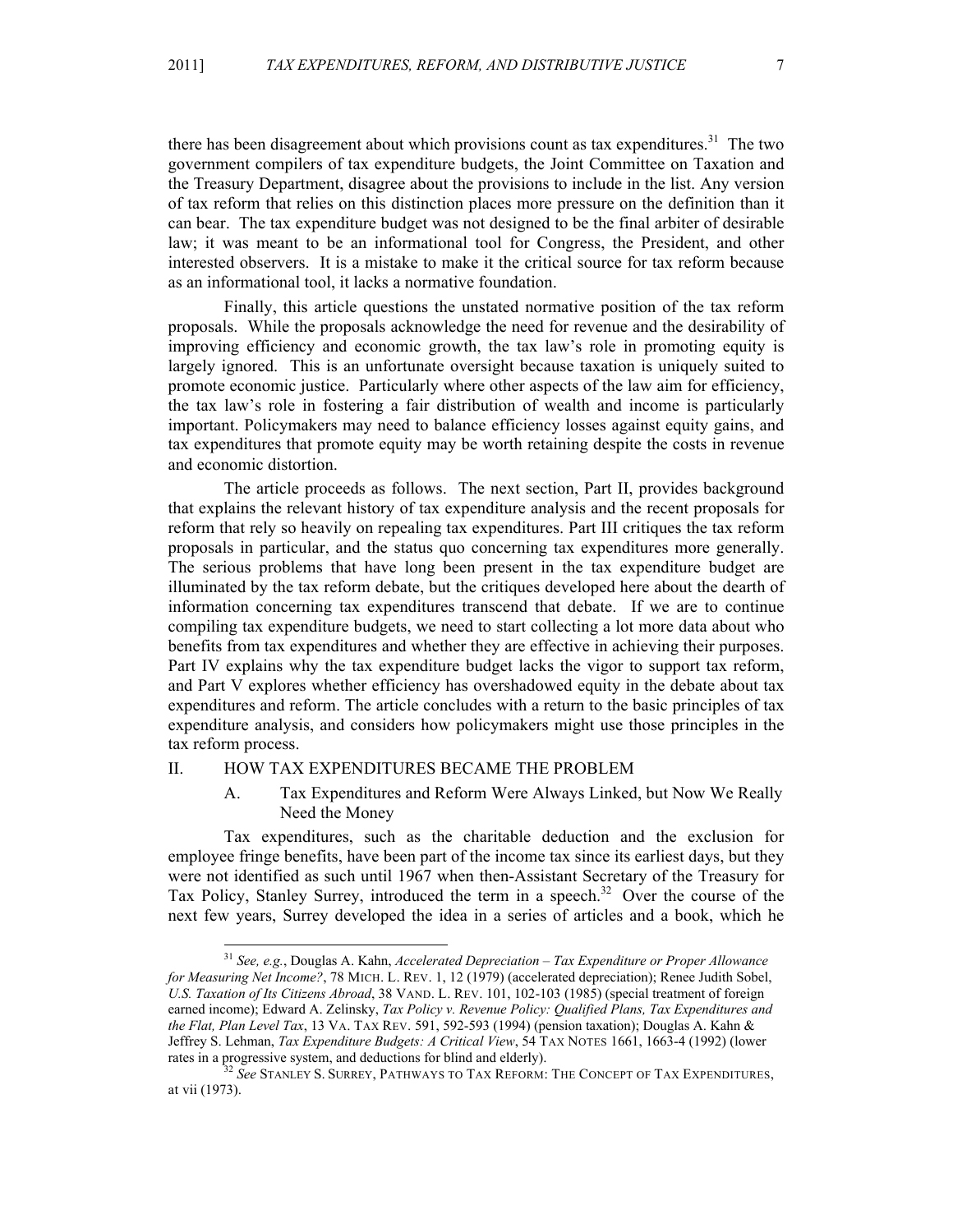there has been disagreement about which provisions count as tax expenditures.[31] The two government compilers of tax expenditure budgets, the Joint Committee on Taxation and the Treasury Department, disagree about the provisions to include in the list. Any version of tax reform that relies on this distinction places more pressure on the definition than it can bear. The tax expenditure budget was not designed to be the final arbiter of desirable law; it was meant to be an informational tool for Congress, the President, and other interested observers. It is a mistake to make it the critical source for tax reform because as an informational tool, it lacks a normative foundation.

Finally, this article questions the unstated normative position of the tax reform proposals. While the proposals acknowledge the need for revenue and the desirability of improving efficiency and economic growth, the tax law's role in promoting equity is largely ignored. This is an unfortunate oversight because taxation is uniquely suited to promote economic justice. Particularly where other aspects of the law aim for efficiency, the tax law's role in fostering a fair distribution of wealth and income is particularly important. Policymakers may need to balance efficiency losses against equity gains, and tax expenditures that promote equity may be worth retaining despite the costs in revenue and economic distortion.

The article proceeds as follows. The next section, Part II, provides background that explains the relevant history of tax expenditure analysis and the recent proposals for reform that rely so heavily on repealing tax expenditures. Part III critiques the tax reform proposals in particular, and the status quo concerning tax expenditures more generally. The serious problems that have long been present in the tax expenditure budget are illuminated by the tax reform debate, but the critiques developed here about the dearth of information concerning tax expenditures transcend that debate. If we are to continue compiling tax expenditure budgets, we need to start collecting a lot more data about who benefits from tax expenditures and whether they are effective in achieving their purposes. Part IV explains why the tax expenditure budget lacks the vigor to support tax reform, and Part V explores whether efficiency has overshadowed equity in the debate about tax expenditures and reform. The article concludes with a return to the basic principles of tax expenditure analysis, and considers how policymakers might use those principles in the tax reform process.

## II. HOW TAX EXPENDITURES BECAME THE PROBLEM

### A. Tax Expenditures and Reform Were Always Linked, but Now We Really Need the Money

Tax expenditures, such as the charitable deduction and the exclusion for employee fringe benefits, have been part of the income tax since its earliest days, but they were not identified as such until 1967 when then-Assistant Secretary of the Treasury for Tax Policy, Stanley Surrey, introduced the term in a speech.[32] Over the course of the next few years, Surrey developed the idea in a series of articles and a book, which he

---

[31] *See, e.g.*, Douglas A. Kahn, *Accelerated Depreciation – Tax Expenditure or Proper Allowance for Measuring Net Income?*, 78 MICH. L. REV. 1, 12 (1979) (accelerated depreciation); Renee Judith Sobel, *U.S. Taxation of Its Citizens Abroad*, 38 VAND. L. REV. 101, 102-103 (1985) (special treatment of foreign earned income); Edward A. Zelinsky, *Tax Policy v. Revenue Policy: Qualified Plans, Tax Expenditures and the Flat, Plan Level Tax*, 13 VA. TAX REV. 591, 592-593 (1994) (pension taxation); Douglas A. Kahn & Jeffrey S. Lehman, *Tax Expenditure Budgets: A Critical View*, 54 TAX NOTES 1661, 1663-4 (1992) (lower rates in a progressive system, and deductions for blind and elderly).

[32] *See* STANLEY S. SURREY, PATHWAYS TO TAX REFORM: THE CONCEPT OF TAX EXPENDITURES, at vii (1973).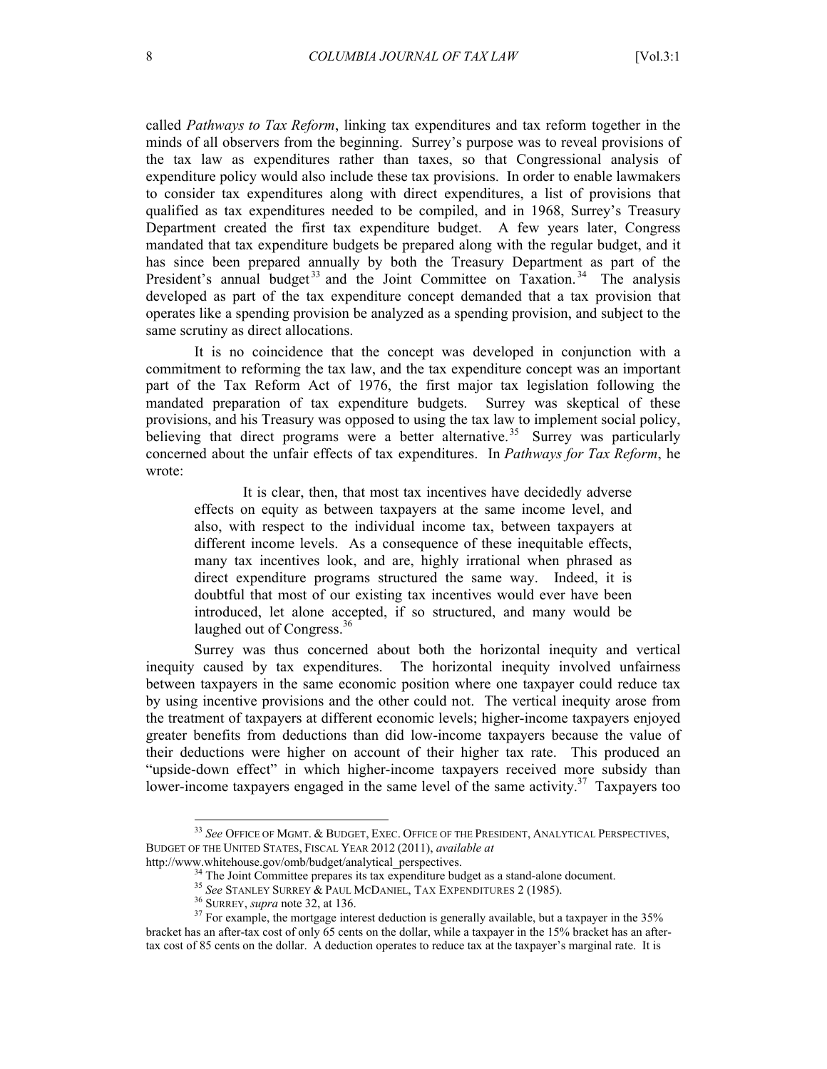called *Pathways to Tax Reform*, linking tax expenditures and tax reform together in the minds of all observers from the beginning. Surrey's purpose was to reveal provisions of the tax law as expenditures rather than taxes, so that Congressional analysis of expenditure policy would also include these tax provisions. In order to enable lawmakers to consider tax expenditures along with direct expenditures, a list of provisions that qualified as tax expenditures needed to be compiled, and in 1968, Surrey's Treasury Department created the first tax expenditure budget. A few years later, Congress mandated that tax expenditure budgets be prepared along with the regular budget, and it has since been prepared annually by both the Treasury Department as part of the President's annual budget[33] and the Joint Committee on Taxation.[34] The analysis developed as part of the tax expenditure concept demanded that a tax provision that operates like a spending provision be analyzed as a spending provision, and subject to the same scrutiny as direct allocations.

It is no coincidence that the concept was developed in conjunction with a commitment to reforming the tax law, and the tax expenditure concept was an important part of the Tax Reform Act of 1976, the first major tax legislation following the mandated preparation of tax expenditure budgets. Surrey was skeptical of these provisions, and his Treasury was opposed to using the tax law to implement social policy, believing that direct programs were a better alternative.[35] Surrey was particularly concerned about the unfair effects of tax expenditures. In *Pathways for Tax Reform*, he wrote:

> It is clear, then, that most tax incentives have decidedly adverse effects on equity as between taxpayers at the same income level, and also, with respect to the individual income tax, between taxpayers at different income levels. As a consequence of these inequitable effects, many tax incentives look, and are, highly irrational when phrased as direct expenditure programs structured the same way. Indeed, it is doubtful that most of our existing tax incentives would ever have been introduced, let alone accepted, if so structured, and many would be laughed out of Congress.[36]

Surrey was thus concerned about both the horizontal inequity and vertical inequity caused by tax expenditures. The horizontal inequity involved unfairness between taxpayers in the same economic position where one taxpayer could reduce tax by using incentive provisions and the other could not. The vertical inequity arose from the treatment of taxpayers at different economic levels; higher-income taxpayers enjoyed greater benefits from deductions than did low-income taxpayers because the value of their deductions were higher on account of their higher tax rate. This produced an "upside-down effect" in which higher-income taxpayers received more subsidy than lower-income taxpayers engaged in the same level of the same activity.[37] Taxpayers too

---

[33] *See* OFFICE OF MGMT. & BUDGET, EXEC. OFFICE OF THE PRESIDENT, ANALYTICAL PERSPECTIVES, BUDGET OF THE UNITED STATES, FISCAL YEAR 2012 (2011), *available at* http://www.whitehouse.gov/omb/budget/analytical_perspectives.

[34] The Joint Committee prepares its tax expenditure budget as a stand-alone document.

[35] *See* STANLEY SURREY & PAUL MCDANIEL, TAX EXPENDITURES 2 (1985).

[36] SURREY, *supra* note 32, at 136.

[37] For example, the mortgage interest deduction is generally available, but a taxpayer in the 35% bracket has an after-tax cost of only 65 cents on the dollar, while a taxpayer in the 15% bracket has an after-tax cost of 85 cents on the dollar. A deduction operates to reduce tax at the taxpayer's marginal rate. It is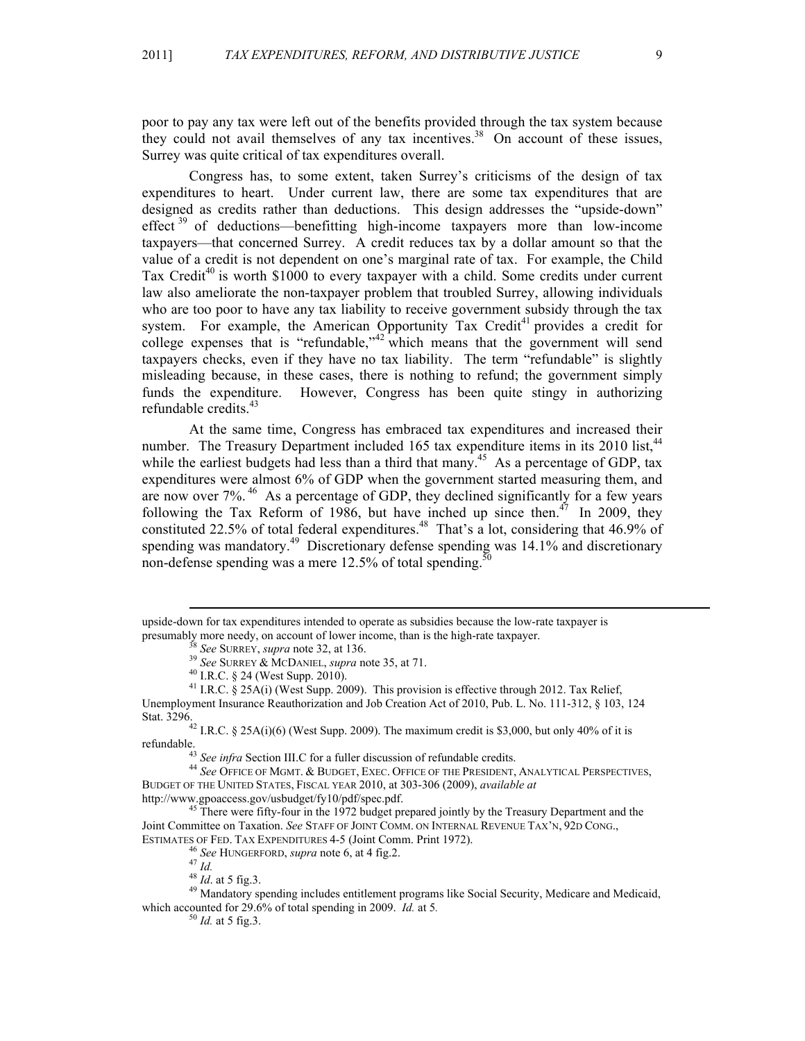poor to pay any tax were left out of the benefits provided through the tax system because they could not avail themselves of any tax incentives.[38] On account of these issues, Surrey was quite critical of tax expenditures overall.

Congress has, to some extent, taken Surrey's criticisms of the design of tax expenditures to heart. Under current law, there are some tax expenditures that are designed as credits rather than deductions. This design addresses the "upside-down" effect[39] of deductions—benefitting high-income taxpayers more than low-income taxpayers—that concerned Surrey. A credit reduces tax by a dollar amount so that the value of a credit is not dependent on one's marginal rate of tax. For example, the Child Tax Credit[40] is worth $1000 to every taxpayer with a child. Some credits under current law also ameliorate the non-taxpayer problem that troubled Surrey, allowing individuals who are too poor to have any tax liability to receive government subsidy through the tax system. For example, the American Opportunity Tax Credit[41] provides a credit for college expenses that is "refundable,"[42] which means that the government will send taxpayers checks, even if they have no tax liability. The term "refundable" is slightly misleading because, in these cases, there is nothing to refund; the government simply funds the expenditure. However, Congress has been quite stingy in authorizing refundable credits.[43]

At the same time, Congress has embraced tax expenditures and increased their number. The Treasury Department included 165 tax expenditure items in its 2010 list,[44] while the earliest budgets had less than a third that many.[45] As a percentage of GDP, tax expenditures were almost 6% of GDP when the government started measuring them, and are now over 7%.[46] As a percentage of GDP, they declined significantly for a few years following the Tax Reform of 1986, but have inched up since then.[47] In 2009, they constituted 22.5% of total federal expenditures.[48] That's a lot, considering that 46.9% of spending was mandatory.[49] Discretionary defense spending was 14.1% and discretionary non-defense spending was a mere 12.5% of total spending.[50]

---

upside-down for tax expenditures intended to operate as subsidies because the low-rate taxpayer is presumably more needy, on account of lower income, than is the high-rate taxpayer.

[38] *See* SURREY, *supra* note 32, at 136.

[39] *See* SURREY & MCDANIEL, *supra* note 35, at 71.

[40] I.R.C. § 24 (West Supp. 2010).

[41] I.R.C. § 25A(i) (West Supp. 2009). This provision is effective through 2012. Tax Relief, Unemployment Insurance Reauthorization and Job Creation Act of 2010, Pub. L. No. 111-312, § 103, 124 Stat. 3296.

[42] I.R.C. § 25A(i)(6) (West Supp. 2009). The maximum credit is $3,000, but only 40% of it is refundable.

[43] *See infra* Section III.C for a fuller discussion of refundable credits.

[44] *See* OFFICE OF MGMT. & BUDGET, EXEC. OFFICE OF THE PRESIDENT, ANALYTICAL PERSPECTIVES, BUDGET OF THE UNITED STATES, FISCAL YEAR 2010, at 303-306 (2009), *available at* http://www.gpoaccess.gov/usbudget/fy10/pdf/spec.pdf.

[45] There were fifty-four in the 1972 budget prepared jointly by the Treasury Department and the Joint Committee on Taxation. *See* STAFF OF JOINT COMM. ON INTERNAL REVENUE TAX'N, 92D CONG., ESTIMATES OF FED. TAX EXPENDITURES 4-5 (Joint Comm. Print 1972).

[46] *See* HUNGERFORD, *supra* note 6, at 4 fig.2.

[47] *Id.*

[48] *Id*. at 5 fig.3.

[49] Mandatory spending includes entitlement programs like Social Security, Medicare and Medicaid, which accounted for 29.6% of total spending in 2009. *Id.* at 5.

[50] *Id.* at 5 fig.3.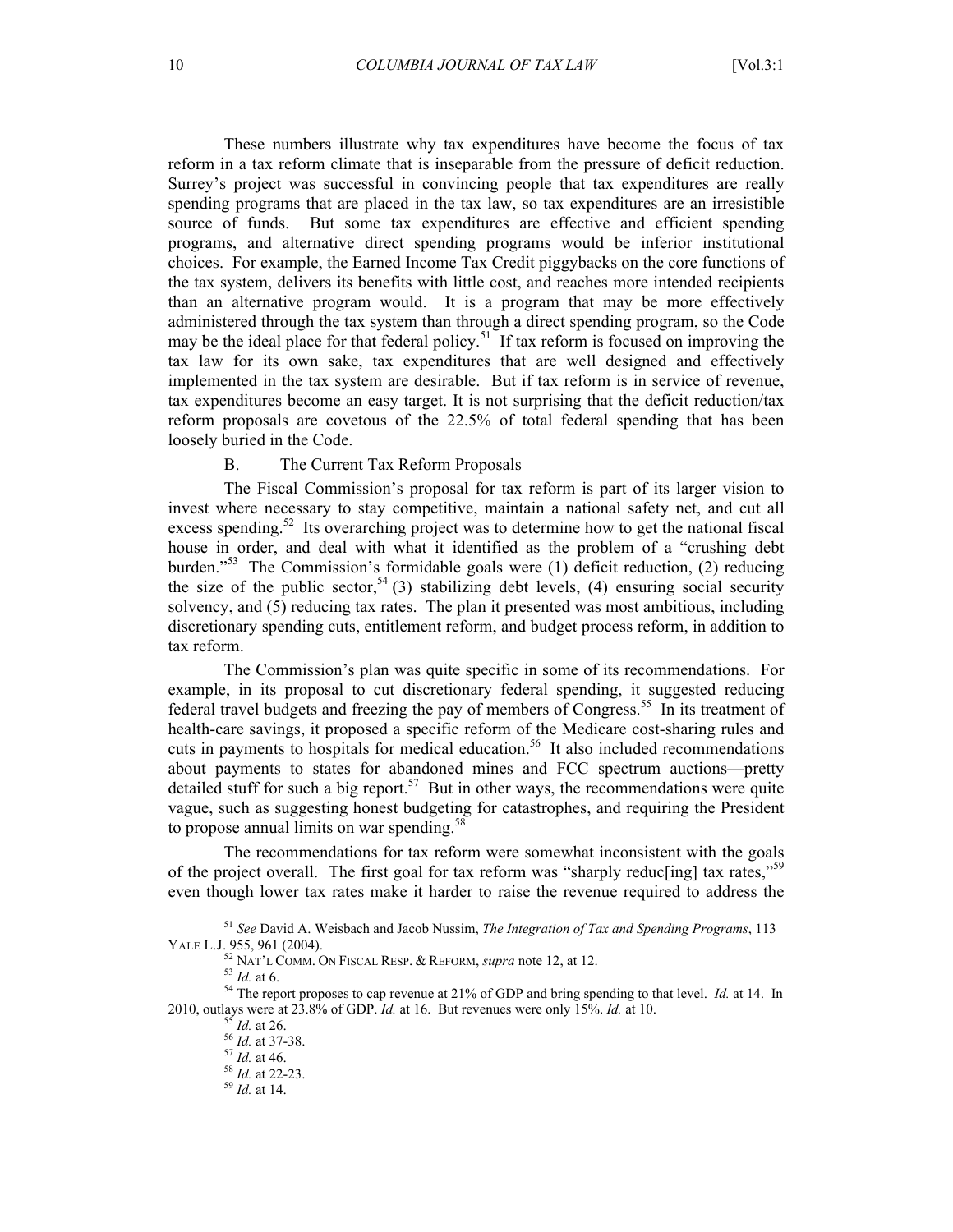These numbers illustrate why tax expenditures have become the focus of tax reform in a tax reform climate that is inseparable from the pressure of deficit reduction. Surrey's project was successful in convincing people that tax expenditures are really spending programs that are placed in the tax law, so tax expenditures are an irresistible source of funds. But some tax expenditures are effective and efficient spending programs, and alternative direct spending programs would be inferior institutional choices. For example, the Earned Income Tax Credit piggybacks on the core functions of the tax system, delivers its benefits with little cost, and reaches more intended recipients than an alternative program would. It is a program that may be more effectively administered through the tax system than through a direct spending program, so the Code may be the ideal place for that federal policy.[51] If tax reform is focused on improving the tax law for its own sake, tax expenditures that are well designed and effectively implemented in the tax system are desirable. But if tax reform is in service of revenue, tax expenditures become an easy target. It is not surprising that the deficit reduction/tax reform proposals are covetous of the 22.5% of total federal spending that has been loosely buried in the Code.

### B. The Current Tax Reform Proposals

The Fiscal Commission's proposal for tax reform is part of its larger vision to invest where necessary to stay competitive, maintain a national safety net, and cut all excess spending.[52] Its overarching project was to determine how to get the national fiscal house in order, and deal with what it identified as the problem of a "crushing debt burden."[53] The Commission's formidable goals were (1) deficit reduction, (2) reducing the size of the public sector,[54] (3) stabilizing debt levels, (4) ensuring social security solvency, and (5) reducing tax rates. The plan it presented was most ambitious, including discretionary spending cuts, entitlement reform, and budget process reform, in addition to tax reform.

The Commission's plan was quite specific in some of its recommendations. For example, in its proposal to cut discretionary federal spending, it suggested reducing federal travel budgets and freezing the pay of members of Congress.[55] In its treatment of health-care savings, it proposed a specific reform of the Medicare cost-sharing rules and cuts in payments to hospitals for medical education.[56] It also included recommendations about payments to states for abandoned mines and FCC spectrum auctions—pretty detailed stuff for such a big report.[57] But in other ways, the recommendations were quite vague, such as suggesting honest budgeting for catastrophes, and requiring the President to propose annual limits on war spending.[58]

The recommendations for tax reform were somewhat inconsistent with the goals of the project overall. The first goal for tax reform was "sharply reduc[ing] tax rates,"[59] even though lower tax rates make it harder to raise the revenue required to address the

---

[51] *See* David A. Weisbach and Jacob Nussim, *The Integration of Tax and Spending Programs*, 113 YALE L.J. 955, 961 (2004).

[52] NAT'L COMM. ON FISCAL RESP. & REFORM, *supra* note 12, at 12.

[53] *Id.* at 6.

[54] The report proposes to cap revenue at 21% of GDP and bring spending to that level. *Id.* at 14. In 2010, outlays were at 23.8% of GDP. *Id.* at 16. But revenues were only 15%. *Id.* at 10.

[55] *Id.* at 26.

[56] *Id.* at 37-38.

[57] *Id.* at 46.

[58] *Id.* at 22-23.

[59] *Id.* at 14.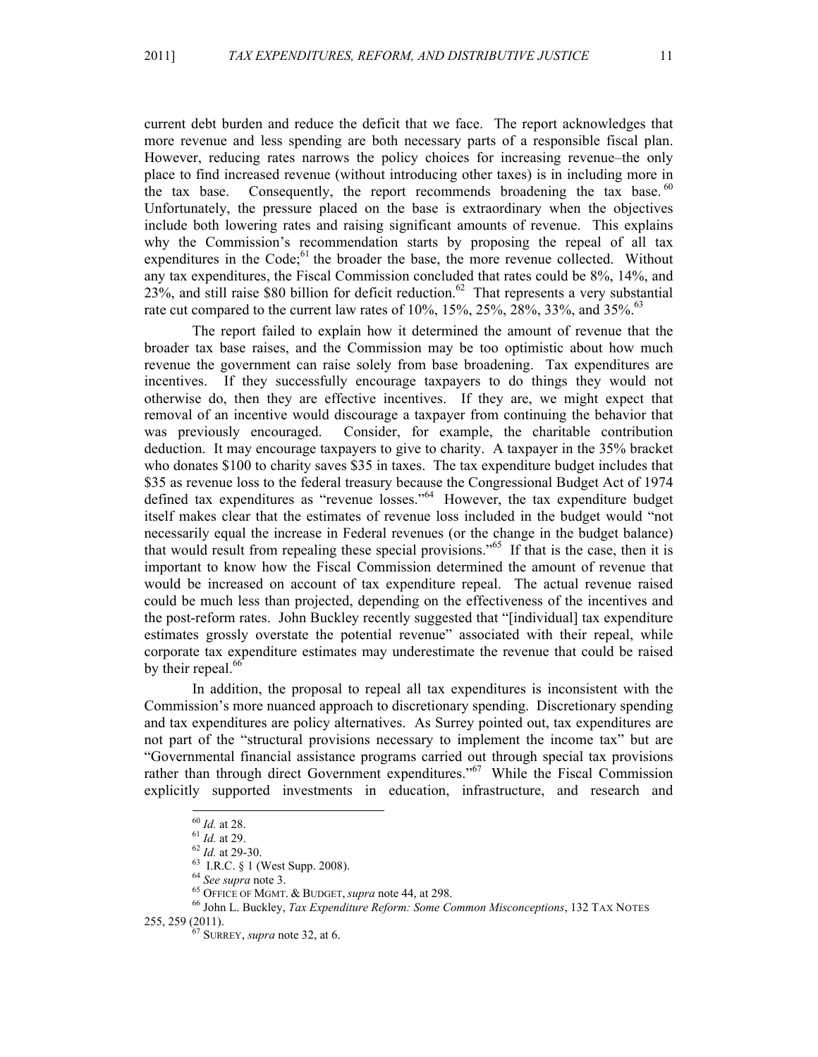current debt burden and reduce the deficit that we face. The report acknowledges that more revenue and less spending are both necessary parts of a responsible fiscal plan. However, reducing rates narrows the policy choices for increasing revenue–the only place to find increased revenue (without introducing other taxes) is in including more in the tax base. Consequently, the report recommends broadening the tax base.[60] Unfortunately, the pressure placed on the base is extraordinary when the objectives include both lowering rates and raising significant amounts of revenue. This explains why the Commission's recommendation starts by proposing the repeal of all tax expenditures in the Code;[61] the broader the base, the more revenue collected. Without any tax expenditures, the Fiscal Commission concluded that rates could be 8%, 14%, and 23%, and still raise \$80 billion for deficit reduction.[62] That represents a very substantial rate cut compared to the current law rates of 10%, 15%, 25%, 28%, 33%, and 35%.[63]

The report failed to explain how it determined the amount of revenue that the broader tax base raises, and the Commission may be too optimistic about how much revenue the government can raise solely from base broadening. Tax expenditures are incentives. If they successfully encourage taxpayers to do things they would not otherwise do, then they are effective incentives. If they are, we might expect that removal of an incentive would discourage a taxpayer from continuing the behavior that was previously encouraged. Consider, for example, the charitable contribution deduction. It may encourage taxpayers to give to charity. A taxpayer in the 35% bracket who donates \$100 to charity saves \$35 in taxes. The tax expenditure budget includes that \$35 as revenue loss to the federal treasury because the Congressional Budget Act of 1974 defined tax expenditures as "revenue losses."[64] However, the tax expenditure budget itself makes clear that the estimates of revenue loss included in the budget would "not necessarily equal the increase in Federal revenues (or the change in the budget balance) that would result from repealing these special provisions."[65] If that is the case, then it is important to know how the Fiscal Commission determined the amount of revenue that would be increased on account of tax expenditure repeal. The actual revenue raised could be much less than projected, depending on the effectiveness of the incentives and the post-reform rates. John Buckley recently suggested that "[individual] tax expenditure estimates grossly overstate the potential revenue" associated with their repeal, while corporate tax expenditure estimates may underestimate the revenue that could be raised by their repeal.[66]

In addition, the proposal to repeal all tax expenditures is inconsistent with the Commission's more nuanced approach to discretionary spending. Discretionary spending and tax expenditures are policy alternatives. As Surrey pointed out, tax expenditures are not part of the "structural provisions necessary to implement the income tax" but are "Governmental financial assistance programs carried out through special tax provisions rather than through direct Government expenditures."[67] While the Fiscal Commission explicitly supported investments in education, infrastructure, and research and

[60] *Id.* at 28.

[61] *Id.* at 29.

[62] *Id.* at 29-30.

[63] I.R.C. § 1 (West Supp. 2008).

[64] *See supra* note 3.

[65] OFFICE OF MGMT. & BUDGET, *supra* note 44, at 298.

[66] John L. Buckley, *Tax Expenditure Reform: Some Common Misconceptions*, 132 TAX NOTES 255, 259 (2011).

[67] SURREY, *supra* note 32, at 6.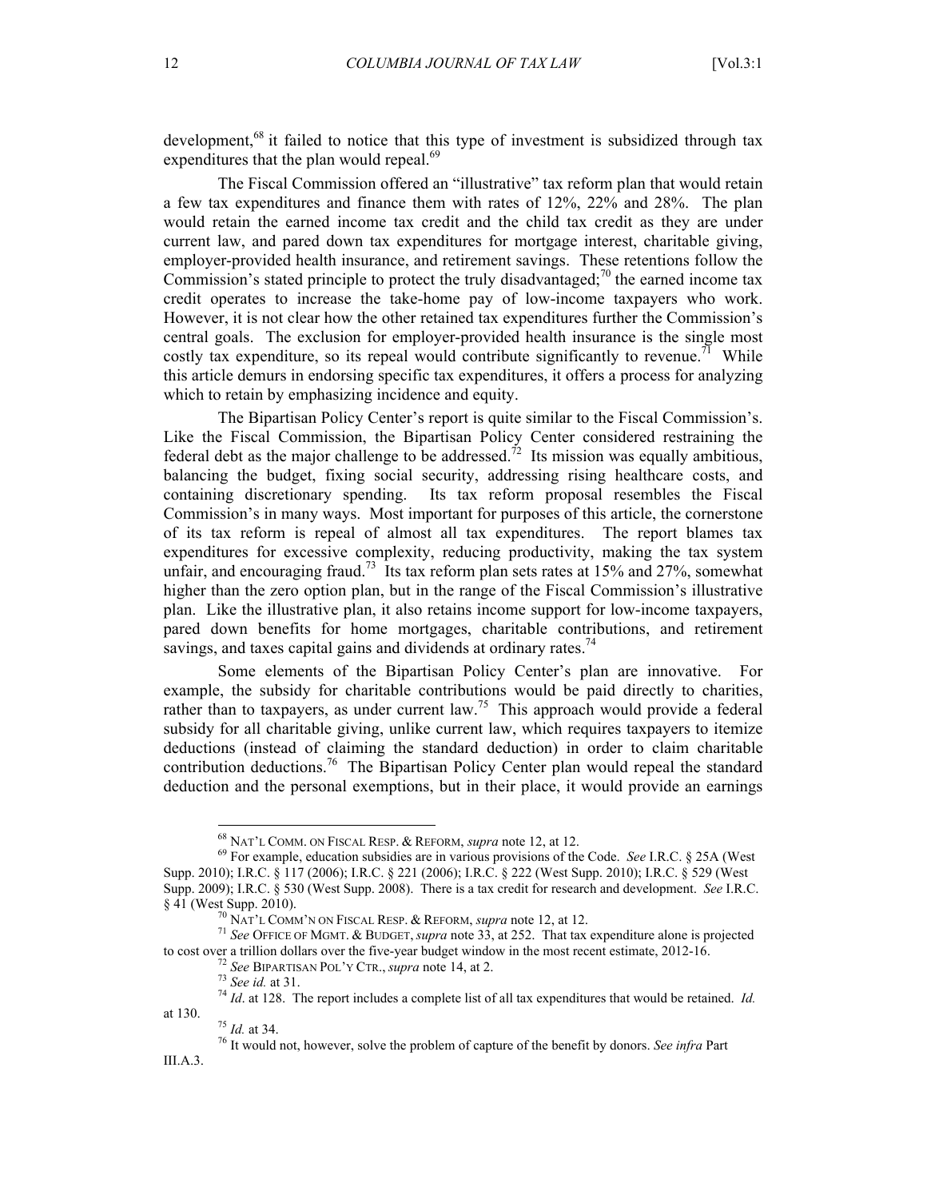development,[68] it failed to notice that this type of investment is subsidized through tax expenditures that the plan would repeal.[69]

The Fiscal Commission offered an "illustrative" tax reform plan that would retain a few tax expenditures and finance them with rates of 12%, 22% and 28%. The plan would retain the earned income tax credit and the child tax credit as they are under current law, and pared down tax expenditures for mortgage interest, charitable giving, employer-provided health insurance, and retirement savings. These retentions follow the Commission's stated principle to protect the truly disadvantaged;[70] the earned income tax credit operates to increase the take-home pay of low-income taxpayers who work. However, it is not clear how the other retained tax expenditures further the Commission's central goals. The exclusion for employer-provided health insurance is the single most costly tax expenditure, so its repeal would contribute significantly to revenue.[71] While this article demurs in endorsing specific tax expenditures, it offers a process for analyzing which to retain by emphasizing incidence and equity.

The Bipartisan Policy Center's report is quite similar to the Fiscal Commission's. Like the Fiscal Commission, the Bipartisan Policy Center considered restraining the federal debt as the major challenge to be addressed.[72] Its mission was equally ambitious, balancing the budget, fixing social security, addressing rising healthcare costs, and containing discretionary spending. Its tax reform proposal resembles the Fiscal Commission's in many ways. Most important for purposes of this article, the cornerstone of its tax reform is repeal of almost all tax expenditures. The report blames tax expenditures for excessive complexity, reducing productivity, making the tax system unfair, and encouraging fraud.[73] Its tax reform plan sets rates at 15% and 27%, somewhat higher than the zero option plan, but in the range of the Fiscal Commission's illustrative plan. Like the illustrative plan, it also retains income support for low-income taxpayers, pared down benefits for home mortgages, charitable contributions, and retirement savings, and taxes capital gains and dividends at ordinary rates.[74]

Some elements of the Bipartisan Policy Center's plan are innovative. For example, the subsidy for charitable contributions would be paid directly to charities, rather than to taxpayers, as under current law.[75] This approach would provide a federal subsidy for all charitable giving, unlike current law, which requires taxpayers to itemize deductions (instead of claiming the standard deduction) in order to claim charitable contribution deductions.[76] The Bipartisan Policy Center plan would repeal the standard deduction and the personal exemptions, but in their place, it would provide an earnings

---

[68] NAT'L COMM. ON FISCAL RESP. & REFORM, *supra* note 12, at 12.

[69] For example, education subsidies are in various provisions of the Code. *See* I.R.C. § 25A (West Supp. 2010); I.R.C. § 117 (2006); I.R.C. § 221 (2006); I.R.C. § 222 (West Supp. 2010); I.R.C. § 529 (West Supp. 2009); I.R.C. § 530 (West Supp. 2008). There is a tax credit for research and development. *See* I.R.C. § 41 (West Supp. 2010).

[70] NAT'L COMM'N ON FISCAL RESP. & REFORM, *supra* note 12, at 12.

[71] *See* OFFICE OF MGMT. & BUDGET, *supra* note 33, at 252. That tax expenditure alone is projected to cost over a trillion dollars over the five-year budget window in the most recent estimate, 2012-16.

[72] *See* BIPARTISAN POL'Y CTR., *supra* note 14, at 2.

[73] *See id.* at 31.

[74] *Id*. at 128. The report includes a complete list of all tax expenditures that would be retained. *Id.* at 130.

[75] *Id.* at 34.

[76] It would not, however, solve the problem of capture of the benefit by donors. *See infra* Part III.A.3.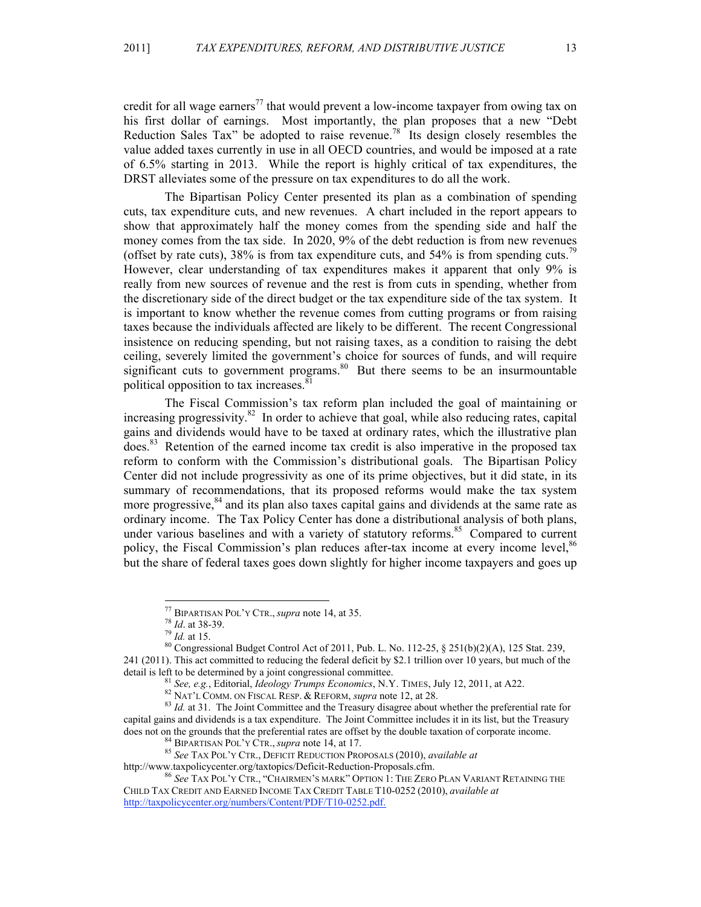credit for all wage earners[77] that would prevent a low-income taxpayer from owing tax on his first dollar of earnings. Most importantly, the plan proposes that a new "Debt Reduction Sales Tax" be adopted to raise revenue.[78] Its design closely resembles the value added taxes currently in use in all OECD countries, and would be imposed at a rate of 6.5% starting in 2013. While the report is highly critical of tax expenditures, the DRST alleviates some of the pressure on tax expenditures to do all the work.

The Bipartisan Policy Center presented its plan as a combination of spending cuts, tax expenditure cuts, and new revenues. A chart included in the report appears to show that approximately half the money comes from the spending side and half the money comes from the tax side. In 2020, 9% of the debt reduction is from new revenues (offset by rate cuts), 38% is from tax expenditure cuts, and 54% is from spending cuts.[79] However, clear understanding of tax expenditures makes it apparent that only 9% is really from new sources of revenue and the rest is from cuts in spending, whether from the discretionary side of the direct budget or the tax expenditure side of the tax system. It is important to know whether the revenue comes from cutting programs or from raising taxes because the individuals affected are likely to be different. The recent Congressional insistence on reducing spending, but not raising taxes, as a condition to raising the debt ceiling, severely limited the government's choice for sources of funds, and will require significant cuts to government programs.[80] But there seems to be an insurmountable political opposition to tax increases.[81]

The Fiscal Commission's tax reform plan included the goal of maintaining or increasing progressivity.[82] In order to achieve that goal, while also reducing rates, capital gains and dividends would have to be taxed at ordinary rates, which the illustrative plan does.[83] Retention of the earned income tax credit is also imperative in the proposed tax reform to conform with the Commission's distributional goals. The Bipartisan Policy Center did not include progressivity as one of its prime objectives, but it did state, in its summary of recommendations, that its proposed reforms would make the tax system more progressive,[84] and its plan also taxes capital gains and dividends at the same rate as ordinary income. The Tax Policy Center has done a distributional analysis of both plans, under various baselines and with a variety of statutory reforms.[85] Compared to current policy, the Fiscal Commission's plan reduces after-tax income at every income level,[86] but the share of federal taxes goes down slightly for higher income taxpayers and goes up

---

[77] BIPARTISAN POL'Y CTR., *supra* note 14, at 35.

[78] *Id*. at 38-39.

[79] *Id.* at 15.

[80] Congressional Budget Control Act of 2011, Pub. L. No. 112-25, § 251(b)(2)(A), 125 Stat. 239, 241 (2011). This act committed to reducing the federal deficit by $2.1 trillion over 10 years, but much of the detail is left to be determined by a joint congressional committee.

[81] *See, e.g.*, Editorial, *Ideology Trumps Economics*, N.Y. TIMES, July 12, 2011, at A22.

[82] NAT'L COMM. ON FISCAL RESP. & REFORM, *supra* note 12, at 28.

[83] *Id.* at 31. The Joint Committee and the Treasury disagree about whether the preferential rate for capital gains and dividends is a tax expenditure. The Joint Committee includes it in its list, but the Treasury does not on the grounds that the preferential rates are offset by the double taxation of corporate income.

[84] BIPARTISAN POL'Y CTR., *supra* note 14, at 17.

[85] *See* TAX POL'Y CTR., DEFICIT REDUCTION PROPOSALS (2010), *available at* http://www.taxpolicycenter.org/taxtopics/Deficit-Reduction-Proposals.cfm.

[86] *See* TAX POL'Y CTR., "CHAIRMEN'S MARK" OPTION 1: THE ZERO PLAN VARIANT RETAINING THE CHILD TAX CREDIT AND EARNED INCOME TAX CREDIT TABLE T10-0252 (2010), *available at* http://taxpolicycenter.org/numbers/Content/PDF/T10-0252.pdf.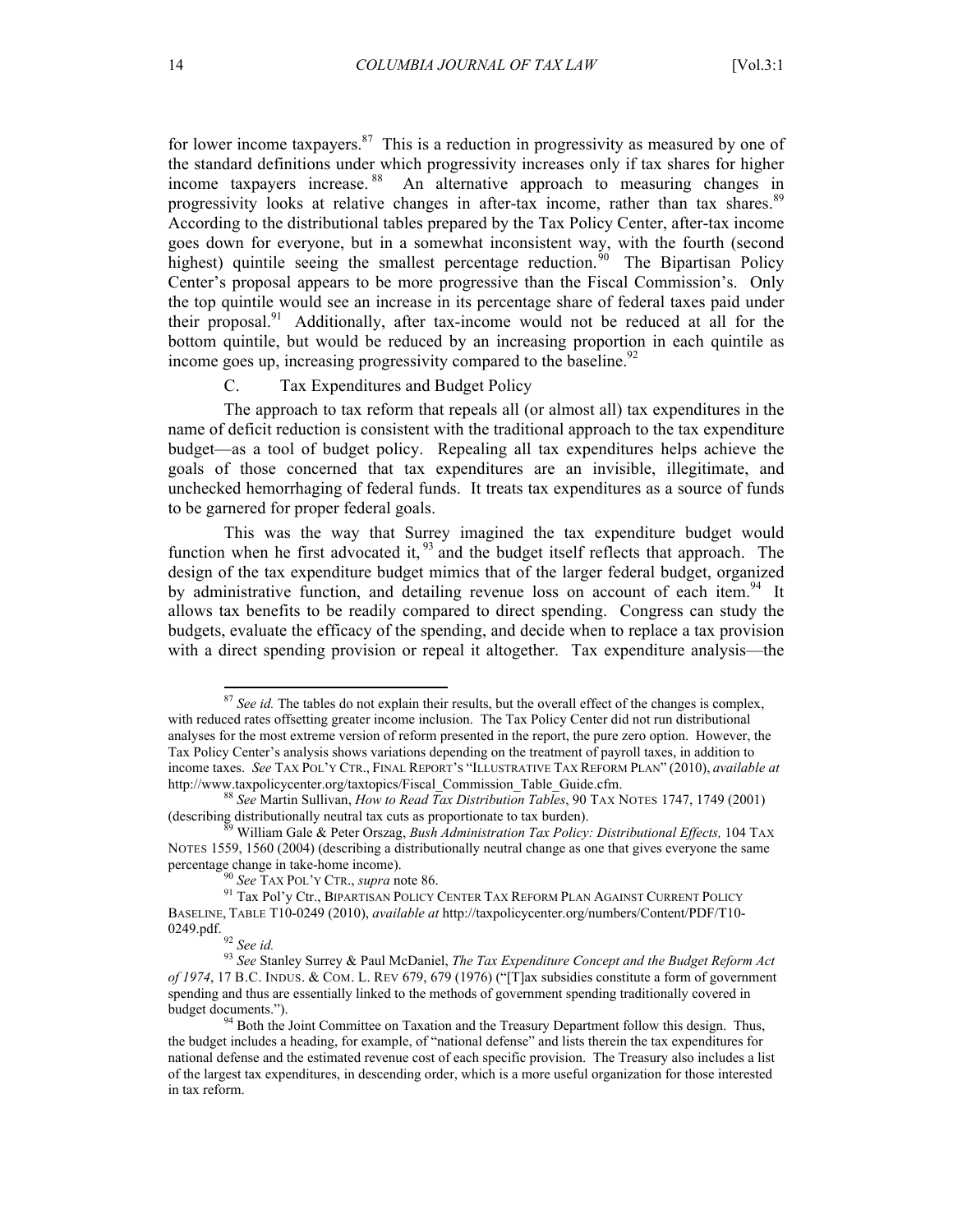for lower income taxpayers.[87] This is a reduction in progressivity as measured by one of the standard definitions under which progressivity increases only if tax shares for higher income taxpayers increase.[88] An alternative approach to measuring changes in progressivity looks at relative changes in after-tax income, rather than tax shares.[89] According to the distributional tables prepared by the Tax Policy Center, after-tax income goes down for everyone, but in a somewhat inconsistent way, with the fourth (second highest) quintile seeing the smallest percentage reduction.[90] The Bipartisan Policy Center's proposal appears to be more progressive than the Fiscal Commission's. Only the top quintile would see an increase in its percentage share of federal taxes paid under their proposal.[91] Additionally, after tax-income would not be reduced at all for the bottom quintile, but would be reduced by an increasing proportion in each quintile as income goes up, increasing progressivity compared to the baseline.[92]

### C. Tax Expenditures and Budget Policy

The approach to tax reform that repeals all (or almost all) tax expenditures in the name of deficit reduction is consistent with the traditional approach to the tax expenditure budget—as a tool of budget policy. Repealing all tax expenditures helps achieve the goals of those concerned that tax expenditures are an invisible, illegitimate, and unchecked hemorrhaging of federal funds. It treats tax expenditures as a source of funds to be garnered for proper federal goals.

This was the way that Surrey imagined the tax expenditure budget would function when he first advocated it,[93] and the budget itself reflects that approach. The design of the tax expenditure budget mimics that of the larger federal budget, organized by administrative function, and detailing revenue loss on account of each item.[94] It allows tax benefits to be readily compared to direct spending. Congress can study the budgets, evaluate the efficacy of the spending, and decide when to replace a tax provision with a direct spending provision or repeal it altogether. Tax expenditure analysis—the

---

[87] *See id.* The tables do not explain their results, but the overall effect of the changes is complex, with reduced rates offsetting greater income inclusion. The Tax Policy Center did not run distributional analyses for the most extreme version of reform presented in the report, the pure zero option. However, the Tax Policy Center's analysis shows variations depending on the treatment of payroll taxes, in addition to income taxes. *See* TAX POL'Y CTR., FINAL REPORT'S "ILLUSTRATIVE TAX REFORM PLAN" (2010), *available at* http://www.taxpolicycenter.org/taxtopics/Fiscal_Commission_Table_Guide.cfm.

[88] *See* Martin Sullivan, *How to Read Tax Distribution Tables*, 90 TAX NOTES 1747, 1749 (2001) (describing distributionally neutral tax cuts as proportionate to tax burden).

[89] William Gale & Peter Orszag, *Bush Administration Tax Policy: Distributional Effects,* 104 TAX NOTES 1559, 1560 (2004) (describing a distributionally neutral change as one that gives everyone the same percentage change in take-home income).

[90] *See* TAX POL'Y CTR., *supra* note 86.

[91] Tax Pol'y Ctr., BIPARTISAN POLICY CENTER TAX REFORM PLAN AGAINST CURRENT POLICY BASELINE, TABLE T10-0249 (2010), *available at* http://taxpolicycenter.org/numbers/Content/PDF/T10-0249.pdf.

[92] *See id.*

[93] *See* Stanley Surrey & Paul McDaniel, *The Tax Expenditure Concept and the Budget Reform Act of 1974*, 17 B.C. INDUS. & COM. L. REV 679, 679 (1976) ("[T]ax subsidies constitute a form of government spending and thus are essentially linked to the methods of government spending traditionally covered in budget documents.").

[94] Both the Joint Committee on Taxation and the Treasury Department follow this design. Thus, the budget includes a heading, for example, of "national defense" and lists therein the tax expenditures for national defense and the estimated revenue cost of each specific provision. The Treasury also includes a list of the largest tax expenditures, in descending order, which is a more useful organization for those interested in tax reform.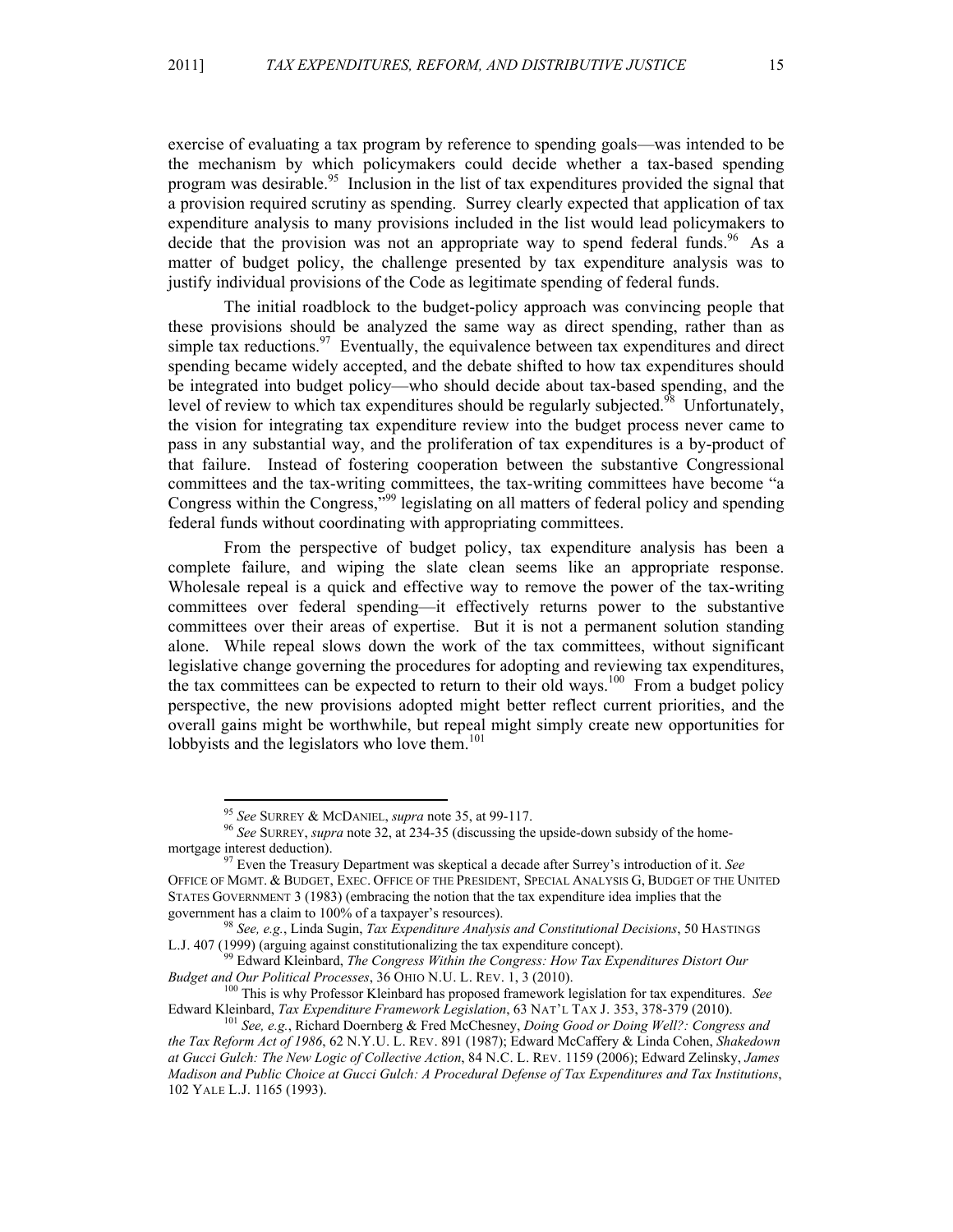exercise of evaluating a tax program by reference to spending goals—was intended to be the mechanism by which policymakers could decide whether a tax-based spending program was desirable.[95] Inclusion in the list of tax expenditures provided the signal that a provision required scrutiny as spending. Surrey clearly expected that application of tax expenditure analysis to many provisions included in the list would lead policymakers to decide that the provision was not an appropriate way to spend federal funds.[96] As a matter of budget policy, the challenge presented by tax expenditure analysis was to justify individual provisions of the Code as legitimate spending of federal funds.

The initial roadblock to the budget-policy approach was convincing people that these provisions should be analyzed the same way as direct spending, rather than as simple tax reductions.[97] Eventually, the equivalence between tax expenditures and direct spending became widely accepted, and the debate shifted to how tax expenditures should be integrated into budget policy—who should decide about tax-based spending, and the level of review to which tax expenditures should be regularly subjected.[98] Unfortunately, the vision for integrating tax expenditure review into the budget process never came to pass in any substantial way, and the proliferation of tax expenditures is a by-product of that failure. Instead of fostering cooperation between the substantive Congressional committees and the tax-writing committees, the tax-writing committees have become "a Congress within the Congress,"[99] legislating on all matters of federal policy and spending federal funds without coordinating with appropriating committees.

From the perspective of budget policy, tax expenditure analysis has been a complete failure, and wiping the slate clean seems like an appropriate response. Wholesale repeal is a quick and effective way to remove the power of the tax-writing committees over federal spending—it effectively returns power to the substantive committees over their areas of expertise. But it is not a permanent solution standing alone. While repeal slows down the work of the tax committees, without significant legislative change governing the procedures for adopting and reviewing tax expenditures, the tax committees can be expected to return to their old ways.[100] From a budget policy perspective, the new provisions adopted might better reflect current priorities, and the overall gains might be worthwhile, but repeal might simply create new opportunities for lobbyists and the legislators who love them.[101]

---

[95] *See* SURREY & MCDANIEL, *supra* note 35, at 99-117.

[96] *See* SURREY, *supra* note 32, at 234-35 (discussing the upside-down subsidy of the home-mortgage interest deduction).

[97] Even the Treasury Department was skeptical a decade after Surrey's introduction of it. *See* OFFICE OF MGMT. & BUDGET, EXEC. OFFICE OF THE PRESIDENT, SPECIAL ANALYSIS G, BUDGET OF THE UNITED STATES GOVERNMENT 3 (1983) (embracing the notion that the tax expenditure idea implies that the government has a claim to 100% of a taxpayer's resources).

[98] *See, e.g.*, Linda Sugin, *Tax Expenditure Analysis and Constitutional Decisions*, 50 HASTINGS L.J. 407 (1999) (arguing against constitutionalizing the tax expenditure concept).

[99] Edward Kleinbard, *The Congress Within the Congress: How Tax Expenditures Distort Our Budget and Our Political Processes*, 36 OHIO N.U. L. REV. 1, 3 (2010).

[100] This is why Professor Kleinbard has proposed framework legislation for tax expenditures. *See* Edward Kleinbard, *Tax Expenditure Framework Legislation*, 63 NAT'L TAX J. 353, 378-379 (2010).

[101] *See, e.g.*, Richard Doernberg & Fred McChesney, *Doing Good or Doing Well?: Congress and the Tax Reform Act of 1986*, 62 N.Y.U. L. REV. 891 (1987); Edward McCaffery & Linda Cohen, *Shakedown at Gucci Gulch: The New Logic of Collective Action*, 84 N.C. L. REV. 1159 (2006); Edward Zelinsky, *James Madison and Public Choice at Gucci Gulch: A Procedural Defense of Tax Expenditures and Tax Institutions*, 102 YALE L.J. 1165 (1993).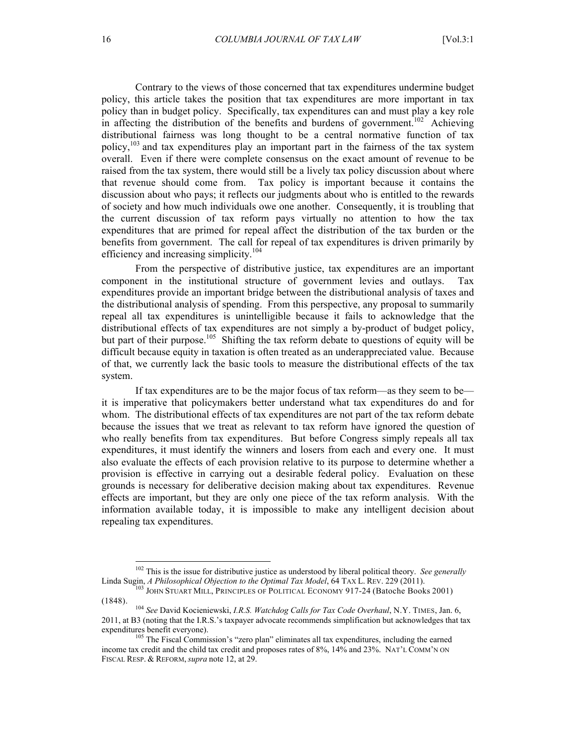Contrary to the views of those concerned that tax expenditures undermine budget policy, this article takes the position that tax expenditures are more important in tax policy than in budget policy. Specifically, tax expenditures can and must play a key role in affecting the distribution of the benefits and burdens of government.[102] Achieving distributional fairness was long thought to be a central normative function of tax policy,[103] and tax expenditures play an important part in the fairness of the tax system overall. Even if there were complete consensus on the exact amount of revenue to be raised from the tax system, there would still be a lively tax policy discussion about where that revenue should come from. Tax policy is important because it contains the discussion about who pays; it reflects our judgments about who is entitled to the rewards of society and how much individuals owe one another. Consequently, it is troubling that the current discussion of tax reform pays virtually no attention to how the tax expenditures that are primed for repeal affect the distribution of the tax burden or the benefits from government. The call for repeal of tax expenditures is driven primarily by efficiency and increasing simplicity.[104]

From the perspective of distributive justice, tax expenditures are an important component in the institutional structure of government levies and outlays. Tax expenditures provide an important bridge between the distributional analysis of taxes and the distributional analysis of spending. From this perspective, any proposal to summarily repeal all tax expenditures is unintelligible because it fails to acknowledge that the distributional effects of tax expenditures are not simply a by-product of budget policy, but part of their purpose.[105] Shifting the tax reform debate to questions of equity will be difficult because equity in taxation is often treated as an underappreciated value. Because of that, we currently lack the basic tools to measure the distributional effects of the tax system.

If tax expenditures are to be the major focus of tax reform—as they seem to be—it is imperative that policymakers better understand what tax expenditures do and for whom. The distributional effects of tax expenditures are not part of the tax reform debate because the issues that we treat as relevant to tax reform have ignored the question of who really benefits from tax expenditures. But before Congress simply repeals all tax expenditures, it must identify the winners and losers from each and every one. It must also evaluate the effects of each provision relative to its purpose to determine whether a provision is effective in carrying out a desirable federal policy. Evaluation on these grounds is necessary for deliberative decision making about tax expenditures. Revenue effects are important, but they are only one piece of the tax reform analysis. With the information available today, it is impossible to make any intelligent decision about repealing tax expenditures.

---

[102] This is the issue for distributive justice as understood by liberal political theory. *See generally* Linda Sugin, *A Philosophical Objection to the Optimal Tax Model*, 64 TAX L. REV. 229 (2011).

[103] JOHN STUART MILL, PRINCIPLES OF POLITICAL ECONOMY 917-24 (Batoche Books 2001) (1848).

[104] *See* David Kocieniewski, *I.R.S. Watchdog Calls for Tax Code Overhaul*, N.Y. TIMES, Jan. 6, 2011, at B3 (noting that the I.R.S.'s taxpayer advocate recommends simplification but acknowledges that tax expenditures benefit everyone).

[105] The Fiscal Commission's "zero plan" eliminates all tax expenditures, including the earned income tax credit and the child tax credit and proposes rates of 8%, 14% and 23%. NAT'L COMM'N ON FISCAL RESP. & REFORM, *supra* note 12, at 29.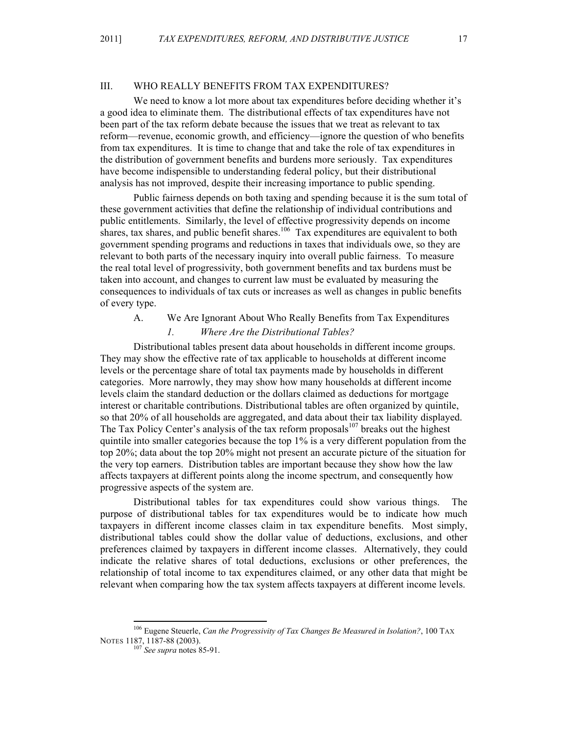## III. WHO REALLY BENEFITS FROM TAX EXPENDITURES?

We need to know a lot more about tax expenditures before deciding whether it's a good idea to eliminate them. The distributional effects of tax expenditures have not been part of the tax reform debate because the issues that we treat as relevant to tax reform—revenue, economic growth, and efficiency—ignore the question of who benefits from tax expenditures. It is time to change that and take the role of tax expenditures in the distribution of government benefits and burdens more seriously. Tax expenditures have become indispensible to understanding federal policy, but their distributional analysis has not improved, despite their increasing importance to public spending.

Public fairness depends on both taxing and spending because it is the sum total of these government activities that define the relationship of individual contributions and public entitlements. Similarly, the level of effective progressivity depends on income shares, tax shares, and public benefit shares.[106] Tax expenditures are equivalent to both government spending programs and reductions in taxes that individuals owe, so they are relevant to both parts of the necessary inquiry into overall public fairness. To measure the real total level of progressivity, both government benefits and tax burdens must be taken into account, and changes to current law must be evaluated by measuring the consequences to individuals of tax cuts or increases as well as changes in public benefits of every type.

### A. We Are Ignorant About Who Really Benefits from Tax Expenditures

#### *1. Where Are the Distributional Tables?*

Distributional tables present data about households in different income groups. They may show the effective rate of tax applicable to households at different income levels or the percentage share of total tax payments made by households in different categories. More narrowly, they may show how many households at different income levels claim the standard deduction or the dollars claimed as deductions for mortgage interest or charitable contributions. Distributional tables are often organized by quintile, so that 20% of all households are aggregated, and data about their tax liability displayed. The Tax Policy Center's analysis of the tax reform proposals[107] breaks out the highest quintile into smaller categories because the top 1% is a very different population from the top 20%; data about the top 20% might not present an accurate picture of the situation for the very top earners. Distribution tables are important because they show how the law affects taxpayers at different points along the income spectrum, and consequently how progressive aspects of the system are.

Distributional tables for tax expenditures could show various things. The purpose of distributional tables for tax expenditures would be to indicate how much taxpayers in different income classes claim in tax expenditure benefits. Most simply, distributional tables could show the dollar value of deductions, exclusions, and other preferences claimed by taxpayers in different income classes. Alternatively, they could indicate the relative shares of total deductions, exclusions or other preferences, the relationship of total income to tax expenditures claimed, or any other data that might be relevant when comparing how the tax system affects taxpayers at different income levels.

---

[106] Eugene Steuerle, *Can the Progressivity of Tax Changes Be Measured in Isolation?*, 100 TAX NOTES 1187, 1187-88 (2003).

[107] *See supra* notes 85-91.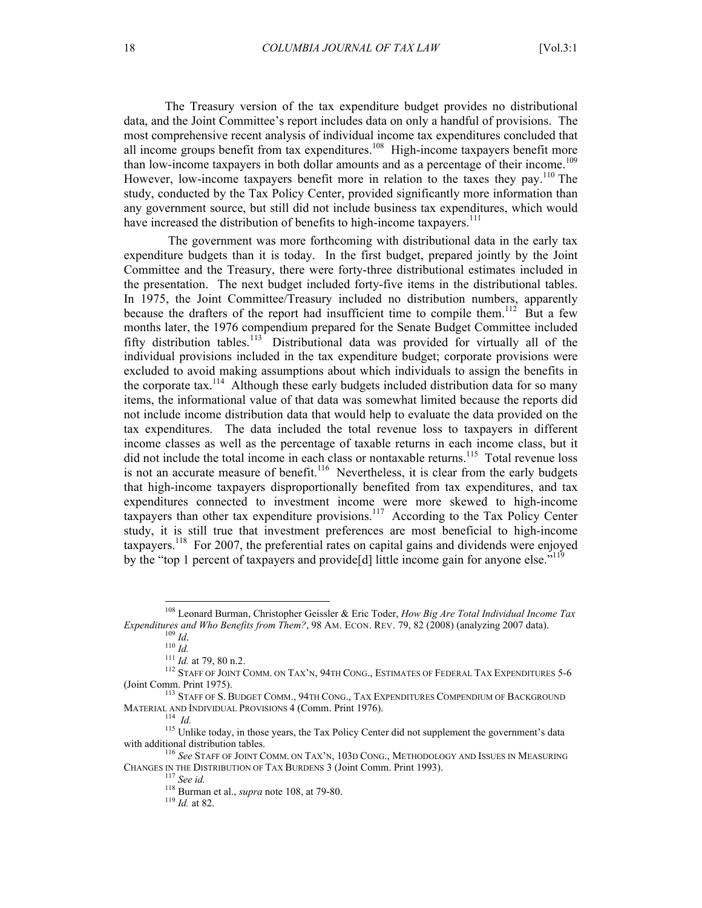The Treasury version of the tax expenditure budget provides no distributional data, and the Joint Committee's report includes data on only a handful of provisions. The most comprehensive recent analysis of individual income tax expenditures concluded that all income groups benefit from tax expenditures.[108] High-income taxpayers benefit more than low-income taxpayers in both dollar amounts and as a percentage of their income.[109] However, low-income taxpayers benefit more in relation to the taxes they pay.[110] The study, conducted by the Tax Policy Center, provided significantly more information than any government source, but still did not include business tax expenditures, which would have increased the distribution of benefits to high-income taxpayers.[111]

The government was more forthcoming with distributional data in the early tax expenditure budgets than it is today. In the first budget, prepared jointly by the Joint Committee and the Treasury, there were forty-three distributional estimates included in the presentation. The next budget included forty-five items in the distributional tables. In 1975, the Joint Committee/Treasury included no distribution numbers, apparently because the drafters of the report had insufficient time to compile them.[112] But a few months later, the 1976 compendium prepared for the Senate Budget Committee included fifty distribution tables.[113] Distributional data was provided for virtually all of the individual provisions included in the tax expenditure budget; corporate provisions were excluded to avoid making assumptions about which individuals to assign the benefits in the corporate tax.[114] Although these early budgets included distribution data for so many items, the informational value of that data was somewhat limited because the reports did not include income distribution data that would help to evaluate the data provided on the tax expenditures. The data included the total revenue loss to taxpayers in different income classes as well as the percentage of taxable returns in each income class, but it did not include the total income in each class or nontaxable returns.[115] Total revenue loss is not an accurate measure of benefit.[116] Nevertheless, it is clear from the early budgets that high-income taxpayers disproportionally benefited from tax expenditures, and tax expenditures connected to investment income were more skewed to high-income taxpayers than other tax expenditure provisions.[117] According to the Tax Policy Center study, it is still true that investment preferences are most beneficial to high-income taxpayers.[118] For 2007, the preferential rates on capital gains and dividends were enjoyed by the "top 1 percent of taxpayers and provide[d] little income gain for anyone else."[119]

---

[108] Leonard Burman, Christopher Geissler & Eric Toder, *How Big Are Total Individual Income Tax Expenditures and Who Benefits from Them?*, 98 AM. ECON. REV. 79, 82 (2008) (analyzing 2007 data).

[109] *Id*.

[110] *Id.*

[111] *Id.* at 79, 80 n.2.

[112] STAFF OF JOINT COMM. ON TAX'N, 94TH CONG., ESTIMATES OF FEDERAL TAX EXPENDITURES 5-6 (Joint Comm. Print 1975).

[113] STAFF OF S. BUDGET COMM., 94TH CONG., TAX EXPENDITURES COMPENDIUM OF BACKGROUND MATERIAL AND INDIVIDUAL PROVISIONS 4 (Comm. Print 1976).

[114] *Id.*

[115] Unlike today, in those years, the Tax Policy Center did not supplement the government's data with additional distribution tables.

[116] *See* STAFF OF JOINT COMM. ON TAX'N, 103D CONG., METHODOLOGY AND ISSUES IN MEASURING CHANGES IN THE DISTRIBUTION OF TAX BURDENS 3 (Joint Comm. Print 1993).

[117] *See id.*

[118] Burman et al., *supra* note 108, at 79-80.

[119] *Id.* at 82.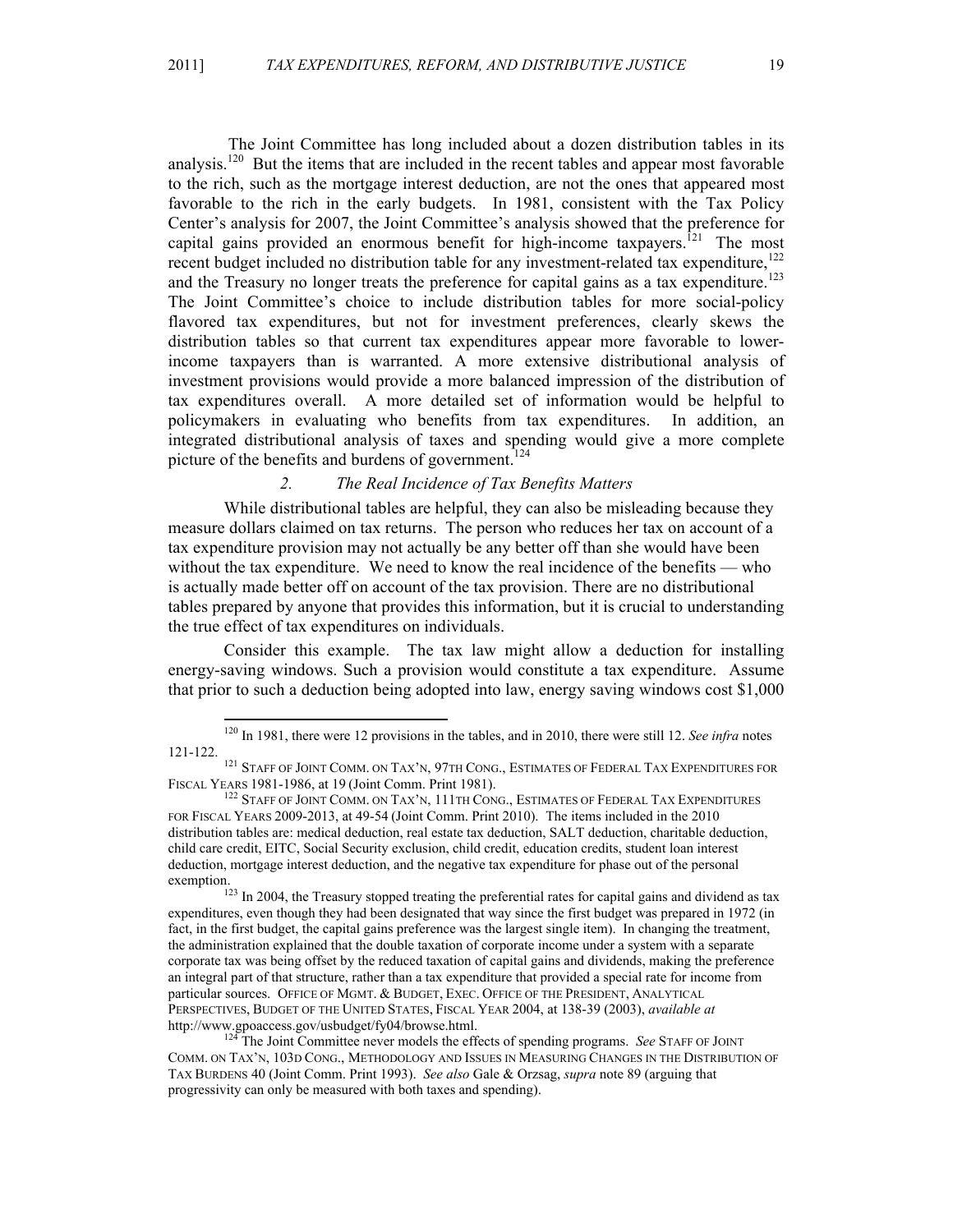The Joint Committee has long included about a dozen distribution tables in its analysis.[120] But the items that are included in the recent tables and appear most favorable to the rich, such as the mortgage interest deduction, are not the ones that appeared most favorable to the rich in the early budgets. In 1981, consistent with the Tax Policy Center's analysis for 2007, the Joint Committee's analysis showed that the preference for capital gains provided an enormous benefit for high-income taxpayers.[121] The most recent budget included no distribution table for any investment-related tax expenditure,[122] and the Treasury no longer treats the preference for capital gains as a tax expenditure.[123] The Joint Committee's choice to include distribution tables for more social-policy flavored tax expenditures, but not for investment preferences, clearly skews the distribution tables so that current tax expenditures appear more favorable to lower-income taxpayers than is warranted. A more extensive distributional analysis of investment provisions would provide a more balanced impression of the distribution of tax expenditures overall. A more detailed set of information would be helpful to policymakers in evaluating who benefits from tax expenditures. In addition, an integrated distributional analysis of taxes and spending would give a more complete picture of the benefits and burdens of government.[124]

### *2. The Real Incidence of Tax Benefits Matters*

While distributional tables are helpful, they can also be misleading because they measure dollars claimed on tax returns. The person who reduces her tax on account of a tax expenditure provision may not actually be any better off than she would have been without the tax expenditure. We need to know the real incidence of the benefits — who is actually made better off on account of the tax provision. There are no distributional tables prepared by anyone that provides this information, but it is crucial to understanding the true effect of tax expenditures on individuals.

Consider this example. The tax law might allow a deduction for installing energy-saving windows. Such a provision would constitute a tax expenditure. Assume that prior to such a deduction being adopted into law, energy saving windows cost $1,000

---

[120] In 1981, there were 12 provisions in the tables, and in 2010, there were still 12. *See infra* notes 121-122.

[121] STAFF OF JOINT COMM. ON TAX'N, 97TH CONG., ESTIMATES OF FEDERAL TAX EXPENDITURES FOR FISCAL YEARS 1981-1986, at 19 (Joint Comm. Print 1981).

[122] STAFF OF JOINT COMM. ON TAX'N, 111TH CONG., ESTIMATES OF FEDERAL TAX EXPENDITURES FOR FISCAL YEARS 2009-2013, at 49-54 (Joint Comm. Print 2010). The items included in the 2010 distribution tables are: medical deduction, real estate tax deduction, SALT deduction, charitable deduction, child care credit, EITC, Social Security exclusion, child credit, education credits, student loan interest deduction, mortgage interest deduction, and the negative tax expenditure for phase out of the personal exemption.

[123] In 2004, the Treasury stopped treating the preferential rates for capital gains and dividend as tax expenditures, even though they had been designated that way since the first budget was prepared in 1972 (in fact, in the first budget, the capital gains preference was the largest single item). In changing the treatment, the administration explained that the double taxation of corporate income under a system with a separate corporate tax was being offset by the reduced taxation of capital gains and dividends, making the preference an integral part of that structure, rather than a tax expenditure that provided a special rate for income from particular sources. OFFICE OF MGMT. & BUDGET, EXEC. OFFICE OF THE PRESIDENT, ANALYTICAL PERSPECTIVES, BUDGET OF THE UNITED STATES, FISCAL YEAR 2004, at 138-39 (2003), *available at* http://www.gpoaccess.gov/usbudget/fy04/browse.html.

[124] The Joint Committee never models the effects of spending programs. *See* STAFF OF JOINT COMM. ON TAX'N, 103D CONG., METHODOLOGY AND ISSUES IN MEASURING CHANGES IN THE DISTRIBUTION OF TAX BURDENS 40 (Joint Comm. Print 1993). *See also* Gale & Orzsag, *supra* note 89 (arguing that progressivity can only be measured with both taxes and spending).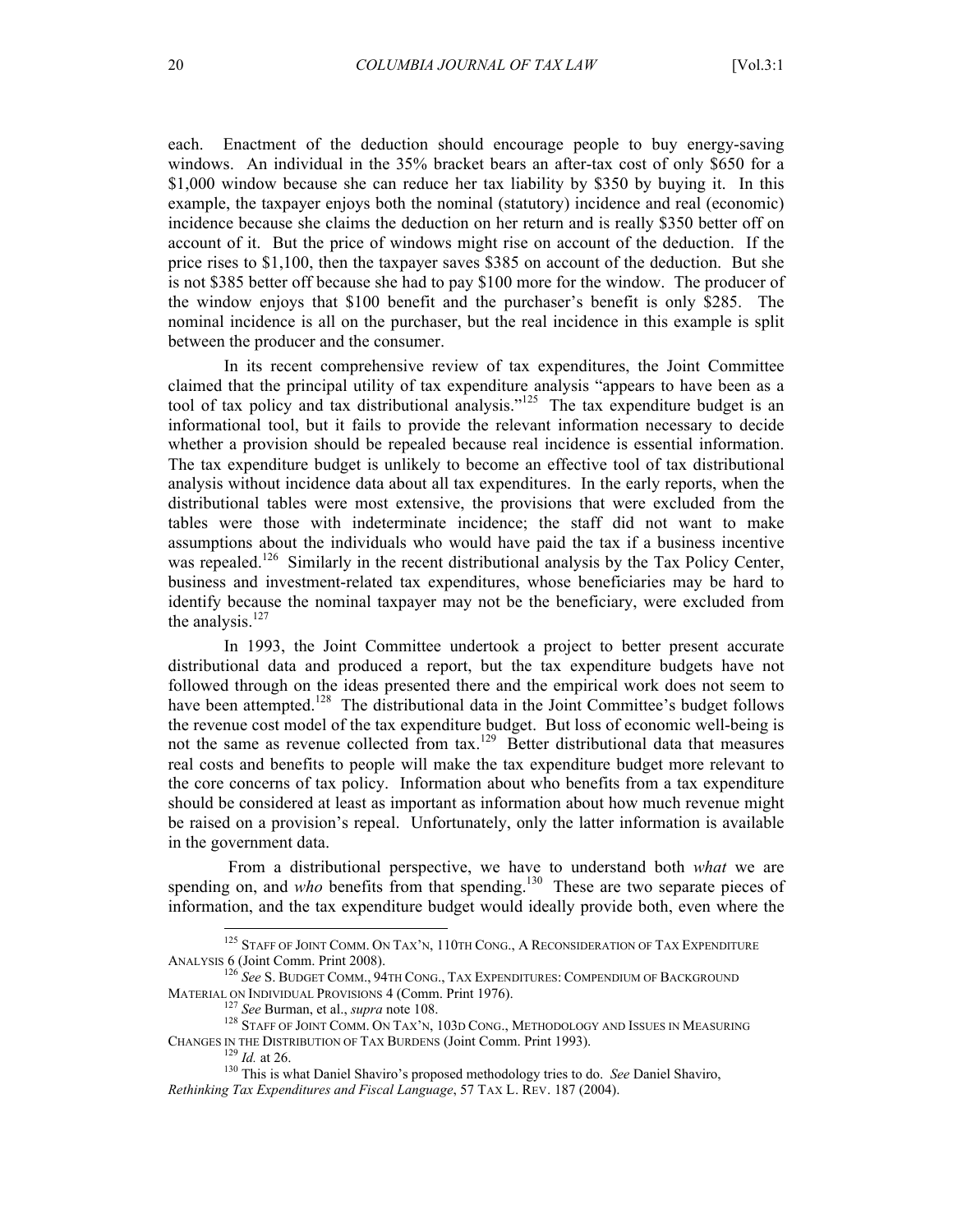each. Enactment of the deduction should encourage people to buy energy-saving windows. An individual in the 35% bracket bears an after-tax cost of only $650 for a $1,000 window because she can reduce her tax liability by $350 by buying it. In this example, the taxpayer enjoys both the nominal (statutory) incidence and real (economic) incidence because she claims the deduction on her return and is really $350 better off on account of it. But the price of windows might rise on account of the deduction. If the price rises to $1,100, then the taxpayer saves $385 on account of the deduction. But she is not $385 better off because she had to pay $100 more for the window. The producer of the window enjoys that $100 benefit and the purchaser's benefit is only $285. The nominal incidence is all on the purchaser, but the real incidence in this example is split between the producer and the consumer.

In its recent comprehensive review of tax expenditures, the Joint Committee claimed that the principal utility of tax expenditure analysis "appears to have been as a tool of tax policy and tax distributional analysis."[125] The tax expenditure budget is an informational tool, but it fails to provide the relevant information necessary to decide whether a provision should be repealed because real incidence is essential information. The tax expenditure budget is unlikely to become an effective tool of tax distributional analysis without incidence data about all tax expenditures. In the early reports, when the distributional tables were most extensive, the provisions that were excluded from the tables were those with indeterminate incidence; the staff did not want to make assumptions about the individuals who would have paid the tax if a business incentive was repealed.[126] Similarly in the recent distributional analysis by the Tax Policy Center, business and investment-related tax expenditures, whose beneficiaries may be hard to identify because the nominal taxpayer may not be the beneficiary, were excluded from the analysis.[127]

In 1993, the Joint Committee undertook a project to better present accurate distributional data and produced a report, but the tax expenditure budgets have not followed through on the ideas presented there and the empirical work does not seem to have been attempted.[128] The distributional data in the Joint Committee's budget follows the revenue cost model of the tax expenditure budget. But loss of economic well-being is not the same as revenue collected from tax.[129] Better distributional data that measures real costs and benefits to people will make the tax expenditure budget more relevant to the core concerns of tax policy. Information about who benefits from a tax expenditure should be considered at least as important as information about how much revenue might be raised on a provision's repeal. Unfortunately, only the latter information is available in the government data.

From a distributional perspective, we have to understand both *what* we are spending on, and *who* benefits from that spending.[130] These are two separate pieces of information, and the tax expenditure budget would ideally provide both, even where the

---

[125] STAFF OF JOINT COMM. ON TAX'N, 110TH CONG., A RECONSIDERATION OF TAX EXPENDITURE ANALYSIS 6 (Joint Comm. Print 2008).

[126] *See* S. BUDGET COMM., 94TH CONG., TAX EXPENDITURES: COMPENDIUM OF BACKGROUND MATERIAL ON INDIVIDUAL PROVISIONS 4 (Comm. Print 1976).

[127] *See* Burman, et al., *supra* note 108.

[128] STAFF OF JOINT COMM. ON TAX'N, 103D CONG., METHODOLOGY AND ISSUES IN MEASURING CHANGES IN THE DISTRIBUTION OF TAX BURDENS (Joint Comm. Print 1993).

[129] *Id.* at 26.

[130] This is what Daniel Shaviro's proposed methodology tries to do. *See* Daniel Shaviro, *Rethinking Tax Expenditures and Fiscal Language*, 57 TAX L. REV. 187 (2004).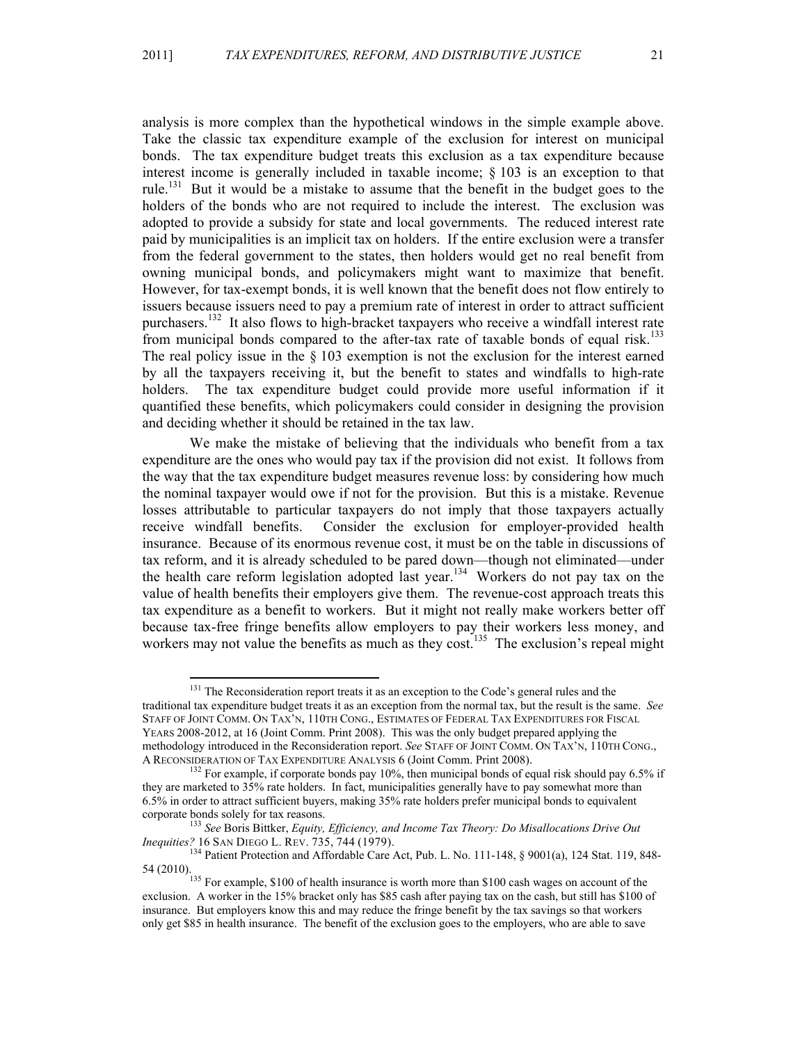analysis is more complex than the hypothetical windows in the simple example above. Take the classic tax expenditure example of the exclusion for interest on municipal bonds. The tax expenditure budget treats this exclusion as a tax expenditure because interest income is generally included in taxable income; § 103 is an exception to that rule.[131] But it would be a mistake to assume that the benefit in the budget goes to the holders of the bonds who are not required to include the interest. The exclusion was adopted to provide a subsidy for state and local governments. The reduced interest rate paid by municipalities is an implicit tax on holders. If the entire exclusion were a transfer from the federal government to the states, then holders would get no real benefit from owning municipal bonds, and policymakers might want to maximize that benefit. However, for tax-exempt bonds, it is well known that the benefit does not flow entirely to issuers because issuers need to pay a premium rate of interest in order to attract sufficient purchasers.[132] It also flows to high-bracket taxpayers who receive a windfall interest rate from municipal bonds compared to the after-tax rate of taxable bonds of equal risk.[133] The real policy issue in the § 103 exemption is not the exclusion for the interest earned by all the taxpayers receiving it, but the benefit to states and windfalls to high-rate holders. The tax expenditure budget could provide more useful information if it quantified these benefits, which policymakers could consider in designing the provision and deciding whether it should be retained in the tax law.

We make the mistake of believing that the individuals who benefit from a tax expenditure are the ones who would pay tax if the provision did not exist. It follows from the way that the tax expenditure budget measures revenue loss: by considering how much the nominal taxpayer would owe if not for the provision. But this is a mistake. Revenue losses attributable to particular taxpayers do not imply that those taxpayers actually receive windfall benefits. Consider the exclusion for employer-provided health insurance. Because of its enormous revenue cost, it must be on the table in discussions of tax reform, and it is already scheduled to be pared down—though not eliminated—under the health care reform legislation adopted last year.[134] Workers do not pay tax on the value of health benefits their employers give them. The revenue-cost approach treats this tax expenditure as a benefit to workers. But it might not really make workers better off because tax-free fringe benefits allow employers to pay their workers less money, and workers may not value the benefits as much as they cost.[135] The exclusion's repeal might

---

[131] The Reconsideration report treats it as an exception to the Code's general rules and the traditional tax expenditure budget treats it as an exception from the normal tax, but the result is the same. *See* STAFF OF JOINT COMM. ON TAX'N, 110TH CONG., ESTIMATES OF FEDERAL TAX EXPENDITURES FOR FISCAL YEARS 2008-2012, at 16 (Joint Comm. Print 2008). This was the only budget prepared applying the methodology introduced in the Reconsideration report. *See* STAFF OF JOINT COMM. ON TAX'N, 110TH CONG., A RECONSIDERATION OF TAX EXPENDITURE ANALYSIS 6 (Joint Comm. Print 2008).

[132] For example, if corporate bonds pay 10%, then municipal bonds of equal risk should pay 6.5% if they are marketed to 35% rate holders. In fact, municipalities generally have to pay somewhat more than 6.5% in order to attract sufficient buyers, making 35% rate holders prefer municipal bonds to equivalent corporate bonds solely for tax reasons.

[133] *See* Boris Bittker, *Equity, Efficiency, and Income Tax Theory: Do Misallocations Drive Out Inequities?* 16 SAN DIEGO L. REV. 735, 744 (1979).

[134] Patient Protection and Affordable Care Act, Pub. L. No. 111-148, § 9001(a), 124 Stat. 119, 848-54 (2010).

[135] For example, $100 of health insurance is worth more than $100 cash wages on account of the exclusion. A worker in the 15% bracket only has $85 cash after paying tax on the cash, but still has $100 of insurance. But employers know this and may reduce the fringe benefit by the tax savings so that workers only get $85 in health insurance. The benefit of the exclusion goes to the employers, who are able to save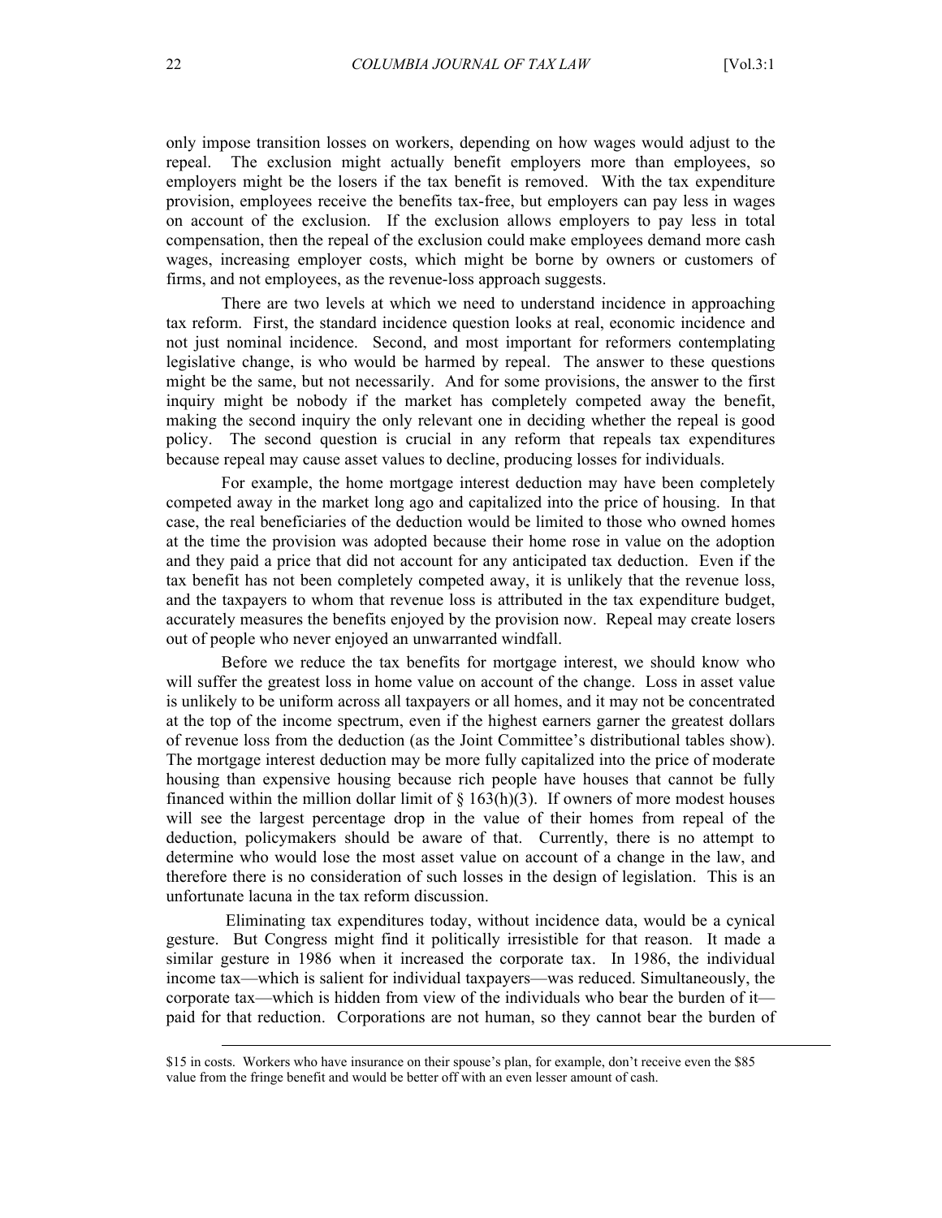only impose transition losses on workers, depending on how wages would adjust to the repeal. The exclusion might actually benefit employers more than employees, so employers might be the losers if the tax benefit is removed. With the tax expenditure provision, employees receive the benefits tax-free, but employers can pay less in wages on account of the exclusion. If the exclusion allows employers to pay less in total compensation, then the repeal of the exclusion could make employees demand more cash wages, increasing employer costs, which might be borne by owners or customers of firms, and not employees, as the revenue-loss approach suggests.

There are two levels at which we need to understand incidence in approaching tax reform. First, the standard incidence question looks at real, economic incidence and not just nominal incidence. Second, and most important for reformers contemplating legislative change, is who would be harmed by repeal. The answer to these questions might be the same, but not necessarily. And for some provisions, the answer to the first inquiry might be nobody if the market has completely competed away the benefit, making the second inquiry the only relevant one in deciding whether the repeal is good policy. The second question is crucial in any reform that repeals tax expenditures because repeal may cause asset values to decline, producing losses for individuals.

For example, the home mortgage interest deduction may have been completely competed away in the market long ago and capitalized into the price of housing. In that case, the real beneficiaries of the deduction would be limited to those who owned homes at the time the provision was adopted because their home rose in value on the adoption and they paid a price that did not account for any anticipated tax deduction. Even if the tax benefit has not been completely competed away, it is unlikely that the revenue loss, and the taxpayers to whom that revenue loss is attributed in the tax expenditure budget, accurately measures the benefits enjoyed by the provision now. Repeal may create losers out of people who never enjoyed an unwarranted windfall.

Before we reduce the tax benefits for mortgage interest, we should know who will suffer the greatest loss in home value on account of the change. Loss in asset value is unlikely to be uniform across all taxpayers or all homes, and it may not be concentrated at the top of the income spectrum, even if the highest earners garner the greatest dollars of revenue loss from the deduction (as the Joint Committee's distributional tables show). The mortgage interest deduction may be more fully capitalized into the price of moderate housing than expensive housing because rich people have houses that cannot be fully financed within the million dollar limit of § 163(h)(3). If owners of more modest houses will see the largest percentage drop in the value of their homes from repeal of the deduction, policymakers should be aware of that. Currently, there is no attempt to determine who would lose the most asset value on account of a change in the law, and therefore there is no consideration of such losses in the design of legislation. This is an unfortunate lacuna in the tax reform discussion.

Eliminating tax expenditures today, without incidence data, would be a cynical gesture. But Congress might find it politically irresistible for that reason. It made a similar gesture in 1986 when it increased the corporate tax. In 1986, the individual income tax—which is salient for individual taxpayers—was reduced. Simultaneously, the corporate tax—which is hidden from view of the individuals who bear the burden of it—paid for that reduction. Corporations are not human, so they cannot bear the burden of

---

$15 in costs. Workers who have insurance on their spouse's plan, for example, don't receive even the $85 value from the fringe benefit and would be better off with an even lesser amount of cash.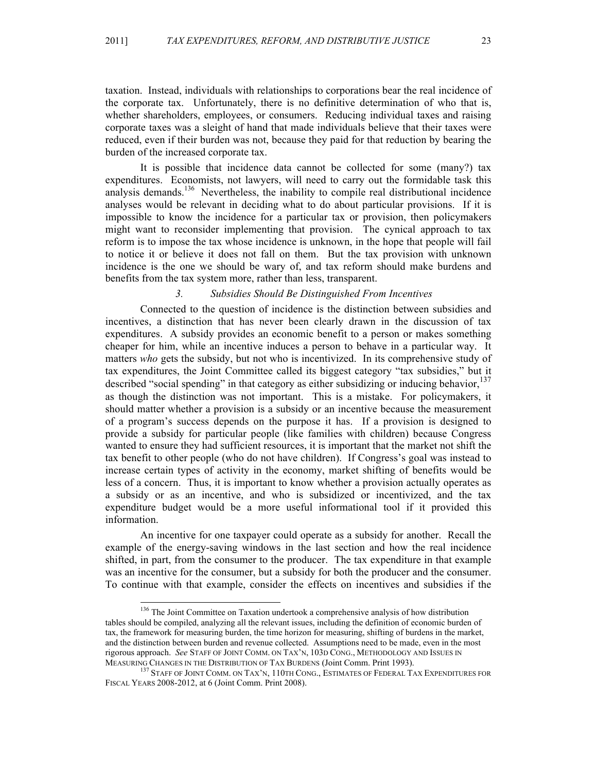taxation. Instead, individuals with relationships to corporations bear the real incidence of the corporate tax. Unfortunately, there is no definitive determination of who that is, whether shareholders, employees, or consumers. Reducing individual taxes and raising corporate taxes was a sleight of hand that made individuals believe that their taxes were reduced, even if their burden was not, because they paid for that reduction by bearing the burden of the increased corporate tax.

It is possible that incidence data cannot be collected for some (many?) tax expenditures. Economists, not lawyers, will need to carry out the formidable task this analysis demands.[136] Nevertheless, the inability to compile real distributional incidence analyses would be relevant in deciding what to do about particular provisions. If it is impossible to know the incidence for a particular tax or provision, then policymakers might want to reconsider implementing that provision. The cynical approach to tax reform is to impose the tax whose incidence is unknown, in the hope that people will fail to notice it or believe it does not fall on them. But the tax provision with unknown incidence is the one we should be wary of, and tax reform should make burdens and benefits from the tax system more, rather than less, transparent.

### *3. Subsidies Should Be Distinguished From Incentives*

Connected to the question of incidence is the distinction between subsidies and incentives, a distinction that has never been clearly drawn in the discussion of tax expenditures. A subsidy provides an economic benefit to a person or makes something cheaper for him, while an incentive induces a person to behave in a particular way. It matters *who* gets the subsidy, but not who is incentivized. In its comprehensive study of tax expenditures, the Joint Committee called its biggest category "tax subsidies," but it described "social spending" in that category as either subsidizing or inducing behavior,[137] as though the distinction was not important. This is a mistake. For policymakers, it should matter whether a provision is a subsidy or an incentive because the measurement of a program's success depends on the purpose it has. If a provision is designed to provide a subsidy for particular people (like families with children) because Congress wanted to ensure they had sufficient resources, it is important that the market not shift the tax benefit to other people (who do not have children). If Congress's goal was instead to increase certain types of activity in the economy, market shifting of benefits would be less of a concern. Thus, it is important to know whether a provision actually operates as a subsidy or as an incentive, and who is subsidized or incentivized, and the tax expenditure budget would be a more useful informational tool if it provided this information.

An incentive for one taxpayer could operate as a subsidy for another. Recall the example of the energy-saving windows in the last section and how the real incidence shifted, in part, from the consumer to the producer. The tax expenditure in that example was an incentive for the consumer, but a subsidy for both the producer and the consumer. To continue with that example, consider the effects on incentives and subsidies if the

---

[136] The Joint Committee on Taxation undertook a comprehensive analysis of how distribution tables should be compiled, analyzing all the relevant issues, including the definition of economic burden of tax, the framework for measuring burden, the time horizon for measuring, shifting of burdens in the market, and the distinction between burden and revenue collected. Assumptions need to be made, even in the most rigorous approach. *See* STAFF OF JOINT COMM. ON TAX'N, 103D CONG., METHODOLOGY AND ISSUES IN MEASURING CHANGES IN THE DISTRIBUTION OF TAX BURDENS (Joint Comm. Print 1993).

[137] STAFF OF JOINT COMM. ON TAX'N, 110TH CONG., ESTIMATES OF FEDERAL TAX EXPENDITURES FOR FISCAL YEARS 2008-2012, at 6 (Joint Comm. Print 2008).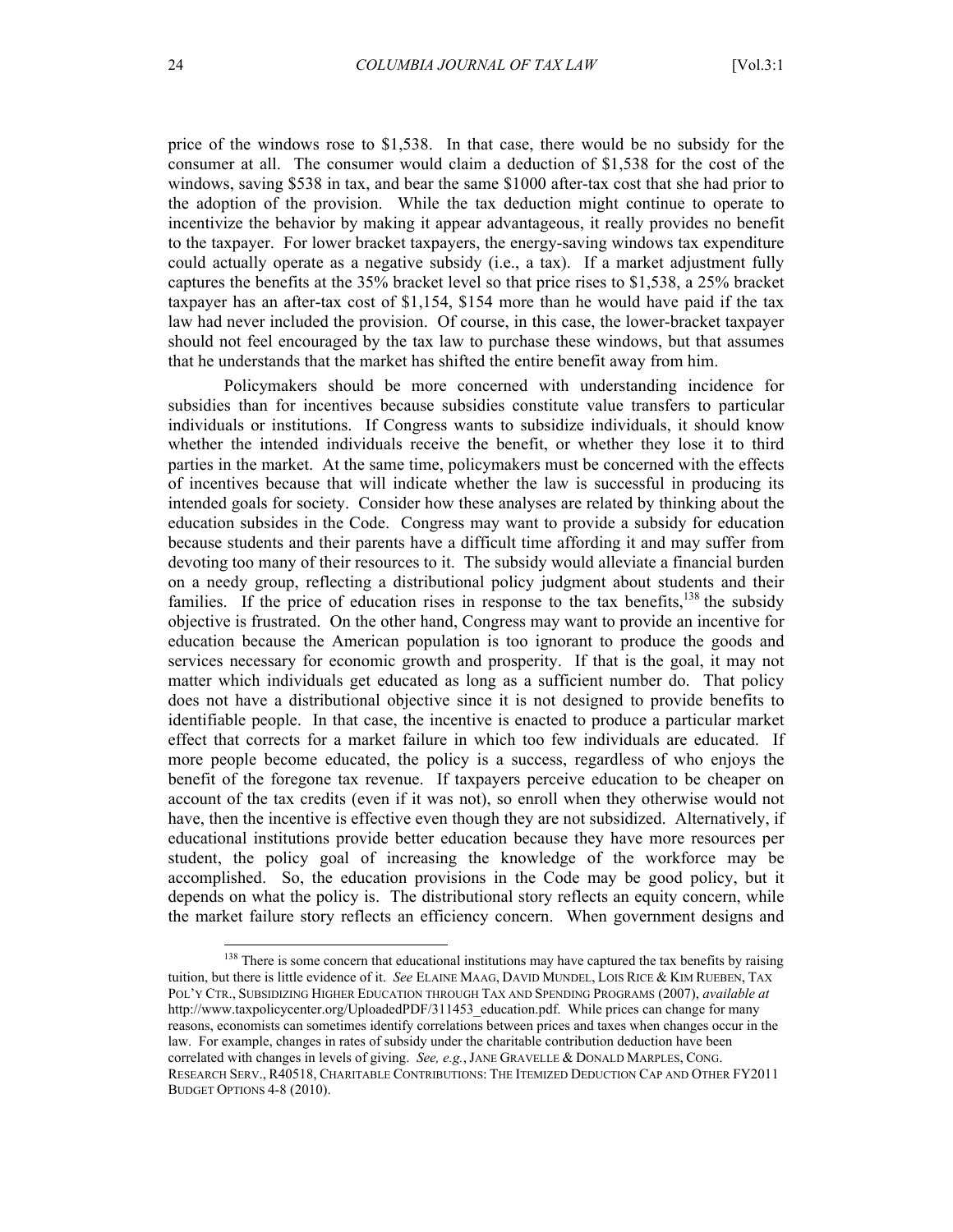price of the windows rose to $1,538. In that case, there would be no subsidy for the consumer at all. The consumer would claim a deduction of $1,538 for the cost of the windows, saving $538 in tax, and bear the same $1000 after-tax cost that she had prior to the adoption of the provision. While the tax deduction might continue to operate to incentivize the behavior by making it appear advantageous, it really provides no benefit to the taxpayer. For lower bracket taxpayers, the energy-saving windows tax expenditure could actually operate as a negative subsidy (i.e., a tax). If a market adjustment fully captures the benefits at the 35% bracket level so that price rises to $1,538, a 25% bracket taxpayer has an after-tax cost of $1,154, $154 more than he would have paid if the tax law had never included the provision. Of course, in this case, the lower-bracket taxpayer should not feel encouraged by the tax law to purchase these windows, but that assumes that he understands that the market has shifted the entire benefit away from him.

Policymakers should be more concerned with understanding incidence for subsidies than for incentives because subsidies constitute value transfers to particular individuals or institutions. If Congress wants to subsidize individuals, it should know whether the intended individuals receive the benefit, or whether they lose it to third parties in the market. At the same time, policymakers must be concerned with the effects of incentives because that will indicate whether the law is successful in producing its intended goals for society. Consider how these analyses are related by thinking about the education subsides in the Code. Congress may want to provide a subsidy for education because students and their parents have a difficult time affording it and may suffer from devoting too many of their resources to it. The subsidy would alleviate a financial burden on a needy group, reflecting a distributional policy judgment about students and their families. If the price of education rises in response to the tax benefits,[138] the subsidy objective is frustrated. On the other hand, Congress may want to provide an incentive for education because the American population is too ignorant to produce the goods and services necessary for economic growth and prosperity. If that is the goal, it may not matter which individuals get educated as long as a sufficient number do. That policy does not have a distributional objective since it is not designed to provide benefits to identifiable people. In that case, the incentive is enacted to produce a particular market effect that corrects for a market failure in which too few individuals are educated. If more people become educated, the policy is a success, regardless of who enjoys the benefit of the foregone tax revenue. If taxpayers perceive education to be cheaper on account of the tax credits (even if it was not), so enroll when they otherwise would not have, then the incentive is effective even though they are not subsidized. Alternatively, if educational institutions provide better education because they have more resources per student, the policy goal of increasing the knowledge of the workforce may be accomplished. So, the education provisions in the Code may be good policy, but it depends on what the policy is. The distributional story reflects an equity concern, while the market failure story reflects an efficiency concern. When government designs and

---

[138] There is some concern that educational institutions may have captured the tax benefits by raising tuition, but there is little evidence of it. *See* ELAINE MAAG, DAVID MUNDEL, LOIS RICE & KIM RUEBEN, TAX POL'Y CTR., SUBSIDIZING HIGHER EDUCATION THROUGH TAX AND SPENDING PROGRAMS (2007), *available at* http://www.taxpolicycenter.org/UploadedPDF/311453_education.pdf. While prices can change for many reasons, economists can sometimes identify correlations between prices and taxes when changes occur in the law. For example, changes in rates of subsidy under the charitable contribution deduction have been correlated with changes in levels of giving. *See, e.g.*, JANE GRAVELLE & DONALD MARPLES, CONG. RESEARCH SERV., R40518, CHARITABLE CONTRIBUTIONS: THE ITEMIZED DEDUCTION CAP AND OTHER FY2011 BUDGET OPTIONS 4-8 (2010).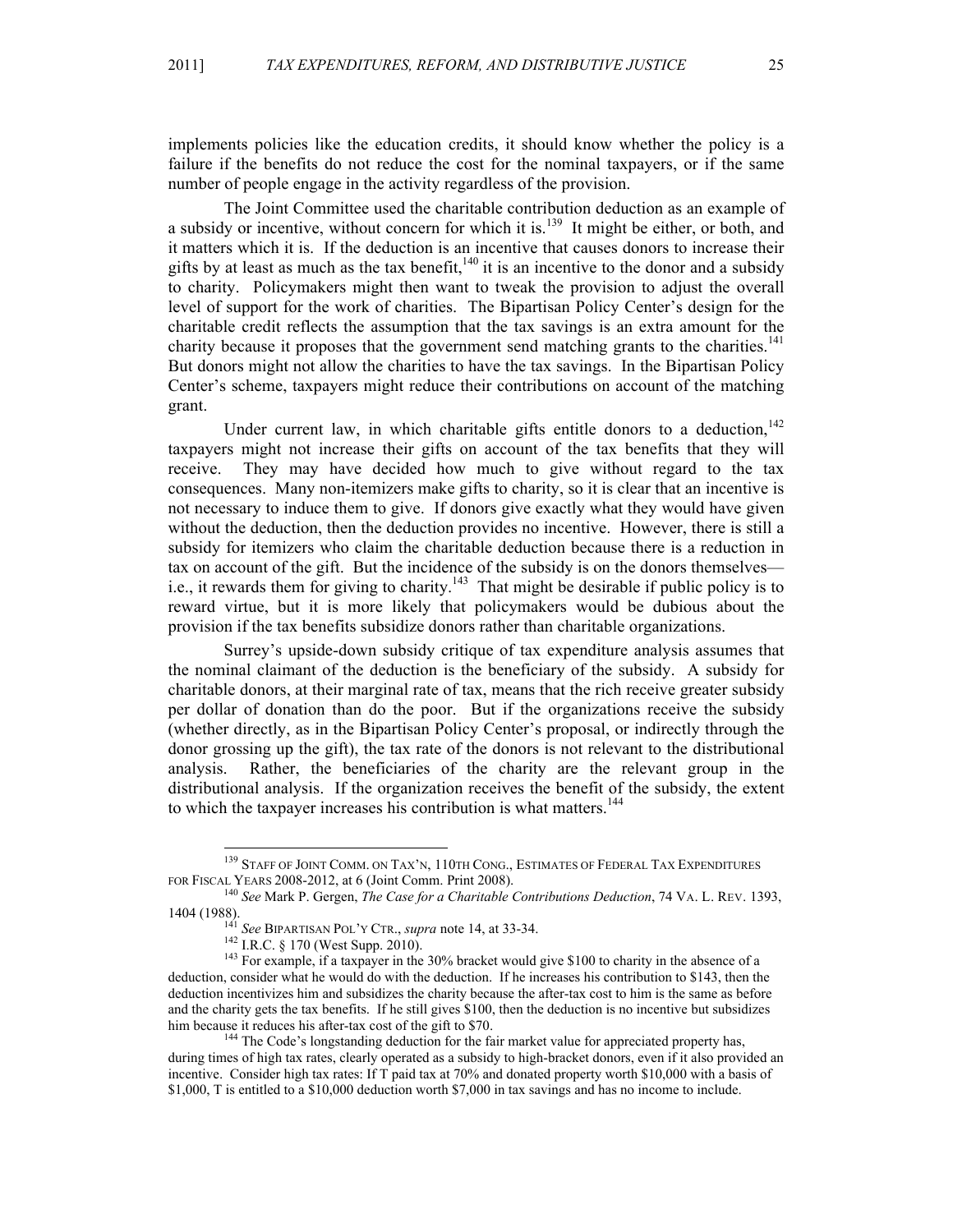implements policies like the education credits, it should know whether the policy is a failure if the benefits do not reduce the cost for the nominal taxpayers, or if the same number of people engage in the activity regardless of the provision.

The Joint Committee used the charitable contribution deduction as an example of a subsidy or incentive, without concern for which it is.[139] It might be either, or both, and it matters which it is. If the deduction is an incentive that causes donors to increase their gifts by at least as much as the tax benefit,[140] it is an incentive to the donor and a subsidy to charity. Policymakers might then want to tweak the provision to adjust the overall level of support for the work of charities. The Bipartisan Policy Center's design for the charitable credit reflects the assumption that the tax savings is an extra amount for the charity because it proposes that the government send matching grants to the charities.[141] But donors might not allow the charities to have the tax savings. In the Bipartisan Policy Center's scheme, taxpayers might reduce their contributions on account of the matching grant.

Under current law, in which charitable gifts entitle donors to a deduction,[142] taxpayers might not increase their gifts on account of the tax benefits that they will receive. They may have decided how much to give without regard to the tax consequences. Many non-itemizers make gifts to charity, so it is clear that an incentive is not necessary to induce them to give. If donors give exactly what they would have given without the deduction, then the deduction provides no incentive. However, there is still a subsidy for itemizers who claim the charitable deduction because there is a reduction in tax on account of the gift. But the incidence of the subsidy is on the donors themselves—i.e., it rewards them for giving to charity.[143] That might be desirable if public policy is to reward virtue, but it is more likely that policymakers would be dubious about the provision if the tax benefits subsidize donors rather than charitable organizations.

Surrey's upside-down subsidy critique of tax expenditure analysis assumes that the nominal claimant of the deduction is the beneficiary of the subsidy. A subsidy for charitable donors, at their marginal rate of tax, means that the rich receive greater subsidy per dollar of donation than do the poor. But if the organizations receive the subsidy (whether directly, as in the Bipartisan Policy Center's proposal, or indirectly through the donor grossing up the gift), the tax rate of the donors is not relevant to the distributional analysis. Rather, the beneficiaries of the charity are the relevant group in the distributional analysis. If the organization receives the benefit of the subsidy, the extent to which the taxpayer increases his contribution is what matters.[144]

---

[139] STAFF OF JOINT COMM. ON TAX'N, 110TH CONG., ESTIMATES OF FEDERAL TAX EXPENDITURES FOR FISCAL YEARS 2008-2012, at 6 (Joint Comm. Print 2008).

[140] *See* Mark P. Gergen, *The Case for a Charitable Contributions Deduction*, 74 VA. L. REV. 1393, 1404 (1988).

[141] *See* BIPARTISAN POL'Y CTR., *supra* note 14, at 33-34.

[142] I.R.C. § 170 (West Supp. 2010).

[143] For example, if a taxpayer in the 30% bracket would give $100 to charity in the absence of a deduction, consider what he would do with the deduction. If he increases his contribution to $143, then the deduction incentivizes him and subsidizes the charity because the after-tax cost to him is the same as before and the charity gets the tax benefits. If he still gives $100, then the deduction is no incentive but subsidizes him because it reduces his after-tax cost of the gift to $70.

[144] The Code's longstanding deduction for the fair market value for appreciated property has, during times of high tax rates, clearly operated as a subsidy to high-bracket donors, even if it also provided an incentive. Consider high tax rates: If T paid tax at 70% and donated property worth $10,000 with a basis of $1,000, T is entitled to a $10,000 deduction worth $7,000 in tax savings and has no income to include.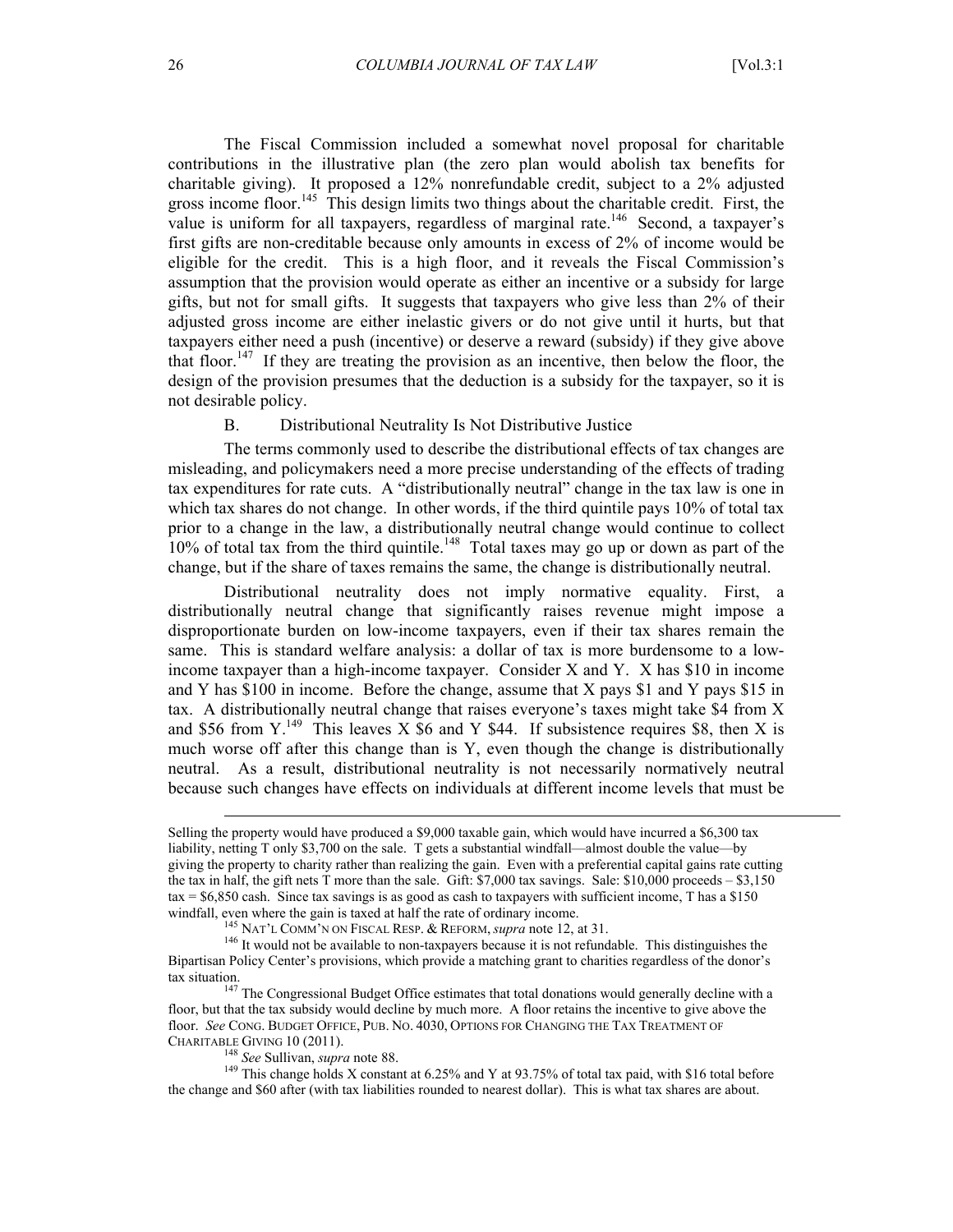The Fiscal Commission included a somewhat novel proposal for charitable contributions in the illustrative plan (the zero plan would abolish tax benefits for charitable giving). It proposed a 12% nonrefundable credit, subject to a 2% adjusted gross income floor.[145] This design limits two things about the charitable credit. First, the value is uniform for all taxpayers, regardless of marginal rate.[146] Second, a taxpayer's first gifts are non-creditable because only amounts in excess of 2% of income would be eligible for the credit. This is a high floor, and it reveals the Fiscal Commission's assumption that the provision would operate as either an incentive or a subsidy for large gifts, but not for small gifts. It suggests that taxpayers who give less than 2% of their adjusted gross income are either inelastic givers or do not give until it hurts, but that taxpayers either need a push (incentive) or deserve a reward (subsidy) if they give above that floor.[147] If they are treating the provision as an incentive, then below the floor, the design of the provision presumes that the deduction is a subsidy for the taxpayer, so it is not desirable policy.

### B. Distributional Neutrality Is Not Distributive Justice

The terms commonly used to describe the distributional effects of tax changes are misleading, and policymakers need a more precise understanding of the effects of trading tax expenditures for rate cuts. A "distributionally neutral" change in the tax law is one in which tax shares do not change. In other words, if the third quintile pays 10% of total tax prior to a change in the law, a distributionally neutral change would continue to collect 10% of total tax from the third quintile.[148] Total taxes may go up or down as part of the change, but if the share of taxes remains the same, the change is distributionally neutral.

Distributional neutrality does not imply normative equality. First, a distributionally neutral change that significantly raises revenue might impose a disproportionate burden on low-income taxpayers, even if their tax shares remain the same. This is standard welfare analysis: a dollar of tax is more burdensome to a low-income taxpayer than a high-income taxpayer. Consider X and Y. X has \$10 in income and Y has \$100 in income. Before the change, assume that X pays \$1 and Y pays \$15 in tax. A distributionally neutral change that raises everyone's taxes might take \$4 from X and \$56 from Y.[149] This leaves X \$6 and Y \$44. If subsistence requires \$8, then X is much worse off after this change than is Y, even though the change is distributionally neutral. As a result, distributional neutrality is not necessarily normatively neutral because such changes have effects on individuals at different income levels that must be

---

Selling the property would have produced a \$9,000 taxable gain, which would have incurred a \$6,300 tax liability, netting T only \$3,700 on the sale. T gets a substantial windfall—almost double the value—by giving the property to charity rather than realizing the gain. Even with a preferential capital gains rate cutting the tax in half, the gift nets T more than the sale. Gift: \$7,000 tax savings. Sale: \$10,000 proceeds – \$3,150 tax = \$6,850 cash. Since tax savings is as good as cash to taxpayers with sufficient income, T has a \$150 windfall, even where the gain is taxed at half the rate of ordinary income.

[145] NAT'L COMM'N ON FISCAL RESP. & REFORM, *supra* note 12, at 31.

[146] It would not be available to non-taxpayers because it is not refundable. This distinguishes the Bipartisan Policy Center's provisions, which provide a matching grant to charities regardless of the donor's tax situation.

[147] The Congressional Budget Office estimates that total donations would generally decline with a floor, but that the tax subsidy would decline by much more. A floor retains the incentive to give above the floor. *See* CONG. BUDGET OFFICE, PUB. NO. 4030, OPTIONS FOR CHANGING THE TAX TREATMENT OF CHARITABLE GIVING 10 (2011).

[148] *See* Sullivan, *supra* note 88.

[149] This change holds X constant at 6.25% and Y at 93.75% of total tax paid, with \$16 total before the change and \$60 after (with tax liabilities rounded to nearest dollar). This is what tax shares are about.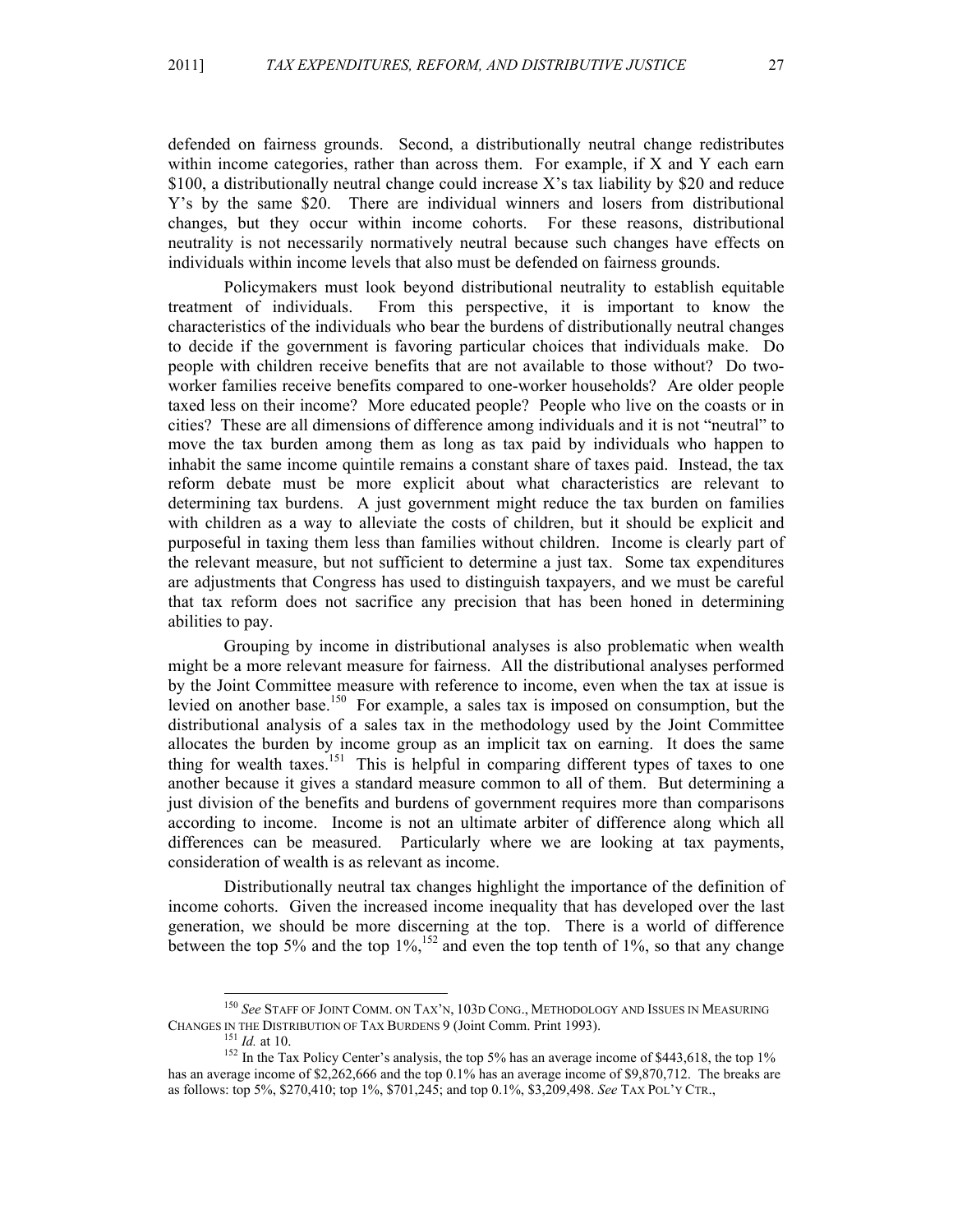defended on fairness grounds. Second, a distributionally neutral change redistributes within income categories, rather than across them. For example, if X and Y each earn \$100, a distributionally neutral change could increase X's tax liability by \$20 and reduce Y's by the same \$20. There are individual winners and losers from distributional changes, but they occur within income cohorts. For these reasons, distributional neutrality is not necessarily normatively neutral because such changes have effects on individuals within income levels that also must be defended on fairness grounds.

Policymakers must look beyond distributional neutrality to establish equitable treatment of individuals. From this perspective, it is important to know the characteristics of the individuals who bear the burdens of distributionally neutral changes to decide if the government is favoring particular choices that individuals make. Do people with children receive benefits that are not available to those without? Do two-worker families receive benefits compared to one-worker households? Are older people taxed less on their income? More educated people? People who live on the coasts or in cities? These are all dimensions of difference among individuals and it is not "neutral" to move the tax burden among them as long as tax paid by individuals who happen to inhabit the same income quintile remains a constant share of taxes paid. Instead, the tax reform debate must be more explicit about what characteristics are relevant to determining tax burdens. A just government might reduce the tax burden on families with children as a way to alleviate the costs of children, but it should be explicit and purposeful in taxing them less than families without children. Income is clearly part of the relevant measure, but not sufficient to determine a just tax. Some tax expenditures are adjustments that Congress has used to distinguish taxpayers, and we must be careful that tax reform does not sacrifice any precision that has been honed in determining abilities to pay.

Grouping by income in distributional analyses is also problematic when wealth might be a more relevant measure for fairness. All the distributional analyses performed by the Joint Committee measure with reference to income, even when the tax at issue is levied on another base.[150] For example, a sales tax is imposed on consumption, but the distributional analysis of a sales tax in the methodology used by the Joint Committee allocates the burden by income group as an implicit tax on earning. It does the same thing for wealth taxes.[151] This is helpful in comparing different types of taxes to one another because it gives a standard measure common to all of them. But determining a just division of the benefits and burdens of government requires more than comparisons according to income. Income is not an ultimate arbiter of difference along which all differences can be measured. Particularly where we are looking at tax payments, consideration of wealth is as relevant as income.

Distributionally neutral tax changes highlight the importance of the definition of income cohorts. Given the increased income inequality that has developed over the last generation, we should be more discerning at the top. There is a world of difference between the top 5% and the top 1%,[152] and even the top tenth of 1%, so that any change

---

[150] *See* STAFF OF JOINT COMM. ON TAX'N, 103D CONG., METHODOLOGY AND ISSUES IN MEASURING CHANGES IN THE DISTRIBUTION OF TAX BURDENS 9 (Joint Comm. Print 1993).

[151] *Id.* at 10.

[152] In the Tax Policy Center's analysis, the top 5% has an average income of \$443,618, the top 1% has an average income of \$2,262,666 and the top 0.1% has an average income of \$9,870,712. The breaks are as follows: top 5%, \$270,410; top 1%, \$701,245; and top 0.1%, \$3,209,498. *See* TAX POL'Y CTR.,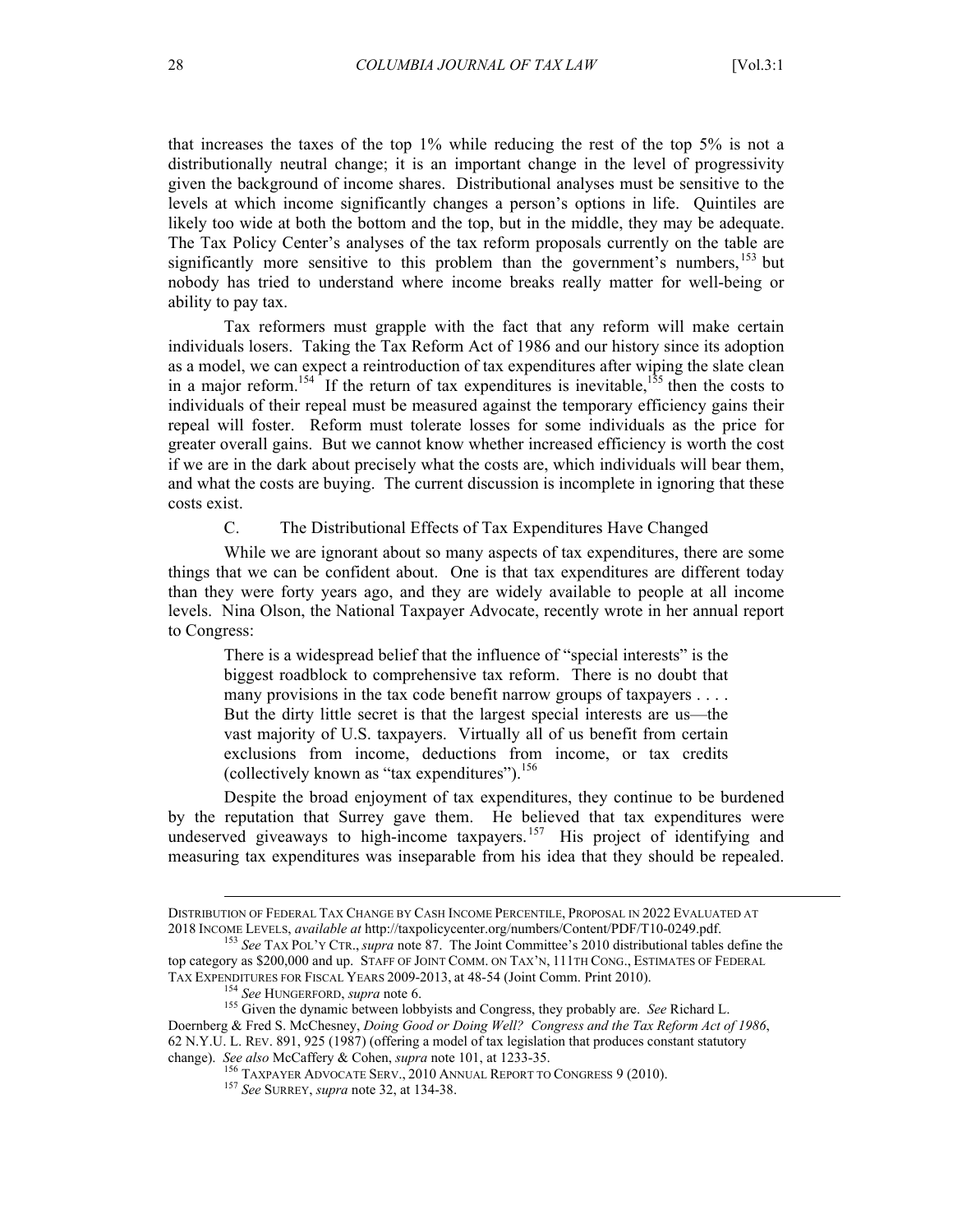that increases the taxes of the top 1% while reducing the rest of the top 5% is not a distributionally neutral change; it is an important change in the level of progressivity given the background of income shares. Distributional analyses must be sensitive to the levels at which income significantly changes a person's options in life. Quintiles are likely too wide at both the bottom and the top, but in the middle, they may be adequate. The Tax Policy Center's analyses of the tax reform proposals currently on the table are significantly more sensitive to this problem than the government's numbers,[153] but nobody has tried to understand where income breaks really matter for well-being or ability to pay tax.

Tax reformers must grapple with the fact that any reform will make certain individuals losers. Taking the Tax Reform Act of 1986 and our history since its adoption as a model, we can expect a reintroduction of tax expenditures after wiping the slate clean in a major reform.[154] If the return of tax expenditures is inevitable,[155] then the costs to individuals of their repeal must be measured against the temporary efficiency gains their repeal will foster. Reform must tolerate losses for some individuals as the price for greater overall gains. But we cannot know whether increased efficiency is worth the cost if we are in the dark about precisely what the costs are, which individuals will bear them, and what the costs are buying. The current discussion is incomplete in ignoring that these costs exist.

### C. The Distributional Effects of Tax Expenditures Have Changed

While we are ignorant about so many aspects of tax expenditures, there are some things that we can be confident about. One is that tax expenditures are different today than they were forty years ago, and they are widely available to people at all income levels. Nina Olson, the National Taxpayer Advocate, recently wrote in her annual report to Congress:

> There is a widespread belief that the influence of "special interests" is the biggest roadblock to comprehensive tax reform. There is no doubt that many provisions in the tax code benefit narrow groups of taxpayers . . . . But the dirty little secret is that the largest special interests are us—the vast majority of U.S. taxpayers. Virtually all of us benefit from certain exclusions from income, deductions from income, or tax credits (collectively known as "tax expenditures").[156]

Despite the broad enjoyment of tax expenditures, they continue to be burdened by the reputation that Surrey gave them. He believed that tax expenditures were undeserved giveaways to high-income taxpayers.[157] His project of identifying and measuring tax expenditures was inseparable from his idea that they should be repealed.

---

DISTRIBUTION OF FEDERAL TAX CHANGE BY CASH INCOME PERCENTILE, PROPOSAL IN 2022 EVALUATED AT 2018 INCOME LEVELS, *available at* http://taxpolicycenter.org/numbers/Content/PDF/T10-0249.pdf.

[153] *See* TAX POL'Y CTR., *supra* note 87. The Joint Committee's 2010 distributional tables define the top category as $200,000 and up. STAFF OF JOINT COMM. ON TAX'N, 111TH CONG., ESTIMATES OF FEDERAL TAX EXPENDITURES FOR FISCAL YEARS 2009-2013, at 48-54 (Joint Comm. Print 2010).

[154] *See* HUNGERFORD, *supra* note 6.

[155] Given the dynamic between lobbyists and Congress, they probably are. *See* Richard L. Doernberg & Fred S. McChesney, *Doing Good or Doing Well? Congress and the Tax Reform Act of 1986*, 62 N.Y.U. L. REV. 891, 925 (1987) (offering a model of tax legislation that produces constant statutory change). *See also* McCaffery & Cohen, *supra* note 101, at 1233-35.

[156] TAXPAYER ADVOCATE SERV., 2010 ANNUAL REPORT TO CONGRESS 9 (2010).

[157] *See* SURREY, *supra* note 32, at 134-38.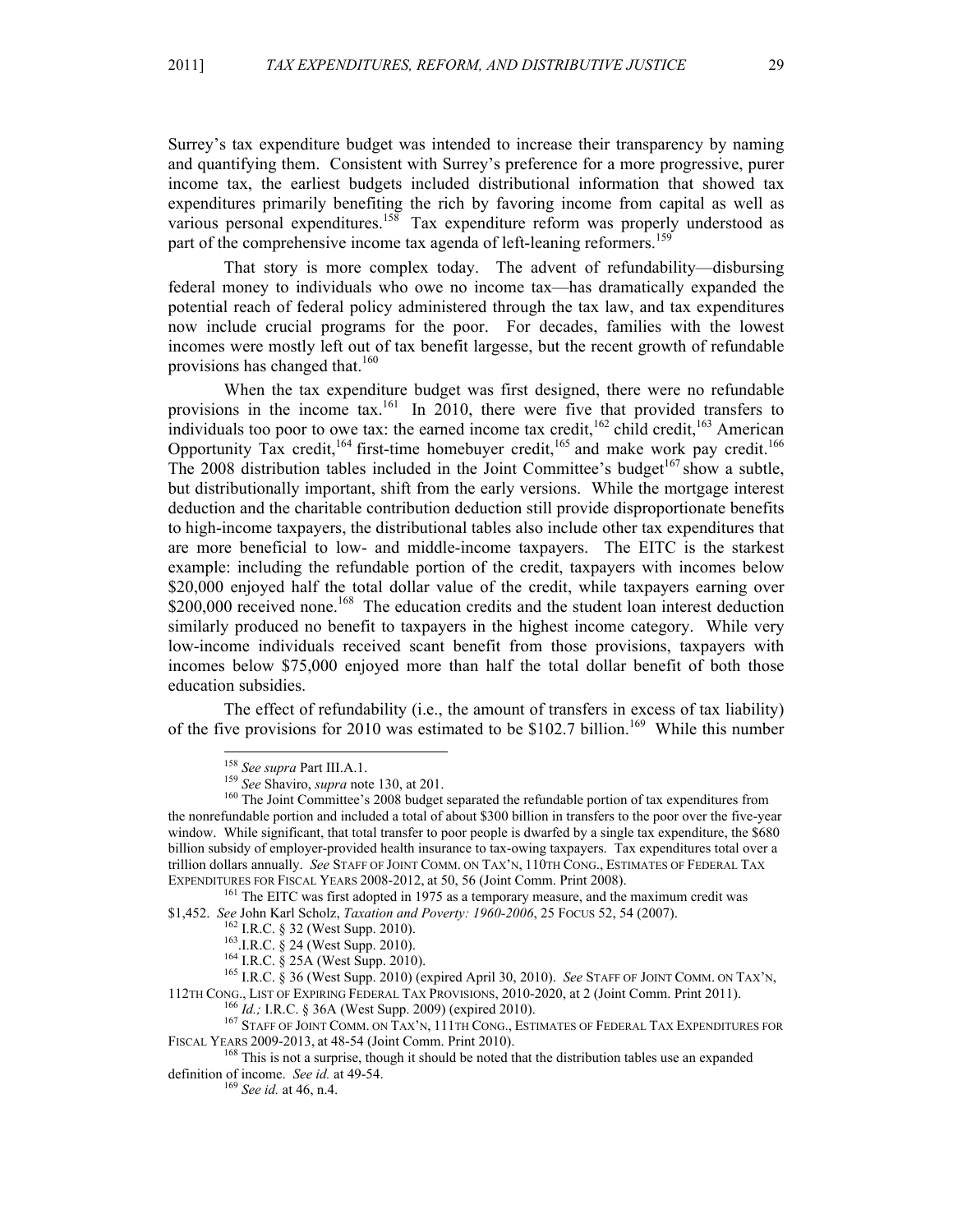Surrey's tax expenditure budget was intended to increase their transparency by naming and quantifying them. Consistent with Surrey's preference for a more progressive, purer income tax, the earliest budgets included distributional information that showed tax expenditures primarily benefiting the rich by favoring income from capital as well as various personal expenditures.[158] Tax expenditure reform was properly understood as part of the comprehensive income tax agenda of left-leaning reformers.[159]

That story is more complex today. The advent of refundability—disbursing federal money to individuals who owe no income tax—has dramatically expanded the potential reach of federal policy administered through the tax law, and tax expenditures now include crucial programs for the poor. For decades, families with the lowest incomes were mostly left out of tax benefit largesse, but the recent growth of refundable provisions has changed that.[160]

When the tax expenditure budget was first designed, there were no refundable provisions in the income tax.[161] In 2010, there were five that provided transfers to individuals too poor to owe tax: the earned income tax credit,[162] child credit,[163] American Opportunity Tax credit,[164] first-time homebuyer credit,[165] and make work pay credit.[166] The 2008 distribution tables included in the Joint Committee's budget[167] show a subtle, but distributionally important, shift from the early versions. While the mortgage interest deduction and the charitable contribution deduction still provide disproportionate benefits to high-income taxpayers, the distributional tables also include other tax expenditures that are more beneficial to low- and middle-income taxpayers. The EITC is the starkest example: including the refundable portion of the credit, taxpayers with incomes below $20,000 enjoyed half the total dollar value of the credit, while taxpayers earning over $200,000 received none.[168] The education credits and the student loan interest deduction similarly produced no benefit to taxpayers in the highest income category. While very low-income individuals received scant benefit from those provisions, taxpayers with incomes below $75,000 enjoyed more than half the total dollar benefit of both those education subsidies.

The effect of refundability (i.e., the amount of transfers in excess of tax liability) of the five provisions for 2010 was estimated to be $102.7 billion.[169] While this number

---

[158] *See supra* Part III.A.1.

[159] *See* Shaviro, *supra* note 130, at 201.

[160] The Joint Committee's 2008 budget separated the refundable portion of tax expenditures from the nonrefundable portion and included a total of about $300 billion in transfers to the poor over the five-year window. While significant, that total transfer to poor people is dwarfed by a single tax expenditure, the $680 billion subsidy of employer-provided health insurance to tax-owing taxpayers. Tax expenditures total over a trillion dollars annually. *See* STAFF OF JOINT COMM. ON TAX'N, 110TH CONG., ESTIMATES OF FEDERAL TAX EXPENDITURES FOR FISCAL YEARS 2008-2012, at 50, 56 (Joint Comm. Print 2008).

[161] The EITC was first adopted in 1975 as a temporary measure, and the maximum credit was $1,452. *See* John Karl Scholz, *Taxation and Poverty: 1960-2006*, 25 FOCUS 52, 54 (2007).

[162] I.R.C. § 32 (West Supp. 2010).

[163] I.R.C. § 24 (West Supp. 2010).

[164] I.R.C. § 25A (West Supp. 2010).

[165] I.R.C. § 36 (West Supp. 2010) (expired April 30, 2010). *See* STAFF OF JOINT COMM. ON TAX'N, 112TH CONG., LIST OF EXPIRING FEDERAL TAX PROVISIONS, 2010-2020, at 2 (Joint Comm. Print 2011).

[166] *Id.;* I.R.C. § 36A (West Supp. 2009) (expired 2010).

[167] STAFF OF JOINT COMM. ON TAX'N, 111TH CONG., ESTIMATES OF FEDERAL TAX EXPENDITURES FOR FISCAL YEARS 2009-2013, at 48-54 (Joint Comm. Print 2010).

[168] This is not a surprise, though it should be noted that the distribution tables use an expanded definition of income. *See id.* at 49-54.

[169] *See id.* at 46, n.4.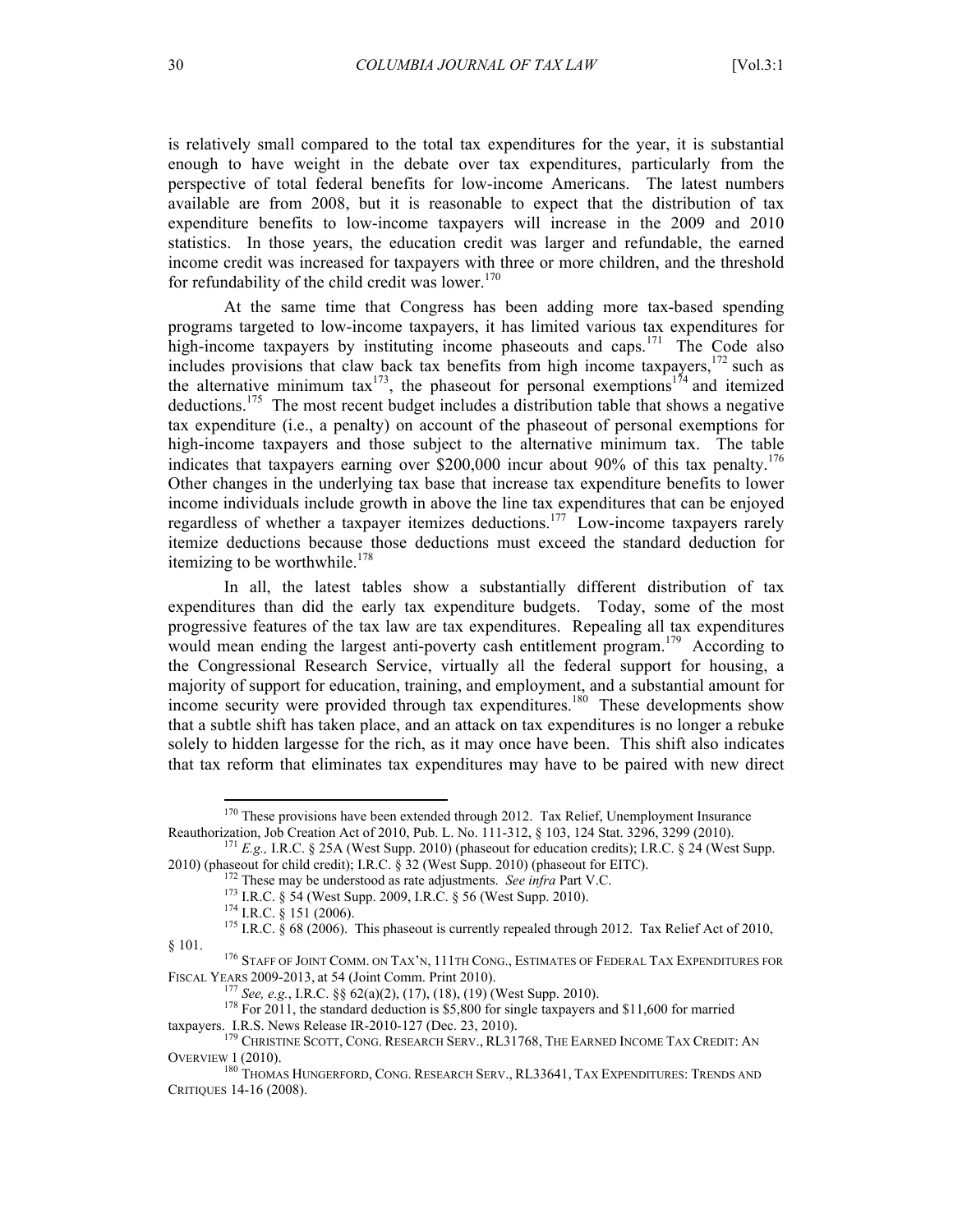is relatively small compared to the total tax expenditures for the year, it is substantial enough to have weight in the debate over tax expenditures, particularly from the perspective of total federal benefits for low-income Americans. The latest numbers available are from 2008, but it is reasonable to expect that the distribution of tax expenditure benefits to low-income taxpayers will increase in the 2009 and 2010 statistics. In those years, the education credit was larger and refundable, the earned income credit was increased for taxpayers with three or more children, and the threshold for refundability of the child credit was lower.[170]

At the same time that Congress has been adding more tax-based spending programs targeted to low-income taxpayers, it has limited various tax expenditures for high-income taxpayers by instituting income phaseouts and caps.[171] The Code also includes provisions that claw back tax benefits from high income taxpayers,[172] such as the alternative minimum tax[173], the phaseout for personal exemptions[174] and itemized deductions.[175] The most recent budget includes a distribution table that shows a negative tax expenditure (i.e., a penalty) on account of the phaseout of personal exemptions for high-income taxpayers and those subject to the alternative minimum tax. The table indicates that taxpayers earning over $200,000 incur about 90% of this tax penalty.[176] Other changes in the underlying tax base that increase tax expenditure benefits to lower income individuals include growth in above the line tax expenditures that can be enjoyed regardless of whether a taxpayer itemizes deductions.[177] Low-income taxpayers rarely itemize deductions because those deductions must exceed the standard deduction for itemizing to be worthwhile.[178]

In all, the latest tables show a substantially different distribution of tax expenditures than did the early tax expenditure budgets. Today, some of the most progressive features of the tax law are tax expenditures. Repealing all tax expenditures would mean ending the largest anti-poverty cash entitlement program.[179] According to the Congressional Research Service, virtually all the federal support for housing, a majority of support for education, training, and employment, and a substantial amount for income security were provided through tax expenditures.[180] These developments show that a subtle shift has taken place, and an attack on tax expenditures is no longer a rebuke solely to hidden largesse for the rich, as it may once have been. This shift also indicates that tax reform that eliminates tax expenditures may have to be paired with new direct

---

[170] These provisions have been extended through 2012. Tax Relief, Unemployment Insurance Reauthorization, Job Creation Act of 2010, Pub. L. No. 111-312, § 103, 124 Stat. 3296, 3299 (2010).

[171] *E.g.,* I.R.C. § 25A (West Supp. 2010) (phaseout for education credits); I.R.C. § 24 (West Supp. 2010) (phaseout for child credit); I.R.C. § 32 (West Supp. 2010) (phaseout for EITC).

[172] These may be understood as rate adjustments. *See infra* Part V.C.

[173] I.R.C. § 54 (West Supp. 2009, I.R.C. § 56 (West Supp. 2010).

[174] I.R.C. § 151 (2006).

[175] I.R.C. § 68 (2006). This phaseout is currently repealed through 2012. Tax Relief Act of 2010, § 101.

[176] STAFF OF JOINT COMM. ON TAX'N, 111TH CONG., ESTIMATES OF FEDERAL TAX EXPENDITURES FOR FISCAL YEARS 2009-2013, at 54 (Joint Comm. Print 2010).

[177] *See, e.g.*, I.R.C. §§ 62(a)(2), (17), (18), (19) (West Supp. 2010).

[178] For 2011, the standard deduction is $5,800 for single taxpayers and $11,600 for married taxpayers. I.R.S. News Release IR-2010-127 (Dec. 23, 2010).

[179] CHRISTINE SCOTT, CONG. RESEARCH SERV., RL31768, THE EARNED INCOME TAX CREDIT: AN OVERVIEW 1 (2010).

[180] THOMAS HUNGERFORD, CONG. RESEARCH SERV., RL33641, TAX EXPENDITURES: TRENDS AND CRITIQUES 14-16 (2008).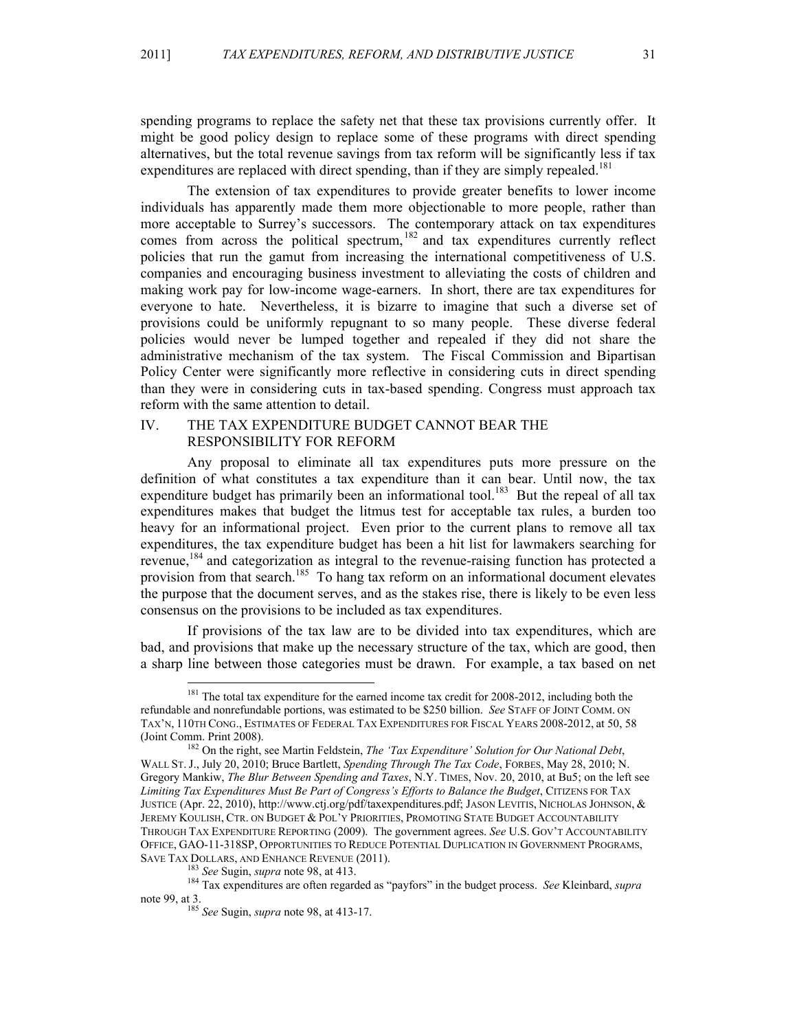spending programs to replace the safety net that these tax provisions currently offer. It might be good policy design to replace some of these programs with direct spending alternatives, but the total revenue savings from tax reform will be significantly less if tax expenditures are replaced with direct spending, than if they are simply repealed.[181]

The extension of tax expenditures to provide greater benefits to lower income individuals has apparently made them more objectionable to more people, rather than more acceptable to Surrey's successors. The contemporary attack on tax expenditures comes from across the political spectrum,[182] and tax expenditures currently reflect policies that run the gamut from increasing the international competitiveness of U.S. companies and encouraging business investment to alleviating the costs of children and making work pay for low-income wage-earners. In short, there are tax expenditures for everyone to hate. Nevertheless, it is bizarre to imagine that such a diverse set of provisions could be uniformly repugnant to so many people. These diverse federal policies would never be lumped together and repealed if they did not share the administrative mechanism of the tax system. The Fiscal Commission and Bipartisan Policy Center were significantly more reflective in considering cuts in direct spending than they were in considering cuts in tax-based spending. Congress must approach tax reform with the same attention to detail.

## IV. THE TAX EXPENDITURE BUDGET CANNOT BEAR THE RESPONSIBILITY FOR REFORM

Any proposal to eliminate all tax expenditures puts more pressure on the definition of what constitutes a tax expenditure than it can bear. Until now, the tax expenditure budget has primarily been an informational tool.[183] But the repeal of all tax expenditures makes that budget the litmus test for acceptable tax rules, a burden too heavy for an informational project. Even prior to the current plans to remove all tax expenditures, the tax expenditure budget has been a hit list for lawmakers searching for revenue,[184] and categorization as integral to the revenue-raising function has protected a provision from that search.[185] To hang tax reform on an informational document elevates the purpose that the document serves, and as the stakes rise, there is likely to be even less consensus on the provisions to be included as tax expenditures.

If provisions of the tax law are to be divided into tax expenditures, which are bad, and provisions that make up the necessary structure of the tax, which are good, then a sharp line between those categories must be drawn. For example, a tax based on net

---

[181] The total tax expenditure for the earned income tax credit for 2008-2012, including both the refundable and nonrefundable portions, was estimated to be $250 billion. *See* STAFF OF JOINT COMM. ON TAX'N, 110TH CONG., ESTIMATES OF FEDERAL TAX EXPENDITURES FOR FISCAL YEARS 2008-2012, at 50, 58 (Joint Comm. Print 2008).

[182] On the right, see Martin Feldstein, *The 'Tax Expenditure' Solution for Our National Debt*, WALL ST. J., July 20, 2010; Bruce Bartlett, *Spending Through The Tax Code*, FORBES, May 28, 2010; N. Gregory Mankiw, *The Blur Between Spending and Taxes*, N.Y. TIMES, Nov. 20, 2010, at Bu5; on the left see *Limiting Tax Expenditures Must Be Part of Congress's Efforts to Balance the Budget*, CITIZENS FOR TAX JUSTICE (Apr. 22, 2010), http://www.ctj.org/pdf/taxexpenditures.pdf; JASON LEVITIS, NICHOLAS JOHNSON, & JEREMY KOULISH, CTR. ON BUDGET & POL'Y PRIORITIES, PROMOTING STATE BUDGET ACCOUNTABILITY THROUGH TAX EXPENDITURE REPORTING (2009). The government agrees. *See* U.S. GOV'T ACCOUNTABILITY OFFICE, GAO-11-318SP, OPPORTUNITIES TO REDUCE POTENTIAL DUPLICATION IN GOVERNMENT PROGRAMS, SAVE TAX DOLLARS, AND ENHANCE REVENUE (2011).

[183] *See* Sugin, *supra* note 98, at 413.

[184] Tax expenditures are often regarded as "payfors" in the budget process. *See* Kleinbard, *supra* note 99, at 3.

[185] *See* Sugin, *supra* note 98, at 413-17.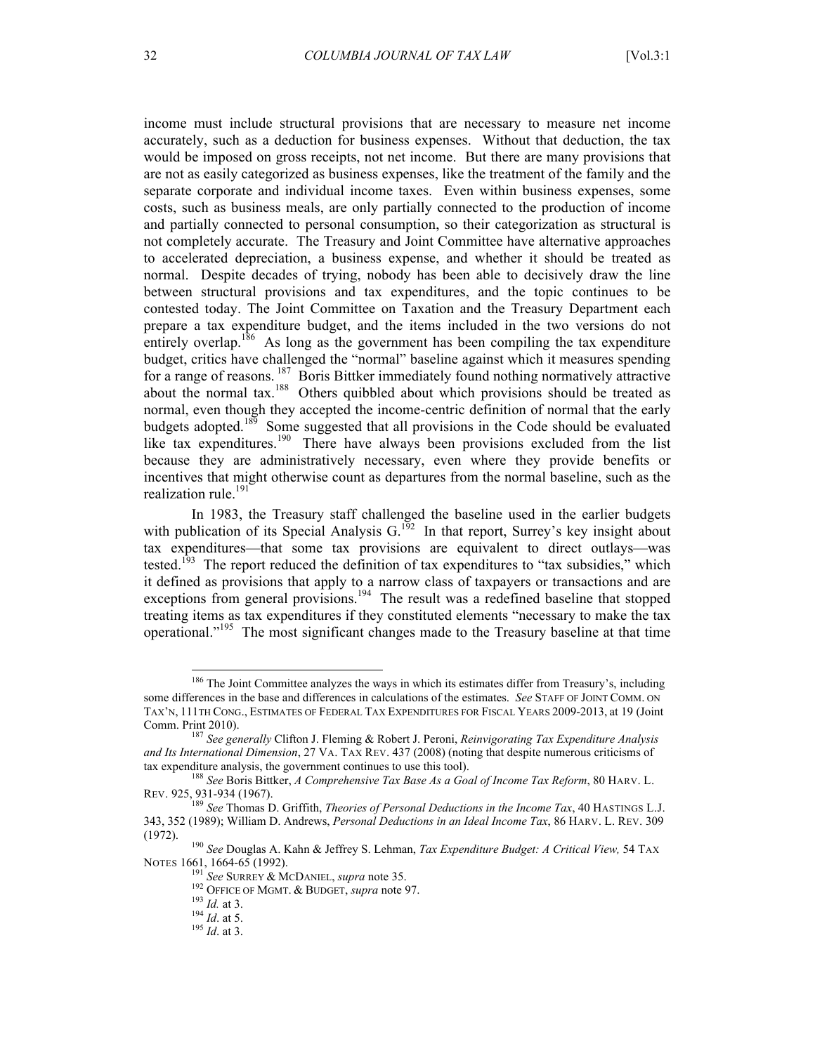income must include structural provisions that are necessary to measure net income accurately, such as a deduction for business expenses. Without that deduction, the tax would be imposed on gross receipts, not net income. But there are many provisions that are not as easily categorized as business expenses, like the treatment of the family and the separate corporate and individual income taxes. Even within business expenses, some costs, such as business meals, are only partially connected to the production of income and partially connected to personal consumption, so their categorization as structural is not completely accurate. The Treasury and Joint Committee have alternative approaches to accelerated depreciation, a business expense, and whether it should be treated as normal. Despite decades of trying, nobody has been able to decisively draw the line between structural provisions and tax expenditures, and the topic continues to be contested today. The Joint Committee on Taxation and the Treasury Department each prepare a tax expenditure budget, and the items included in the two versions do not entirely overlap.[186] As long as the government has been compiling the tax expenditure budget, critics have challenged the "normal" baseline against which it measures spending for a range of reasons.[187] Boris Bittker immediately found nothing normatively attractive about the normal tax.[188] Others quibbled about which provisions should be treated as normal, even though they accepted the income-centric definition of normal that the early budgets adopted.[189] Some suggested that all provisions in the Code should be evaluated like tax expenditures.[190] There have always been provisions excluded from the list because they are administratively necessary, even where they provide benefits or incentives that might otherwise count as departures from the normal baseline, such as the realization rule.[191]

In 1983, the Treasury staff challenged the baseline used in the earlier budgets with publication of its Special Analysis G.[192] In that report, Surrey's key insight about tax expenditures—that some tax provisions are equivalent to direct outlays—was tested.[193] The report reduced the definition of tax expenditures to "tax subsidies," which it defined as provisions that apply to a narrow class of taxpayers or transactions and are exceptions from general provisions.[194] The result was a redefined baseline that stopped treating items as tax expenditures if they constituted elements "necessary to make the tax operational."[195] The most significant changes made to the Treasury baseline at that time

---

[186] The Joint Committee analyzes the ways in which its estimates differ from Treasury's, including some differences in the base and differences in calculations of the estimates. *See* STAFF OF JOINT COMM. ON TAX'N, 111TH CONG., ESTIMATES OF FEDERAL TAX EXPENDITURES FOR FISCAL YEARS 2009-2013, at 19 (Joint Comm. Print 2010).

[187] *See generally* Clifton J. Fleming & Robert J. Peroni, *Reinvigorating Tax Expenditure Analysis and Its International Dimension*, 27 VA. TAX REV. 437 (2008) (noting that despite numerous criticisms of tax expenditure analysis, the government continues to use this tool).

[188] *See* Boris Bittker, *A Comprehensive Tax Base As a Goal of Income Tax Reform*, 80 HARV. L. REV. 925, 931-934 (1967).

[189] *See* Thomas D. Griffith, *Theories of Personal Deductions in the Income Tax*, 40 HASTINGS L.J. 343, 352 (1989); William D. Andrews, *Personal Deductions in an Ideal Income Tax*, 86 HARV. L. REV. 309 (1972).

[190] *See* Douglas A. Kahn & Jeffrey S. Lehman, *Tax Expenditure Budget: A Critical View,* 54 TAX NOTES 1661, 1664-65 (1992).

[191] *See* SURREY & MCDANIEL, *supra* note 35.

[192] OFFICE OF MGMT. & BUDGET, *supra* note 97.

[193] *Id.* at 3.

[194] *Id*. at 5.

[195] *Id*. at 3.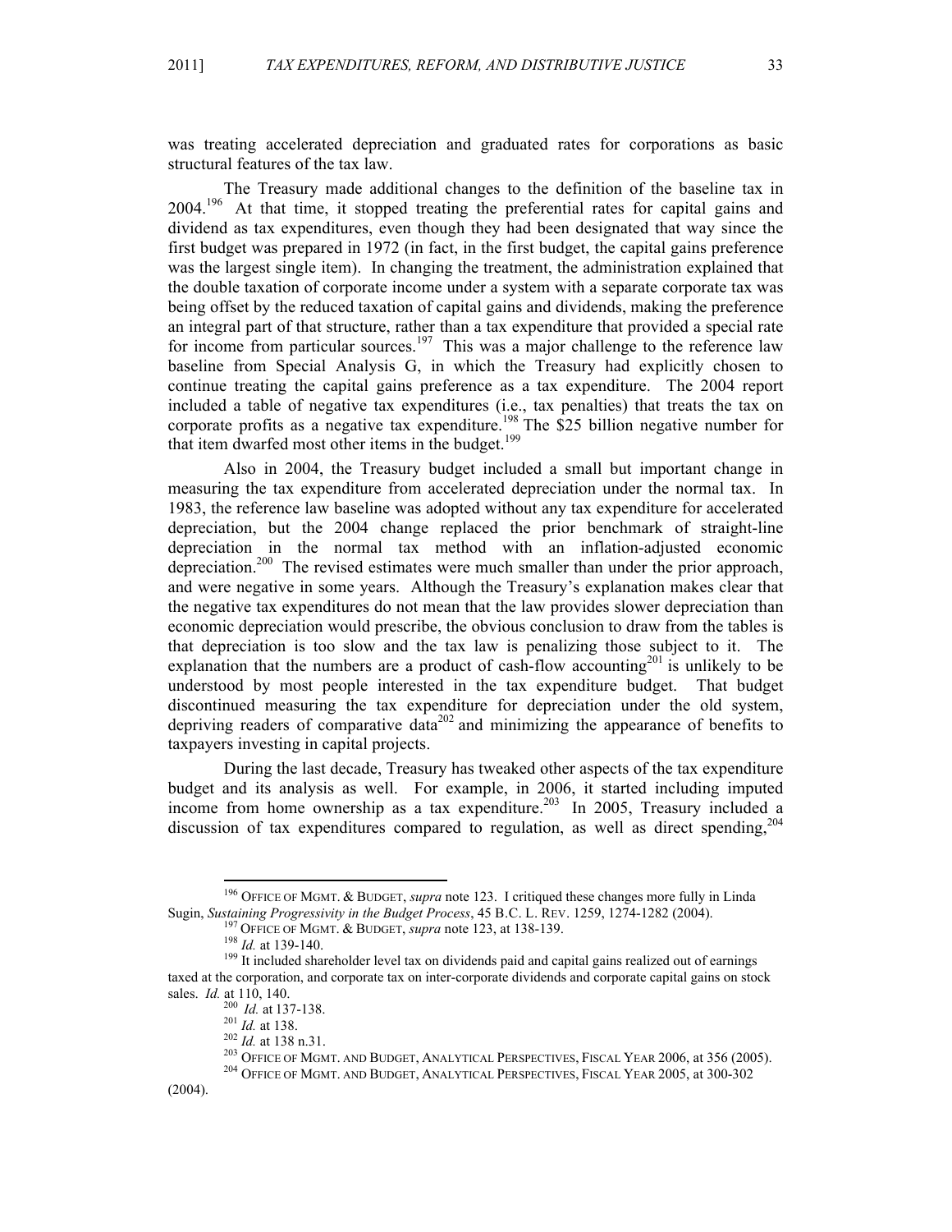was treating accelerated depreciation and graduated rates for corporations as basic structural features of the tax law.

The Treasury made additional changes to the definition of the baseline tax in 2004.[196] At that time, it stopped treating the preferential rates for capital gains and dividend as tax expenditures, even though they had been designated that way since the first budget was prepared in 1972 (in fact, in the first budget, the capital gains preference was the largest single item). In changing the treatment, the administration explained that the double taxation of corporate income under a system with a separate corporate tax was being offset by the reduced taxation of capital gains and dividends, making the preference an integral part of that structure, rather than a tax expenditure that provided a special rate for income from particular sources.[197] This was a major challenge to the reference law baseline from Special Analysis G, in which the Treasury had explicitly chosen to continue treating the capital gains preference as a tax expenditure. The 2004 report included a table of negative tax expenditures (i.e., tax penalties) that treats the tax on corporate profits as a negative tax expenditure.[198] The $25 billion negative number for that item dwarfed most other items in the budget.[199]

Also in 2004, the Treasury budget included a small but important change in measuring the tax expenditure from accelerated depreciation under the normal tax. In 1983, the reference law baseline was adopted without any tax expenditure for accelerated depreciation, but the 2004 change replaced the prior benchmark of straight-line depreciation in the normal tax method with an inflation-adjusted economic depreciation.[200] The revised estimates were much smaller than under the prior approach, and were negative in some years. Although the Treasury's explanation makes clear that the negative tax expenditures do not mean that the law provides slower depreciation than economic depreciation would prescribe, the obvious conclusion to draw from the tables is that depreciation is too slow and the tax law is penalizing those subject to it. The explanation that the numbers are a product of cash-flow accounting[201] is unlikely to be understood by most people interested in the tax expenditure budget. That budget discontinued measuring the tax expenditure for depreciation under the old system, depriving readers of comparative data[202] and minimizing the appearance of benefits to taxpayers investing in capital projects.

During the last decade, Treasury has tweaked other aspects of the tax expenditure budget and its analysis as well. For example, in 2006, it started including imputed income from home ownership as a tax expenditure.[203] In 2005, Treasury included a discussion of tax expenditures compared to regulation, as well as direct spending,[204]

---

[196] OFFICE OF MGMT. & BUDGET, *supra* note 123. I critiqued these changes more fully in Linda Sugin, *Sustaining Progressivity in the Budget Process*, 45 B.C. L. REV. 1259, 1274-1282 (2004).

[197] OFFICE OF MGMT. & BUDGET, *supra* note 123, at 138-139.

[198] *Id.* at 139-140.

[199] It included shareholder level tax on dividends paid and capital gains realized out of earnings taxed at the corporation, and corporate tax on inter-corporate dividends and corporate capital gains on stock sales. *Id.* at 110, 140.

[200] *Id.* at 137-138.

[201] *Id.* at 138.

[202] *Id.* at 138 n.31.

[203] OFFICE OF MGMT. AND BUDGET, ANALYTICAL PERSPECTIVES, FISCAL YEAR 2006, at 356 (2005).

[204] OFFICE OF MGMT. AND BUDGET, ANALYTICAL PERSPECTIVES, FISCAL YEAR 2005, at 300-302 (2004).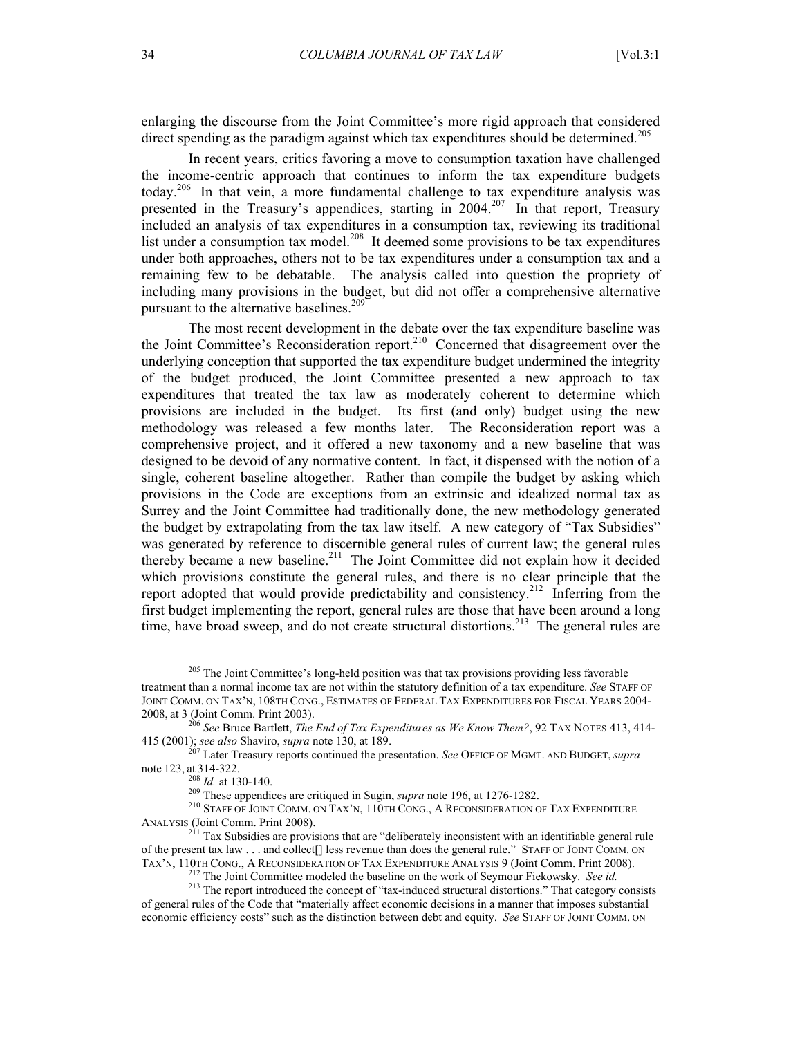enlarging the discourse from the Joint Committee's more rigid approach that considered direct spending as the paradigm against which tax expenditures should be determined.[205]

In recent years, critics favoring a move to consumption taxation have challenged the income-centric approach that continues to inform the tax expenditure budgets today.[206] In that vein, a more fundamental challenge to tax expenditure analysis was presented in the Treasury's appendices, starting in 2004.[207] In that report, Treasury included an analysis of tax expenditures in a consumption tax, reviewing its traditional list under a consumption tax model.[208] It deemed some provisions to be tax expenditures under both approaches, others not to be tax expenditures under a consumption tax and a remaining few to be debatable. The analysis called into question the propriety of including many provisions in the budget, but did not offer a comprehensive alternative pursuant to the alternative baselines.[209]

The most recent development in the debate over the tax expenditure baseline was the Joint Committee's Reconsideration report.[210] Concerned that disagreement over the underlying conception that supported the tax expenditure budget undermined the integrity of the budget produced, the Joint Committee presented a new approach to tax expenditures that treated the tax law as moderately coherent to determine which provisions are included in the budget. Its first (and only) budget using the new methodology was released a few months later. The Reconsideration report was a comprehensive project, and it offered a new taxonomy and a new baseline that was designed to be devoid of any normative content. In fact, it dispensed with the notion of a single, coherent baseline altogether. Rather than compile the budget by asking which provisions in the Code are exceptions from an extrinsic and idealized normal tax as Surrey and the Joint Committee had traditionally done, the new methodology generated the budget by extrapolating from the tax law itself. A new category of "Tax Subsidies" was generated by reference to discernible general rules of current law; the general rules thereby became a new baseline.[211] The Joint Committee did not explain how it decided which provisions constitute the general rules, and there is no clear principle that the report adopted that would provide predictability and consistency.[212] Inferring from the first budget implementing the report, general rules are those that have been around a long time, have broad sweep, and do not create structural distortions.[213] The general rules are

---

[205] The Joint Committee's long-held position was that tax provisions providing less favorable treatment than a normal income tax are not within the statutory definition of a tax expenditure. *See* STAFF OF JOINT COMM. ON TAX'N, 108TH CONG., ESTIMATES OF FEDERAL TAX EXPENDITURES FOR FISCAL YEARS 2004-2008, at 3 (Joint Comm. Print 2003).

[206] *See* Bruce Bartlett, *The End of Tax Expenditures as We Know Them?*, 92 TAX NOTES 413, 414-415 (2001); *see also* Shaviro, *supra* note 130, at 189.

[207] Later Treasury reports continued the presentation. *See* OFFICE OF MGMT. AND BUDGET, *supra* note 123, at 314-322.

[208] *Id.* at 130-140.

[209] These appendices are critiqued in Sugin, *supra* note 196, at 1276-1282.

[210] STAFF OF JOINT COMM. ON TAX'N, 110TH CONG., A RECONSIDERATION OF TAX EXPENDITURE ANALYSIS (Joint Comm. Print 2008).

[211] Tax Subsidies are provisions that are "deliberately inconsistent with an identifiable general rule of the present tax law . . . and collect[] less revenue than does the general rule." STAFF OF JOINT COMM. ON TAX'N, 110TH CONG., A RECONSIDERATION OF TAX EXPENDITURE ANALYSIS 9 (Joint Comm. Print 2008).

[212] The Joint Committee modeled the baseline on the work of Seymour Fiekowsky. *See id.*

[213] The report introduced the concept of "tax-induced structural distortions." That category consists of general rules of the Code that "materially affect economic decisions in a manner that imposes substantial economic efficiency costs" such as the distinction between debt and equity. *See* STAFF OF JOINT COMM. ON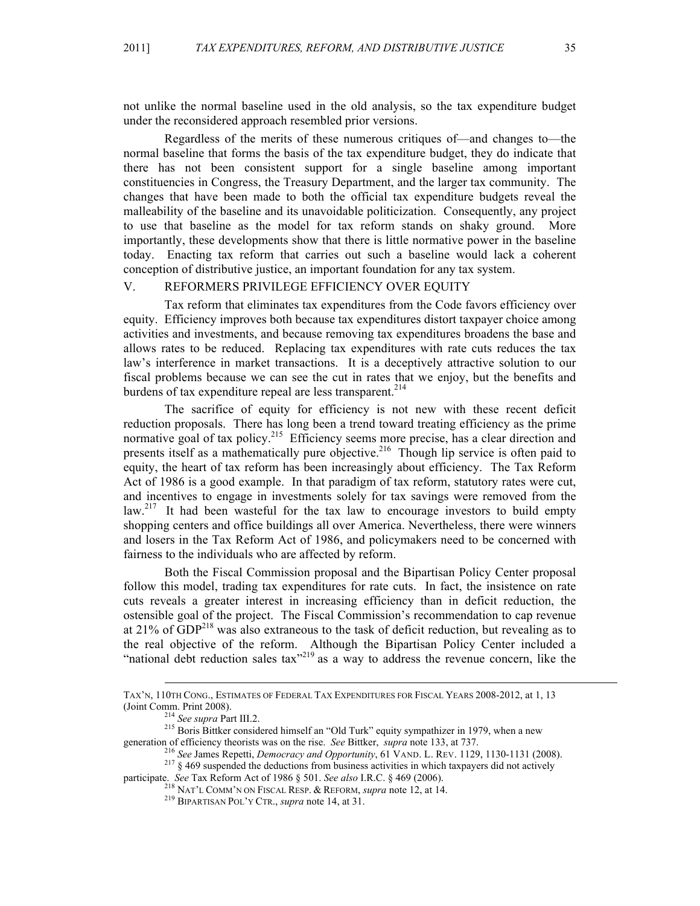not unlike the normal baseline used in the old analysis, so the tax expenditure budget under the reconsidered approach resembled prior versions.

Regardless of the merits of these numerous critiques of—and changes to—the normal baseline that forms the basis of the tax expenditure budget, they do indicate that there has not been consistent support for a single baseline among important constituencies in Congress, the Treasury Department, and the larger tax community. The changes that have been made to both the official tax expenditure budgets reveal the malleability of the baseline and its unavoidable politicization. Consequently, any project to use that baseline as the model for tax reform stands on shaky ground. More importantly, these developments show that there is little normative power in the baseline today. Enacting tax reform that carries out such a baseline would lack a coherent conception of distributive justice, an important foundation for any tax system.

## V. REFORMERS PRIVILEGE EFFICIENCY OVER EQUITY

Tax reform that eliminates tax expenditures from the Code favors efficiency over equity. Efficiency improves both because tax expenditures distort taxpayer choice among activities and investments, and because removing tax expenditures broadens the base and allows rates to be reduced. Replacing tax expenditures with rate cuts reduces the tax law's interference in market transactions. It is a deceptively attractive solution to our fiscal problems because we can see the cut in rates that we enjoy, but the benefits and burdens of tax expenditure repeal are less transparent.[214]

The sacrifice of equity for efficiency is not new with these recent deficit reduction proposals. There has long been a trend toward treating efficiency as the prime normative goal of tax policy.[215] Efficiency seems more precise, has a clear direction and presents itself as a mathematically pure objective.[216] Though lip service is often paid to equity, the heart of tax reform has been increasingly about efficiency. The Tax Reform Act of 1986 is a good example. In that paradigm of tax reform, statutory rates were cut, and incentives to engage in investments solely for tax savings were removed from the law.[217] It had been wasteful for the tax law to encourage investors to build empty shopping centers and office buildings all over America. Nevertheless, there were winners and losers in the Tax Reform Act of 1986, and policymakers need to be concerned with fairness to the individuals who are affected by reform.

Both the Fiscal Commission proposal and the Bipartisan Policy Center proposal follow this model, trading tax expenditures for rate cuts. In fact, the insistence on rate cuts reveals a greater interest in increasing efficiency than in deficit reduction, the ostensible goal of the project. The Fiscal Commission's recommendation to cap revenue at 21% of GDP[218] was also extraneous to the task of deficit reduction, but revealing as to the real objective of the reform. Although the Bipartisan Policy Center included a "national debt reduction sales tax"[219] as a way to address the revenue concern, like the

---

TAX'N, 110TH CONG., ESTIMATES OF FEDERAL TAX EXPENDITURES FOR FISCAL YEARS 2008-2012, at 1, 13 (Joint Comm. Print 2008).

[214] *See supra* Part III.2.

[215] Boris Bittker considered himself an "Old Turk" equity sympathizer in 1979, when a new generation of efficiency theorists was on the rise. *See* Bittker, *supra* note 133, at 737.

[216] *See* James Repetti, *Democracy and Opportunity*, 61 VAND. L. REV. 1129, 1130-1131 (2008).

[217] § 469 suspended the deductions from business activities in which taxpayers did not actively participate. *See* Tax Reform Act of 1986 § 501. *See also* I.R.C. § 469 (2006).

[218] NAT'L COMM'N ON FISCAL RESP. & REFORM, *supra* note 12, at 14.

[219] BIPARTISAN POL'Y CTR., *supra* note 14, at 31.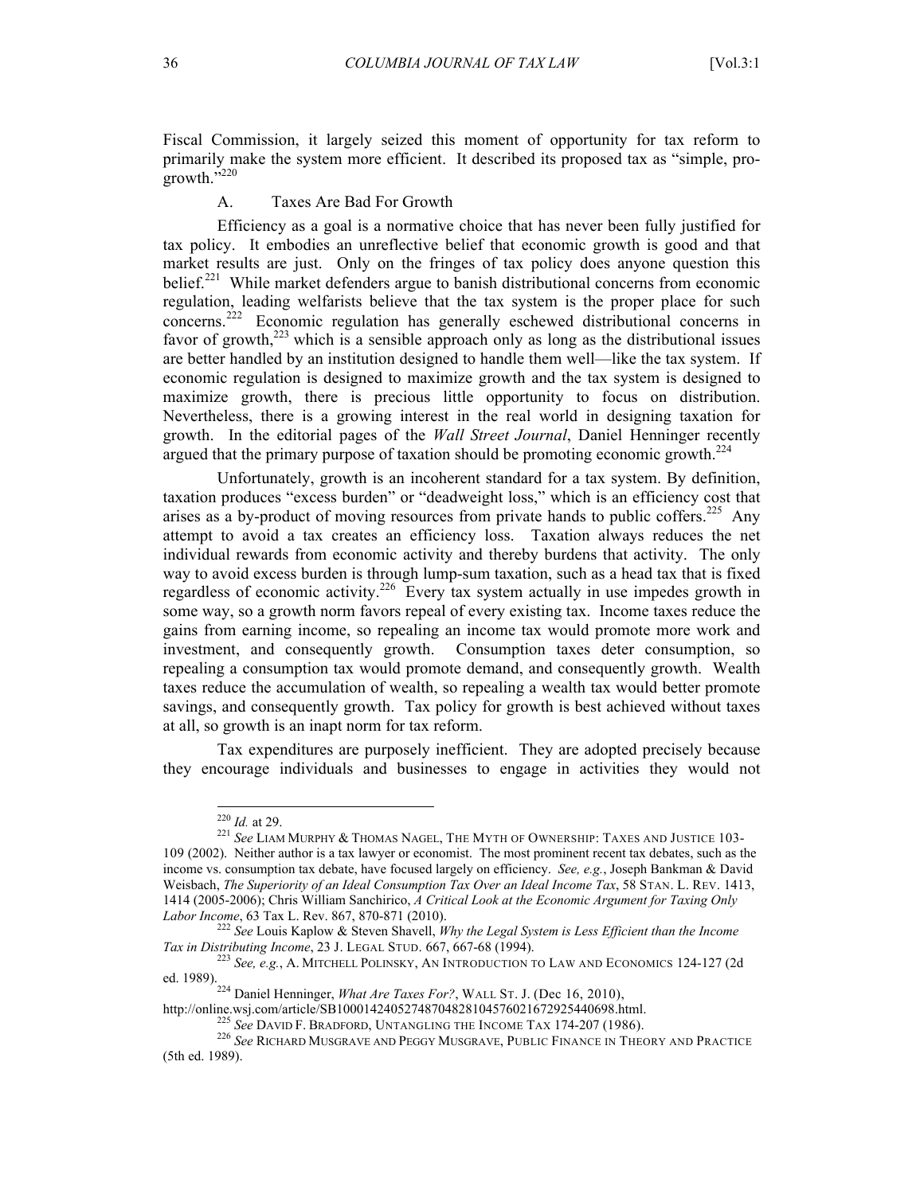Fiscal Commission, it largely seized this moment of opportunity for tax reform to primarily make the system more efficient. It described its proposed tax as "simple, pro-growth."[220]

### A. Taxes Are Bad For Growth

Efficiency as a goal is a normative choice that has never been fully justified for tax policy. It embodies an unreflective belief that economic growth is good and that market results are just. Only on the fringes of tax policy does anyone question this belief.[221] While market defenders argue to banish distributional concerns from economic regulation, leading welfarists believe that the tax system is the proper place for such concerns.[222] Economic regulation has generally eschewed distributional concerns in favor of growth,[223] which is a sensible approach only as long as the distributional issues are better handled by an institution designed to handle them well—like the tax system. If economic regulation is designed to maximize growth and the tax system is designed to maximize growth, there is precious little opportunity to focus on distribution. Nevertheless, there is a growing interest in the real world in designing taxation for growth. In the editorial pages of the *Wall Street Journal*, Daniel Henninger recently argued that the primary purpose of taxation should be promoting economic growth.[224]

Unfortunately, growth is an incoherent standard for a tax system. By definition, taxation produces "excess burden" or "deadweight loss," which is an efficiency cost that arises as a by-product of moving resources from private hands to public coffers.[225] Any attempt to avoid a tax creates an efficiency loss. Taxation always reduces the net individual rewards from economic activity and thereby burdens that activity. The only way to avoid excess burden is through lump-sum taxation, such as a head tax that is fixed regardless of economic activity.[226] Every tax system actually in use impedes growth in some way, so a growth norm favors repeal of every existing tax. Income taxes reduce the gains from earning income, so repealing an income tax would promote more work and investment, and consequently growth. Consumption taxes deter consumption, so repealing a consumption tax would promote demand, and consequently growth. Wealth taxes reduce the accumulation of wealth, so repealing a wealth tax would better promote savings, and consequently growth. Tax policy for growth is best achieved without taxes at all, so growth is an inapt norm for tax reform.

Tax expenditures are purposely inefficient. They are adopted precisely because they encourage individuals and businesses to engage in activities they would not

---

[220] *Id.* at 29.

[221] *See* LIAM MURPHY & THOMAS NAGEL, THE MYTH OF OWNERSHIP: TAXES AND JUSTICE 103-109 (2002). Neither author is a tax lawyer or economist. The most prominent recent tax debates, such as the income vs. consumption tax debate, have focused largely on efficiency. *See, e.g.*, Joseph Bankman & David Weisbach, *The Superiority of an Ideal Consumption Tax Over an Ideal Income Tax*, 58 STAN. L. REV. 1413, 1414 (2005-2006); Chris William Sanchirico, *A Critical Look at the Economic Argument for Taxing Only Labor Income*, 63 Tax L. Rev. 867, 870-871 (2010).

[222] *See* Louis Kaplow & Steven Shavell, *Why the Legal System is Less Efficient than the Income Tax in Distributing Income*, 23 J. LEGAL STUD. 667, 667-68 (1994).

[223] *See, e.g.*, A. MITCHELL POLINSKY, AN INTRODUCTION TO LAW AND ECONOMICS 124-127 (2d ed. 1989).

[224] Daniel Henninger, *What Are Taxes For?*, WALL ST. J. (Dec 16, 2010), http://online.wsj.com/article/SB10001424052748704828104576021672925440698.html.

[225] *See* DAVID F. BRADFORD, UNTANGLING THE INCOME TAX 174-207 (1986).

[226] *See* RICHARD MUSGRAVE AND PEGGY MUSGRAVE, PUBLIC FINANCE IN THEORY AND PRACTICE (5th ed. 1989).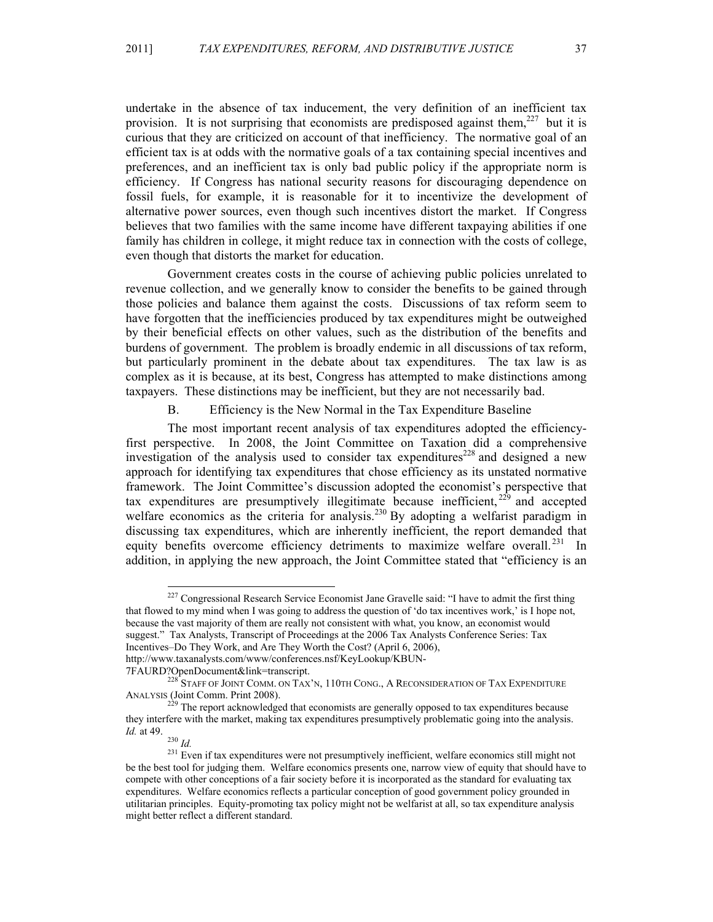undertake in the absence of tax inducement, the very definition of an inefficient tax provision. It is not surprising that economists are predisposed against them,[227] but it is curious that they are criticized on account of that inefficiency. The normative goal of an efficient tax is at odds with the normative goals of a tax containing special incentives and preferences, and an inefficient tax is only bad public policy if the appropriate norm is efficiency. If Congress has national security reasons for discouraging dependence on fossil fuels, for example, it is reasonable for it to incentivize the development of alternative power sources, even though such incentives distort the market. If Congress believes that two families with the same income have different taxpaying abilities if one family has children in college, it might reduce tax in connection with the costs of college, even though that distorts the market for education.

Government creates costs in the course of achieving public policies unrelated to revenue collection, and we generally know to consider the benefits to be gained through those policies and balance them against the costs. Discussions of tax reform seem to have forgotten that the inefficiencies produced by tax expenditures might be outweighed by their beneficial effects on other values, such as the distribution of the benefits and burdens of government. The problem is broadly endemic in all discussions of tax reform, but particularly prominent in the debate about tax expenditures. The tax law is as complex as it is because, at its best, Congress has attempted to make distinctions among taxpayers. These distinctions may be inefficient, but they are not necessarily bad.

### B. Efficiency is the New Normal in the Tax Expenditure Baseline

The most important recent analysis of tax expenditures adopted the efficiency-first perspective. In 2008, the Joint Committee on Taxation did a comprehensive investigation of the analysis used to consider tax expenditures[228] and designed a new approach for identifying tax expenditures that chose efficiency as its unstated normative framework. The Joint Committee's discussion adopted the economist's perspective that tax expenditures are presumptively illegitimate because inefficient,[229] and accepted welfare economics as the criteria for analysis.[230] By adopting a welfarist paradigm in discussing tax expenditures, which are inherently inefficient, the report demanded that equity benefits overcome efficiency detriments to maximize welfare overall.[231] In addition, in applying the new approach, the Joint Committee stated that "efficiency is an

---

[227] Congressional Research Service Economist Jane Gravelle said: "I have to admit the first thing that flowed to my mind when I was going to address the question of 'do tax incentives work,' is I hope not, because the vast majority of them are really not consistent with what, you know, an economist would suggest." Tax Analysts, Transcript of Proceedings at the 2006 Tax Analysts Conference Series: Tax Incentives–Do They Work, and Are They Worth the Cost? (April 6, 2006), http://www.taxanalysts.com/www/conferences.nsf/KeyLookup/KBUN-7FAURD?OpenDocument&link=transcript.

[228] STAFF OF JOINT COMM. ON TAX'N, 110TH CONG., A RECONSIDERATION OF TAX EXPENDITURE ANALYSIS (Joint Comm. Print 2008).

[229] The report acknowledged that economists are generally opposed to tax expenditures because they interfere with the market, making tax expenditures presumptively problematic going into the analysis. *Id.* at 49.

[230] *Id.*

[231] Even if tax expenditures were not presumptively inefficient, welfare economics still might not be the best tool for judging them. Welfare economics presents one, narrow view of equity that should have to compete with other conceptions of a fair society before it is incorporated as the standard for evaluating tax expenditures. Welfare economics reflects a particular conception of good government policy grounded in utilitarian principles. Equity-promoting tax policy might not be welfarist at all, so tax expenditure analysis might better reflect a different standard.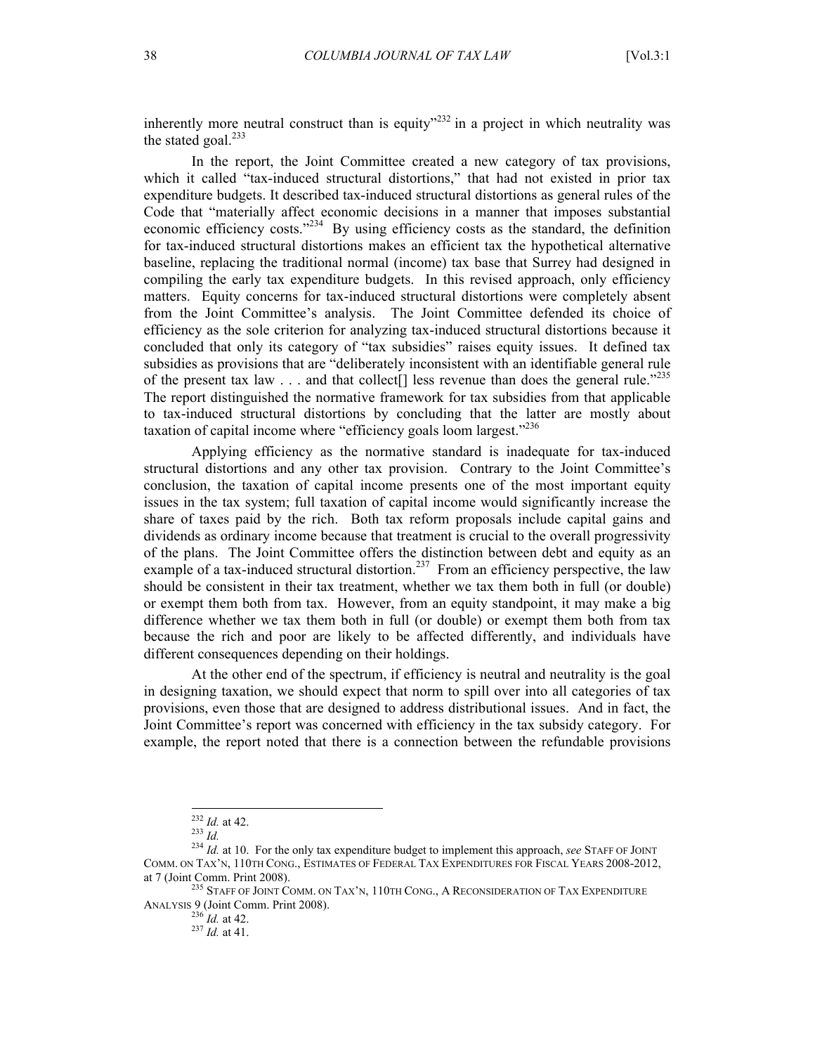inherently more neutral construct than is equity"[232] in a project in which neutrality was the stated goal.[233]

In the report, the Joint Committee created a new category of tax provisions, which it called "tax-induced structural distortions," that had not existed in prior tax expenditure budgets. It described tax-induced structural distortions as general rules of the Code that "materially affect economic decisions in a manner that imposes substantial economic efficiency costs."[234] By using efficiency costs as the standard, the definition for tax-induced structural distortions makes an efficient tax the hypothetical alternative baseline, replacing the traditional normal (income) tax base that Surrey had designed in compiling the early tax expenditure budgets. In this revised approach, only efficiency matters. Equity concerns for tax-induced structural distortions were completely absent from the Joint Committee's analysis. The Joint Committee defended its choice of efficiency as the sole criterion for analyzing tax-induced structural distortions because it concluded that only its category of "tax subsidies" raises equity issues. It defined tax subsidies as provisions that are "deliberately inconsistent with an identifiable general rule of the present tax law . . . and that collect[] less revenue than does the general rule."[235] The report distinguished the normative framework for tax subsidies from that applicable to tax-induced structural distortions by concluding that the latter are mostly about taxation of capital income where "efficiency goals loom largest."[236]

Applying efficiency as the normative standard is inadequate for tax-induced structural distortions and any other tax provision. Contrary to the Joint Committee's conclusion, the taxation of capital income presents one of the most important equity issues in the tax system; full taxation of capital income would significantly increase the share of taxes paid by the rich. Both tax reform proposals include capital gains and dividends as ordinary income because that treatment is crucial to the overall progressivity of the plans. The Joint Committee offers the distinction between debt and equity as an example of a tax-induced structural distortion.[237] From an efficiency perspective, the law should be consistent in their tax treatment, whether we tax them both in full (or double) or exempt them both from tax. However, from an equity standpoint, it may make a big difference whether we tax them both in full (or double) or exempt them both from tax because the rich and poor are likely to be affected differently, and individuals have different consequences depending on their holdings.

At the other end of the spectrum, if efficiency is neutral and neutrality is the goal in designing taxation, we should expect that norm to spill over into all categories of tax provisions, even those that are designed to address distributional issues. And in fact, the Joint Committee's report was concerned with efficiency in the tax subsidy category. For example, the report noted that there is a connection between the refundable provisions

---

[232] *Id.* at 42.

[233] *Id.*

[234] *Id.* at 10. For the only tax expenditure budget to implement this approach, *see* STAFF OF JOINT COMM. ON TAX'N, 110TH CONG., ESTIMATES OF FEDERAL TAX EXPENDITURES FOR FISCAL YEARS 2008-2012, at 7 (Joint Comm. Print 2008).

[235] STAFF OF JOINT COMM. ON TAX'N, 110TH CONG., A RECONSIDERATION OF TAX EXPENDITURE ANALYSIS 9 (Joint Comm. Print 2008).

[236] *Id.* at 42.

[237] *Id.* at 41.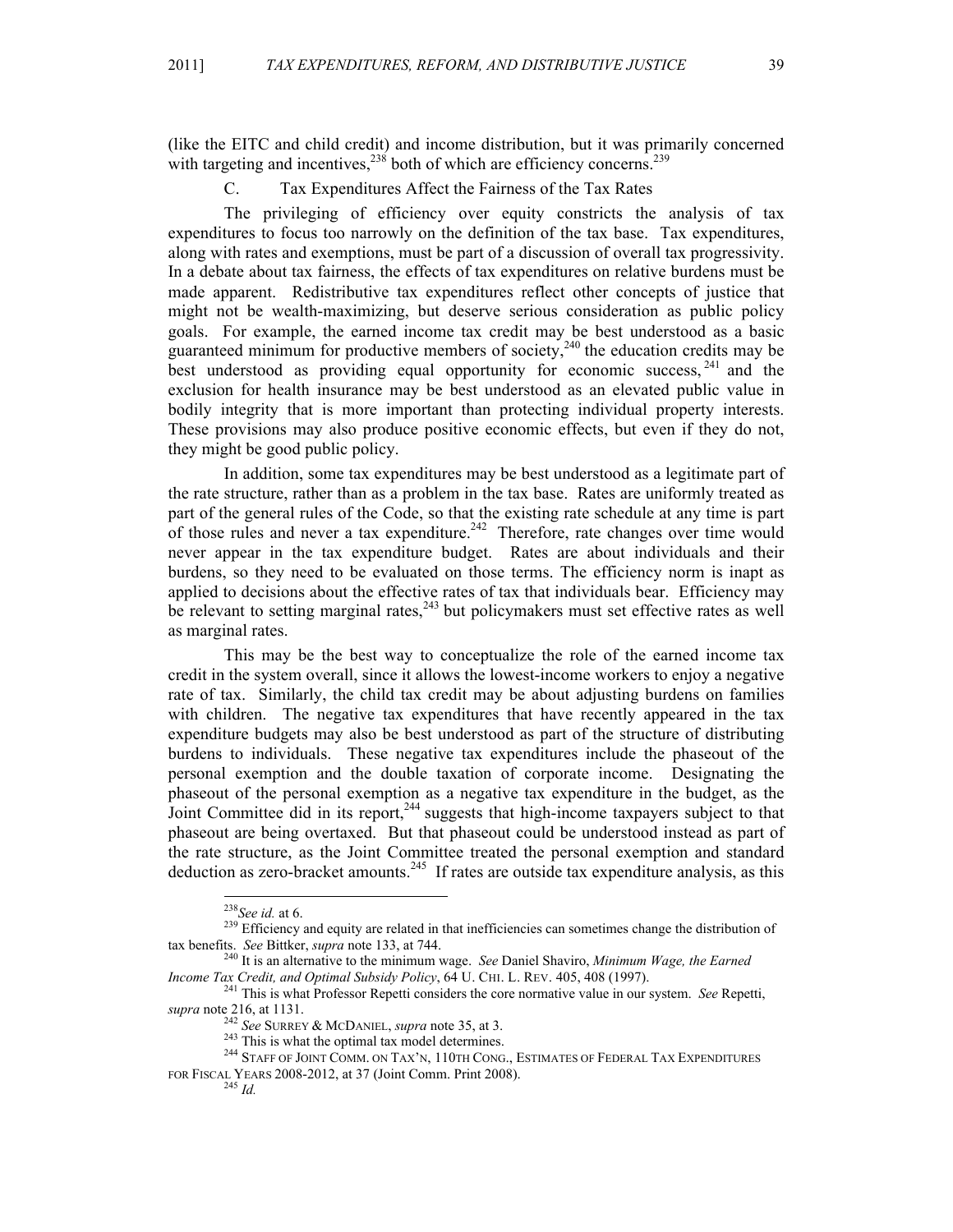(like the EITC and child credit) and income distribution, but it was primarily concerned with targeting and incentives,[238] both of which are efficiency concerns.[239]

### C. Tax Expenditures Affect the Fairness of the Tax Rates

The privileging of efficiency over equity constricts the analysis of tax expenditures to focus too narrowly on the definition of the tax base. Tax expenditures, along with rates and exemptions, must be part of a discussion of overall tax progressivity. In a debate about tax fairness, the effects of tax expenditures on relative burdens must be made apparent. Redistributive tax expenditures reflect other concepts of justice that might not be wealth-maximizing, but deserve serious consideration as public policy goals. For example, the earned income tax credit may be best understood as a basic guaranteed minimum for productive members of society,[240] the education credits may be best understood as providing equal opportunity for economic success,[241] and the exclusion for health insurance may be best understood as an elevated public value in bodily integrity that is more important than protecting individual property interests. These provisions may also produce positive economic effects, but even if they do not, they might be good public policy.

In addition, some tax expenditures may be best understood as a legitimate part of the rate structure, rather than as a problem in the tax base. Rates are uniformly treated as part of the general rules of the Code, so that the existing rate schedule at any time is part of those rules and never a tax expenditure.[242] Therefore, rate changes over time would never appear in the tax expenditure budget. Rates are about individuals and their burdens, so they need to be evaluated on those terms. The efficiency norm is inapt as applied to decisions about the effective rates of tax that individuals bear. Efficiency may be relevant to setting marginal rates,[243] but policymakers must set effective rates as well as marginal rates.

This may be the best way to conceptualize the role of the earned income tax credit in the system overall, since it allows the lowest-income workers to enjoy a negative rate of tax. Similarly, the child tax credit may be about adjusting burdens on families with children. The negative tax expenditures that have recently appeared in the tax expenditure budgets may also be best understood as part of the structure of distributing burdens to individuals. These negative tax expenditures include the phaseout of the personal exemption and the double taxation of corporate income. Designating the phaseout of the personal exemption as a negative tax expenditure in the budget, as the Joint Committee did in its report,[244] suggests that high-income taxpayers subject to that phaseout are being overtaxed. But that phaseout could be understood instead as part of the rate structure, as the Joint Committee treated the personal exemption and standard deduction as zero-bracket amounts.[245] If rates are outside tax expenditure analysis, as this

---

[238] *See id.* at 6.

[239] Efficiency and equity are related in that inefficiencies can sometimes change the distribution of tax benefits. *See* Bittker, *supra* note 133, at 744.

[240] It is an alternative to the minimum wage. *See* Daniel Shaviro, *Minimum Wage, the Earned Income Tax Credit, and Optimal Subsidy Policy*, 64 U. CHI. L. REV. 405, 408 (1997).

[241] This is what Professor Repetti considers the core normative value in our system. *See* Repetti, *supra* note 216, at 1131.

[242] *See* SURREY & MCDANIEL, *supra* note 35, at 3.

[243] This is what the optimal tax model determines.

[244] STAFF OF JOINT COMM. ON TAX'N, 110TH CONG., ESTIMATES OF FEDERAL TAX EXPENDITURES FOR FISCAL YEARS 2008-2012, at 37 (Joint Comm. Print 2008).

[245] *Id.*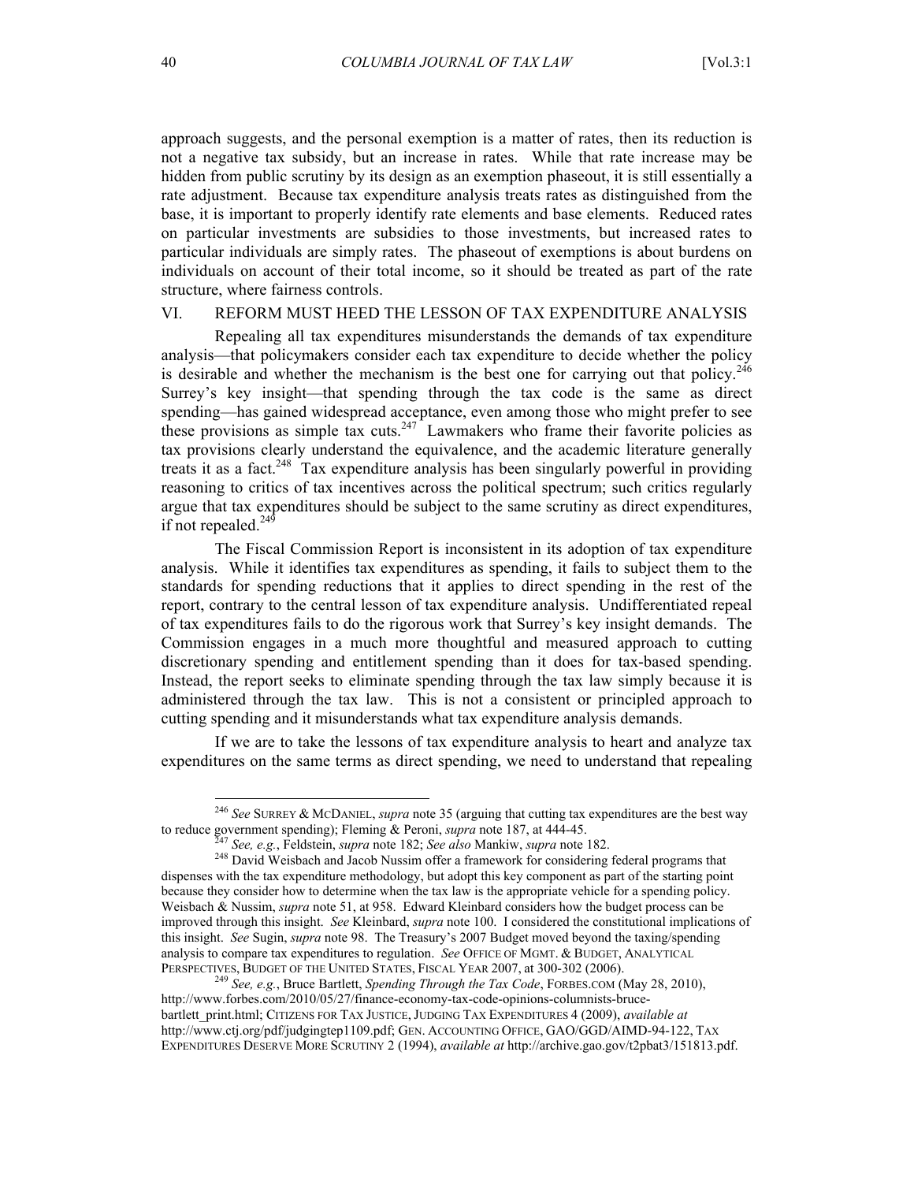approach suggests, and the personal exemption is a matter of rates, then its reduction is not a negative tax subsidy, but an increase in rates. While that rate increase may be hidden from public scrutiny by its design as an exemption phaseout, it is still essentially a rate adjustment. Because tax expenditure analysis treats rates as distinguished from the base, it is important to properly identify rate elements and base elements. Reduced rates on particular investments are subsidies to those investments, but increased rates to particular individuals are simply rates. The phaseout of exemptions is about burdens on individuals on account of their total income, so it should be treated as part of the rate structure, where fairness controls.

## VI. REFORM MUST HEED THE LESSON OF TAX EXPENDITURE ANALYSIS

Repealing all tax expenditures misunderstands the demands of tax expenditure analysis—that policymakers consider each tax expenditure to decide whether the policy is desirable and whether the mechanism is the best one for carrying out that policy.[246] Surrey's key insight—that spending through the tax code is the same as direct spending—has gained widespread acceptance, even among those who might prefer to see these provisions as simple tax cuts.[247] Lawmakers who frame their favorite policies as tax provisions clearly understand the equivalence, and the academic literature generally treats it as a fact.[248] Tax expenditure analysis has been singularly powerful in providing reasoning to critics of tax incentives across the political spectrum; such critics regularly argue that tax expenditures should be subject to the same scrutiny as direct expenditures, if not repealed.[249]

The Fiscal Commission Report is inconsistent in its adoption of tax expenditure analysis. While it identifies tax expenditures as spending, it fails to subject them to the standards for spending reductions that it applies to direct spending in the rest of the report, contrary to the central lesson of tax expenditure analysis. Undifferentiated repeal of tax expenditures fails to do the rigorous work that Surrey's key insight demands. The Commission engages in a much more thoughtful and measured approach to cutting discretionary spending and entitlement spending than it does for tax-based spending. Instead, the report seeks to eliminate spending through the tax law simply because it is administered through the tax law. This is not a consistent or principled approach to cutting spending and it misunderstands what tax expenditure analysis demands.

If we are to take the lessons of tax expenditure analysis to heart and analyze tax expenditures on the same terms as direct spending, we need to understand that repealing

---

[246] *See* SURREY & MCDANIEL, *supra* note 35 (arguing that cutting tax expenditures are the best way to reduce government spending); Fleming & Peroni, *supra* note 187, at 444-45.

[247] *See, e.g.*, Feldstein, *supra* note 182; *See also* Mankiw, *supra* note 182.

[248] David Weisbach and Jacob Nussim offer a framework for considering federal programs that dispenses with the tax expenditure methodology, but adopt this key component as part of the starting point because they consider how to determine when the tax law is the appropriate vehicle for a spending policy. Weisbach & Nussim, *supra* note 51, at 958. Edward Kleinbard considers how the budget process can be improved through this insight. *See* Kleinbard, *supra* note 100. I considered the constitutional implications of this insight. *See* Sugin, *supra* note 98. The Treasury's 2007 Budget moved beyond the taxing/spending analysis to compare tax expenditures to regulation. *See* OFFICE OF MGMT. & BUDGET, ANALYTICAL PERSPECTIVES, BUDGET OF THE UNITED STATES, FISCAL YEAR 2007, at 300-302 (2006).

[249] *See, e.g.*, Bruce Bartlett, *Spending Through the Tax Code*, FORBES.COM (May 28, 2010), http://www.forbes.com/2010/05/27/finance-economy-tax-code-opinions-columnists-bruce-bartlett_print.html; CITIZENS FOR TAX JUSTICE, JUDGING TAX EXPENDITURES 4 (2009), *available at* http://www.ctj.org/pdf/judgingtep1109.pdf; GEN. ACCOUNTING OFFICE, GAO/GGD/AIMD-94-122, TAX EXPENDITURES DESERVE MORE SCRUTINY 2 (1994), *available at* http://archive.gao.gov/t2pbat3/151813.pdf.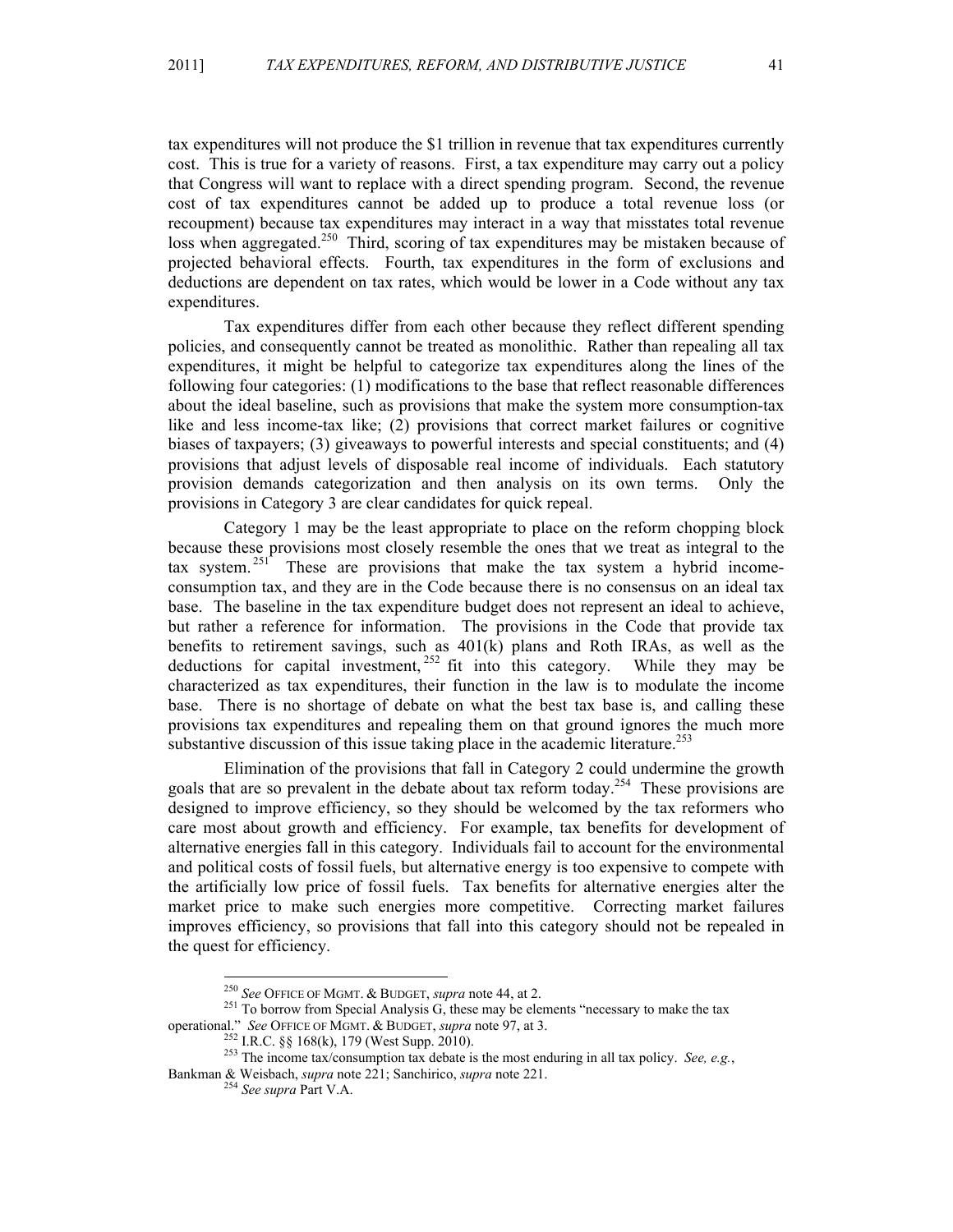tax expenditures will not produce the $1 trillion in revenue that tax expenditures currently cost. This is true for a variety of reasons. First, a tax expenditure may carry out a policy that Congress will want to replace with a direct spending program. Second, the revenue cost of tax expenditures cannot be added up to produce a total revenue loss (or recoupment) because tax expenditures may interact in a way that misstates total revenue loss when aggregated.[250] Third, scoring of tax expenditures may be mistaken because of projected behavioral effects. Fourth, tax expenditures in the form of exclusions and deductions are dependent on tax rates, which would be lower in a Code without any tax expenditures.

Tax expenditures differ from each other because they reflect different spending policies, and consequently cannot be treated as monolithic. Rather than repealing all tax expenditures, it might be helpful to categorize tax expenditures along the lines of the following four categories: (1) modifications to the base that reflect reasonable differences about the ideal baseline, such as provisions that make the system more consumption-tax like and less income-tax like; (2) provisions that correct market failures or cognitive biases of taxpayers; (3) giveaways to powerful interests and special constituents; and (4) provisions that adjust levels of disposable real income of individuals. Each statutory provision demands categorization and then analysis on its own terms. Only the provisions in Category 3 are clear candidates for quick repeal.

Category 1 may be the least appropriate to place on the reform chopping block because these provisions most closely resemble the ones that we treat as integral to the tax system.[251] These are provisions that make the tax system a hybrid income-consumption tax, and they are in the Code because there is no consensus on an ideal tax base. The baseline in the tax expenditure budget does not represent an ideal to achieve, but rather a reference for information. The provisions in the Code that provide tax benefits to retirement savings, such as 401(k) plans and Roth IRAs, as well as the deductions for capital investment,[252] fit into this category. While they may be characterized as tax expenditures, their function in the law is to modulate the income base. There is no shortage of debate on what the best tax base is, and calling these provisions tax expenditures and repealing them on that ground ignores the much more substantive discussion of this issue taking place in the academic literature.[253]

Elimination of the provisions that fall in Category 2 could undermine the growth goals that are so prevalent in the debate about tax reform today.[254] These provisions are designed to improve efficiency, so they should be welcomed by the tax reformers who care most about growth and efficiency. For example, tax benefits for development of alternative energies fall in this category. Individuals fail to account for the environmental and political costs of fossil fuels, but alternative energy is too expensive to compete with the artificially low price of fossil fuels. Tax benefits for alternative energies alter the market price to make such energies more competitive. Correcting market failures improves efficiency, so provisions that fall into this category should not be repealed in the quest for efficiency.

---

[250] *See* OFFICE OF MGMT. & BUDGET, *supra* note 44, at 2.

[251] To borrow from Special Analysis G, these may be elements "necessary to make the tax operational." *See* OFFICE OF MGMT. & BUDGET, *supra* note 97, at 3.

[252] I.R.C. §§ 168(k), 179 (West Supp. 2010).

[253] The income tax/consumption tax debate is the most enduring in all tax policy. *See, e.g.*, Bankman & Weisbach, *supra* note 221; Sanchirico, *supra* note 221.

[254] *See supra* Part V.A.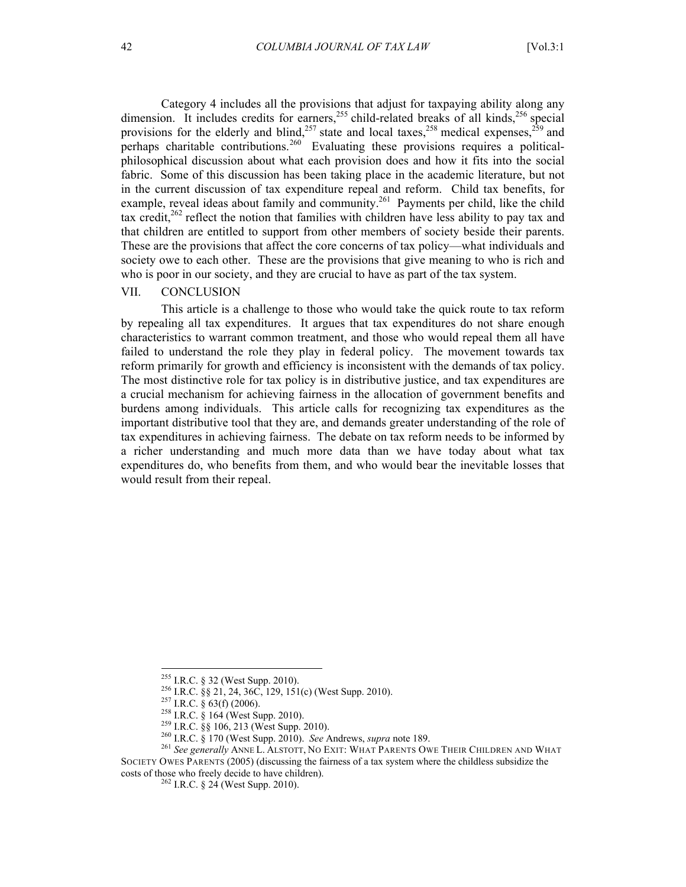Category 4 includes all the provisions that adjust for taxpaying ability along any dimension. It includes credits for earners,[255] child-related breaks of all kinds,[256] special provisions for the elderly and blind,[257] state and local taxes,[258] medical expenses,[259] and perhaps charitable contributions.[260] Evaluating these provisions requires a political-philosophical discussion about what each provision does and how it fits into the social fabric. Some of this discussion has been taking place in the academic literature, but not in the current discussion of tax expenditure repeal and reform. Child tax benefits, for example, reveal ideas about family and community.[261] Payments per child, like the child tax credit,[262] reflect the notion that families with children have less ability to pay tax and that children are entitled to support from other members of society beside their parents. These are the provisions that affect the core concerns of tax policy—what individuals and society owe to each other. These are the provisions that give meaning to who is rich and who is poor in our society, and they are crucial to have as part of the tax system.

## VII. CONCLUSION

This article is a challenge to those who would take the quick route to tax reform by repealing all tax expenditures. It argues that tax expenditures do not share enough characteristics to warrant common treatment, and those who would repeal them all have failed to understand the role they play in federal policy. The movement towards tax reform primarily for growth and efficiency is inconsistent with the demands of tax policy. The most distinctive role for tax policy is in distributive justice, and tax expenditures are a crucial mechanism for achieving fairness in the allocation of government benefits and burdens among individuals. This article calls for recognizing tax expenditures as the important distributive tool that they are, and demands greater understanding of the role of tax expenditures in achieving fairness. The debate on tax reform needs to be informed by a richer understanding and much more data than we have today about what tax expenditures do, who benefits from them, and who would bear the inevitable losses that would result from their repeal.

---

[255] I.R.C. § 32 (West Supp. 2010).

[256] I.R.C. §§ 21, 24, 36C, 129, 151(c) (West Supp. 2010).

[257] I.R.C. § 63(f) (2006).

[258] I.R.C. § 164 (West Supp. 2010).

[259] I.R.C. §§ 106, 213 (West Supp. 2010).

[260] I.R.C. § 170 (West Supp. 2010). *See* Andrews, *supra* note 189.

[261] *See generally* ANNE L. ALSTOTT, NO EXIT: WHAT PARENTS OWE THEIR CHILDREN AND WHAT SOCIETY OWES PARENTS (2005) (discussing the fairness of a tax system where the childless subsidize the costs of those who freely decide to have children).

[262] I.R.C. § 24 (West Supp. 2010).